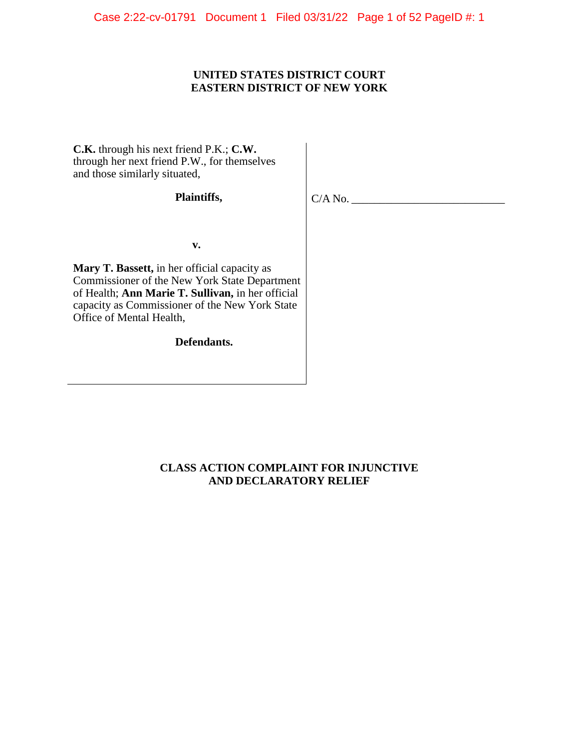**UNITED STATES DISTRICT COURT**
**EASTERN DISTRICT OF NEW YORK**

**C.K.** through his next friend P.K.; **C.W.** through her next friend P.W., for themselves and those similarly situated,

**Plaintiffs,**

**v.**

**Mary T. Bassett,** in her official capacity as Commissioner of the New York State Department of Health; **Ann Marie T. Sullivan,** in her official capacity as Commissioner of the New York State Office of Mental Health,

**Defendants.**

C/A No. ___________________________

**CLASS ACTION COMPLAINT FOR INJUNCTIVE AND DECLARATORY RELIEF**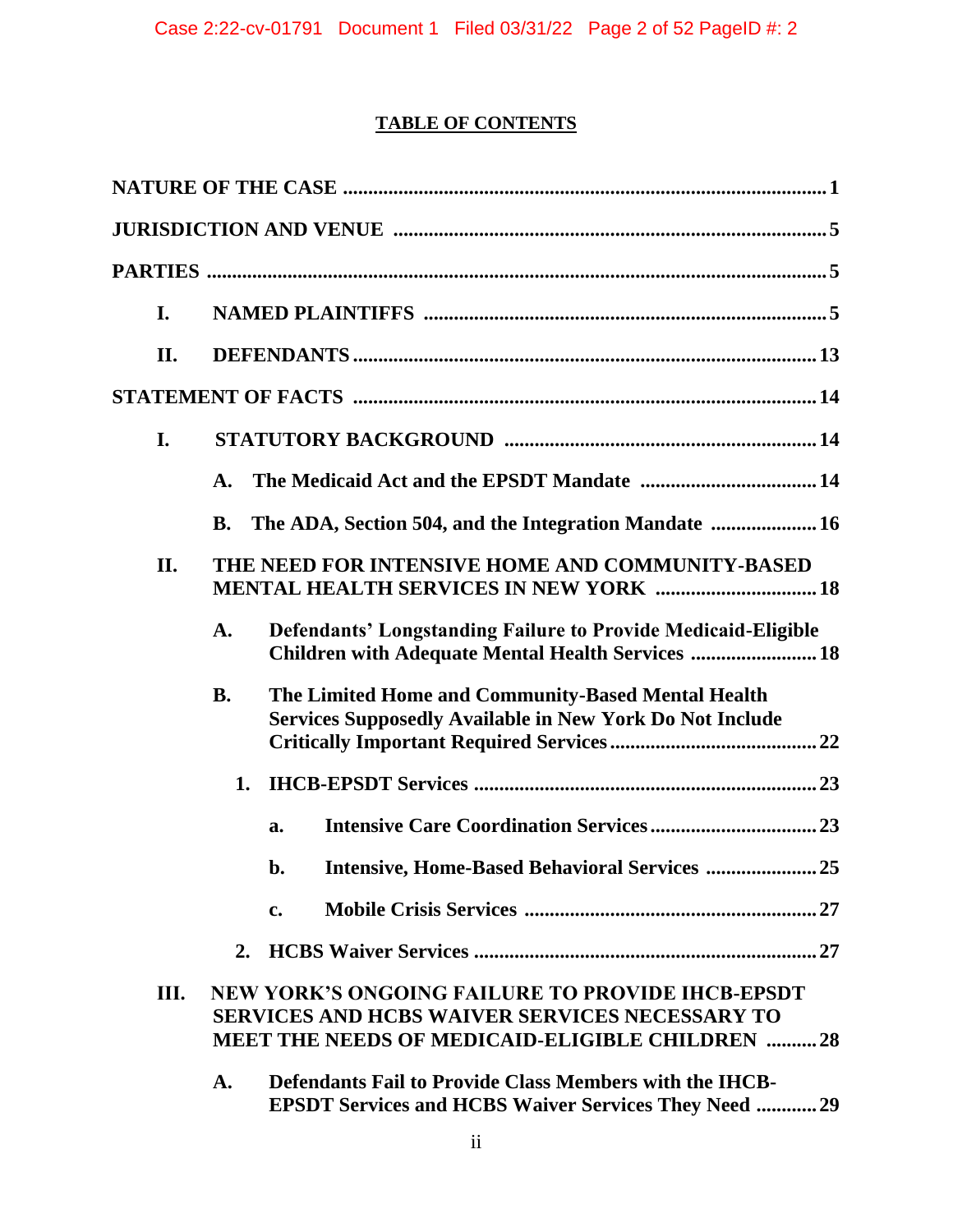## TABLE OF CONTENTS

NATURE OF THE CASE ........................................................................................ 1

JURISDICTION AND VENUE ........................................................................... 5

PARTIES ............................................................................................................. 5

- I. NAMED PLAINTIFFS ............................................................................... 5
- II. DEFENDANTS .......................................................................................... 13

STATEMENT OF FACTS .................................................................................. 14

- I. STATUTORY BACKGROUND ............................................................. 14
  - A. The Medicaid Act and the EPSDT Mandate ................................... 14
  - B. The ADA, Section 504, and the Integration Mandate ..................... 16
- II. THE NEED FOR INTENSIVE HOME AND COMMUNITY-BASED MENTAL HEALTH SERVICES IN NEW YORK ................................ 18
  - A. Defendants' Longstanding Failure to Provide Medicaid-Eligible Children with Adequate Mental Health Services ......................... 18
  - B. The Limited Home and Community-Based Mental Health Services Supposedly Available in New York Do Not Include Critically Important Required Services ......................................... 22
    - 1. IHCB-EPSDT Services ................................................................. 23
      - a. Intensive Care Coordination Services ................................. 23
      - b. Intensive, Home-Based Behavioral Services ...................... 25
      - c. Mobile Crisis Services ......................................................... 27
    - 2. HCBS Waiver Services .................................................................. 27
- III. NEW YORK'S ONGOING FAILURE TO PROVIDE IHCB-EPSDT SERVICES AND HCBS WAIVER SERVICES NECESSARY TO MEET THE NEEDS OF MEDICAID-ELIGIBLE CHILDREN .......... 28
  - A. Defendants Fail to Provide Class Members with the IHCB-EPSDT Services and HCBS Waiver Services They Need ............ 29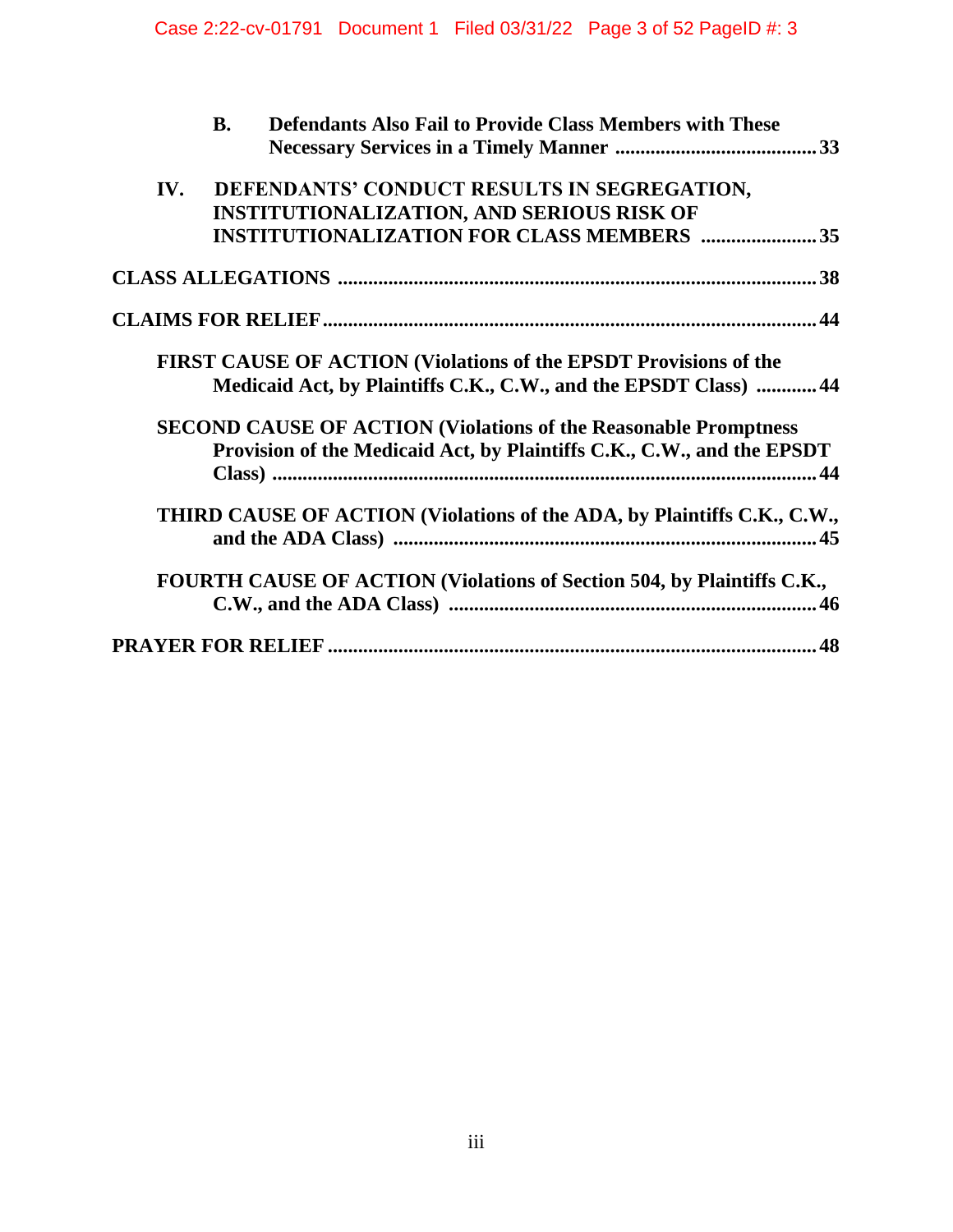**B. Defendants Also Fail to Provide Class Members with These Necessary Services in a Timely Manner ........................................ 33**

**IV. DEFENDANTS' CONDUCT RESULTS IN SEGREGATION, INSTITUTIONALIZATION, AND SERIOUS RISK OF INSTITUTIONALIZATION FOR CLASS MEMBERS ....................... 35**

**CLASS ALLEGATIONS .............................................................................................. 38**

**CLAIMS FOR RELIEF ................................................................................................ 44**

**FIRST CAUSE OF ACTION (Violations of the EPSDT Provisions of the Medicaid Act, by Plaintiffs C.K., C.W., and the EPSDT Class) ............ 44**

**SECOND CAUSE OF ACTION (Violations of the Reasonable Promptness Provision of the Medicaid Act, by Plaintiffs C.K., C.W., and the EPSDT Class) ........................................................................................................ 44**

**THIRD CAUSE OF ACTION (Violations of the ADA, by Plaintiffs C.K., C.W., and the ADA Class) ................................................................................ 45**

**FOURTH CAUSE OF ACTION (Violations of Section 504, by Plaintiffs C.K., C.W., and the ADA Class) ......................................................................... 46**

**PRAYER FOR RELIEF ................................................................................................ 48**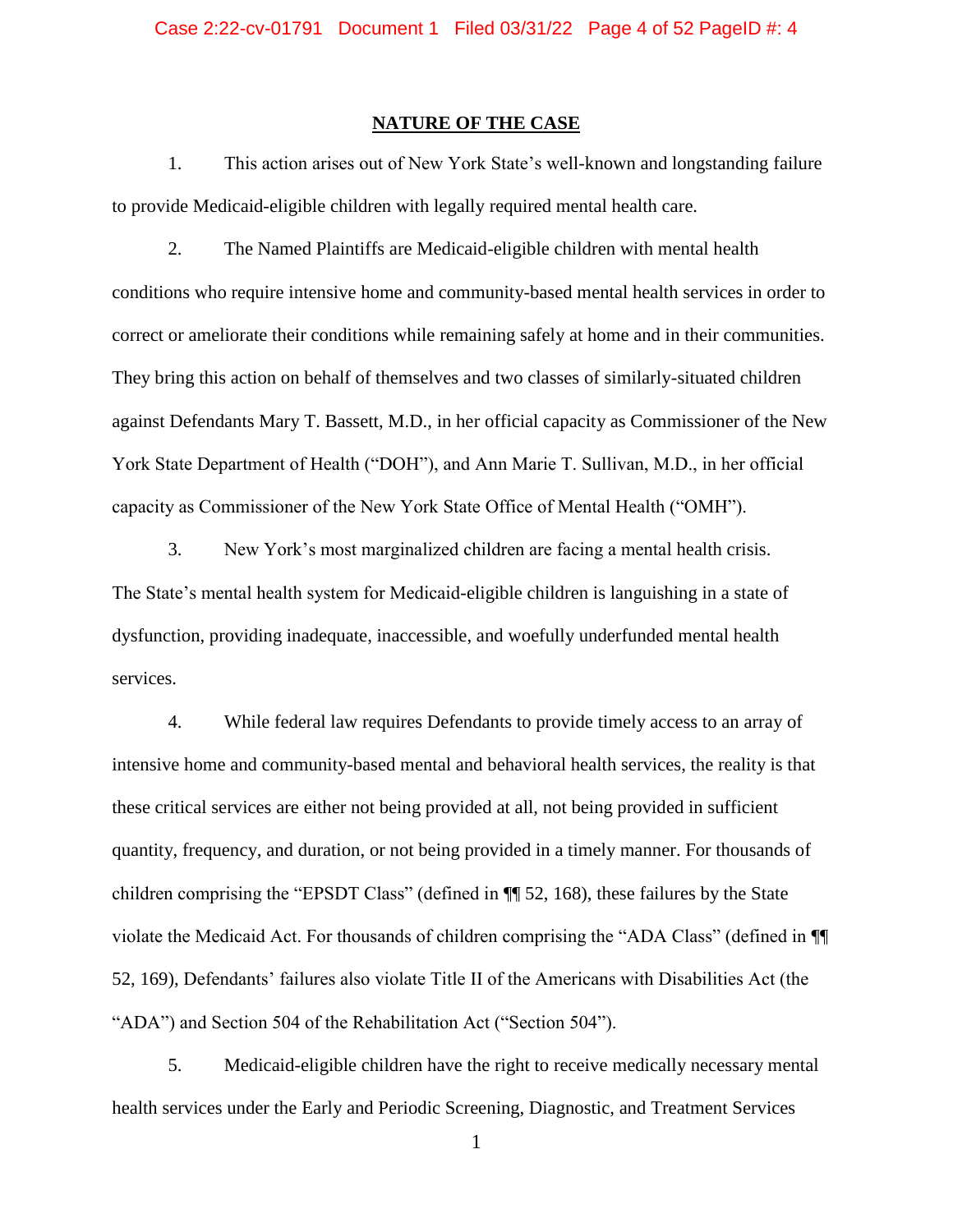## NATURE OF THE CASE

1. This action arises out of New York State's well-known and longstanding failure to provide Medicaid-eligible children with legally required mental health care.

2. The Named Plaintiffs are Medicaid-eligible children with mental health conditions who require intensive home and community-based mental health services in order to correct or ameliorate their conditions while remaining safely at home and in their communities. They bring this action on behalf of themselves and two classes of similarly-situated children against Defendants Mary T. Bassett, M.D., in her official capacity as Commissioner of the New York State Department of Health ("DOH"), and Ann Marie T. Sullivan, M.D., in her official capacity as Commissioner of the New York State Office of Mental Health ("OMH").

3. New York's most marginalized children are facing a mental health crisis. The State's mental health system for Medicaid-eligible children is languishing in a state of dysfunction, providing inadequate, inaccessible, and woefully underfunded mental health services.

4. While federal law requires Defendants to provide timely access to an array of intensive home and community-based mental and behavioral health services, the reality is that these critical services are either not being provided at all, not being provided in sufficient quantity, frequency, and duration, or not being provided in a timely manner. For thousands of children comprising the "EPSDT Class" (defined in ¶¶ 52, 168), these failures by the State violate the Medicaid Act. For thousands of children comprising the "ADA Class" (defined in ¶¶ 52, 169), Defendants' failures also violate Title II of the Americans with Disabilities Act (the "ADA") and Section 504 of the Rehabilitation Act ("Section 504").

5. Medicaid-eligible children have the right to receive medically necessary mental health services under the Early and Periodic Screening, Diagnostic, and Treatment Services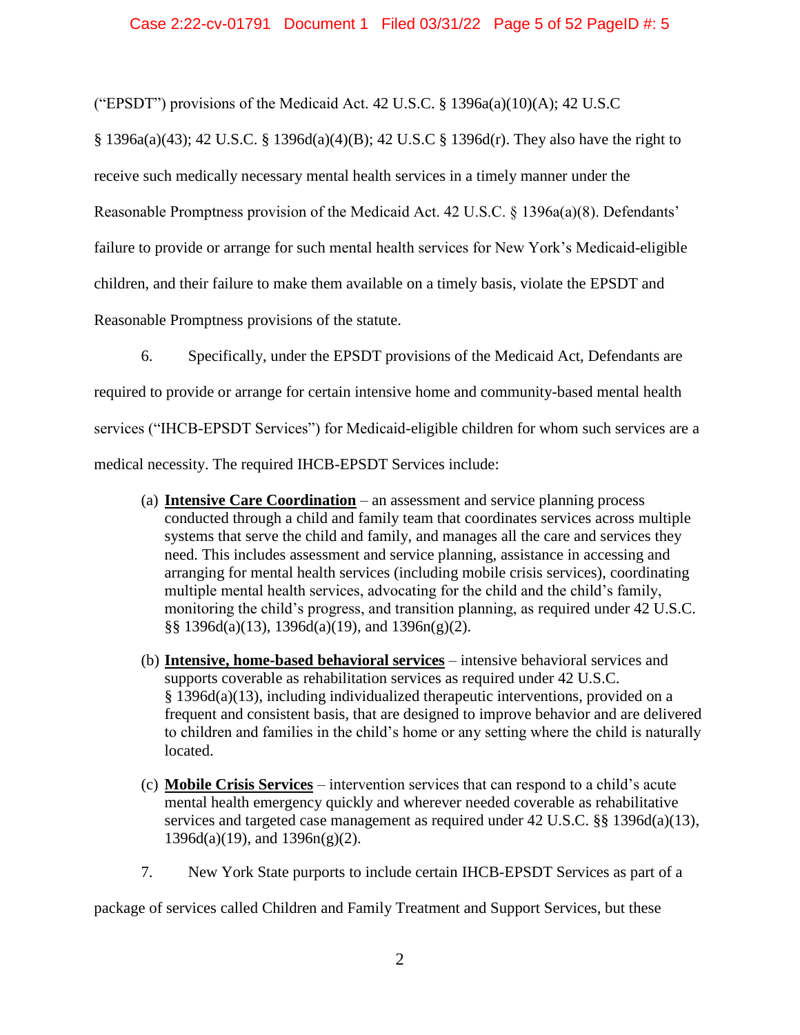("EPSDT") provisions of the Medicaid Act. 42 U.S.C. § 1396a(a)(10)(A); 42 U.S.C § 1396a(a)(43); 42 U.S.C. § 1396d(a)(4)(B); 42 U.S.C § 1396d(r). They also have the right to receive such medically necessary mental health services in a timely manner under the Reasonable Promptness provision of the Medicaid Act. 42 U.S.C. § 1396a(a)(8). Defendants' failure to provide or arrange for such mental health services for New York's Medicaid-eligible children, and their failure to make them available on a timely basis, violate the EPSDT and Reasonable Promptness provisions of the statute.

6. Specifically, under the EPSDT provisions of the Medicaid Act, Defendants are required to provide or arrange for certain intensive home and community-based mental health services ("IHCB-EPSDT Services") for Medicaid-eligible children for whom such services are a medical necessity. The required IHCB-EPSDT Services include:

(a) **<u>Intensive Care Coordination</u>** – an assessment and service planning process conducted through a child and family team that coordinates services across multiple systems that serve the child and family, and manages all the care and services they need. This includes assessment and service planning, assistance in accessing and arranging for mental health services (including mobile crisis services), coordinating multiple mental health services, advocating for the child and the child's family, monitoring the child's progress, and transition planning, as required under 42 U.S.C. §§ 1396d(a)(13), 1396d(a)(19), and 1396n(g)(2).

(b) **<u>Intensive, home-based behavioral services</u>** – intensive behavioral services and supports coverable as rehabilitation services as required under 42 U.S.C. § 1396d(a)(13), including individualized therapeutic interventions, provided on a frequent and consistent basis, that are designed to improve behavior and are delivered to children and families in the child's home or any setting where the child is naturally located.

(c) **<u>Mobile Crisis Services</u>** – intervention services that can respond to a child's acute mental health emergency quickly and wherever needed coverable as rehabilitative services and targeted case management as required under 42 U.S.C. §§ 1396d(a)(13), 1396d(a)(19), and 1396n(g)(2).

7. New York State purports to include certain IHCB-EPSDT Services as part of a package of services called Children and Family Treatment and Support Services, but these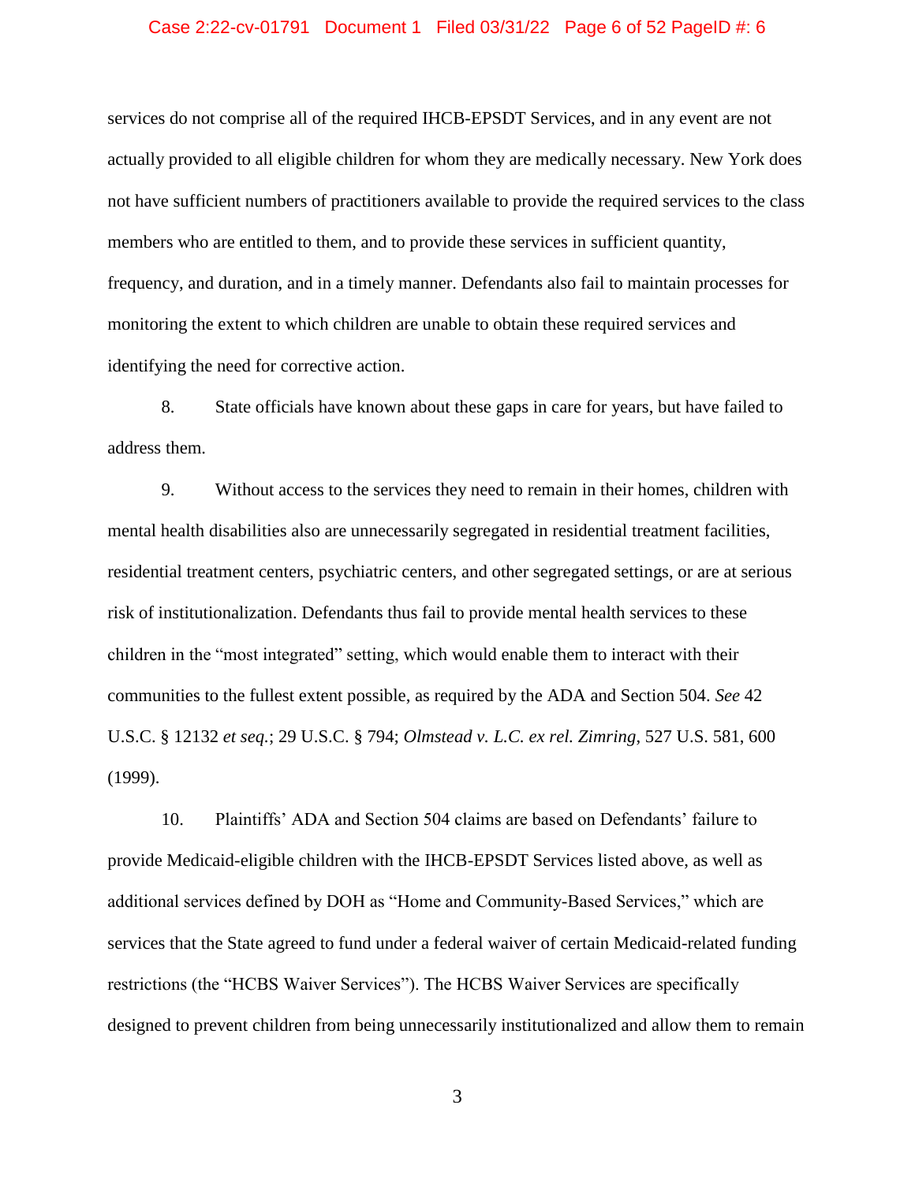services do not comprise all of the required IHCB-EPSDT Services, and in any event are not actually provided to all eligible children for whom they are medically necessary. New York does not have sufficient numbers of practitioners available to provide the required services to the class members who are entitled to them, and to provide these services in sufficient quantity, frequency, and duration, and in a timely manner. Defendants also fail to maintain processes for monitoring the extent to which children are unable to obtain these required services and identifying the need for corrective action.

8. State officials have known about these gaps in care for years, but have failed to address them.

9. Without access to the services they need to remain in their homes, children with mental health disabilities also are unnecessarily segregated in residential treatment facilities, residential treatment centers, psychiatric centers, and other segregated settings, or are at serious risk of institutionalization. Defendants thus fail to provide mental health services to these children in the "most integrated" setting, which would enable them to interact with their communities to the fullest extent possible, as required by the ADA and Section 504. *See* 42 U.S.C. § 12132 *et seq.*; 29 U.S.C. § 794; *Olmstead v. L.C. ex rel. Zimring*, 527 U.S. 581, 600 (1999).

10. Plaintiffs' ADA and Section 504 claims are based on Defendants' failure to provide Medicaid-eligible children with the IHCB-EPSDT Services listed above, as well as additional services defined by DOH as "Home and Community-Based Services," which are services that the State agreed to fund under a federal waiver of certain Medicaid-related funding restrictions (the "HCBS Waiver Services"). The HCBS Waiver Services are specifically designed to prevent children from being unnecessarily institutionalized and allow them to remain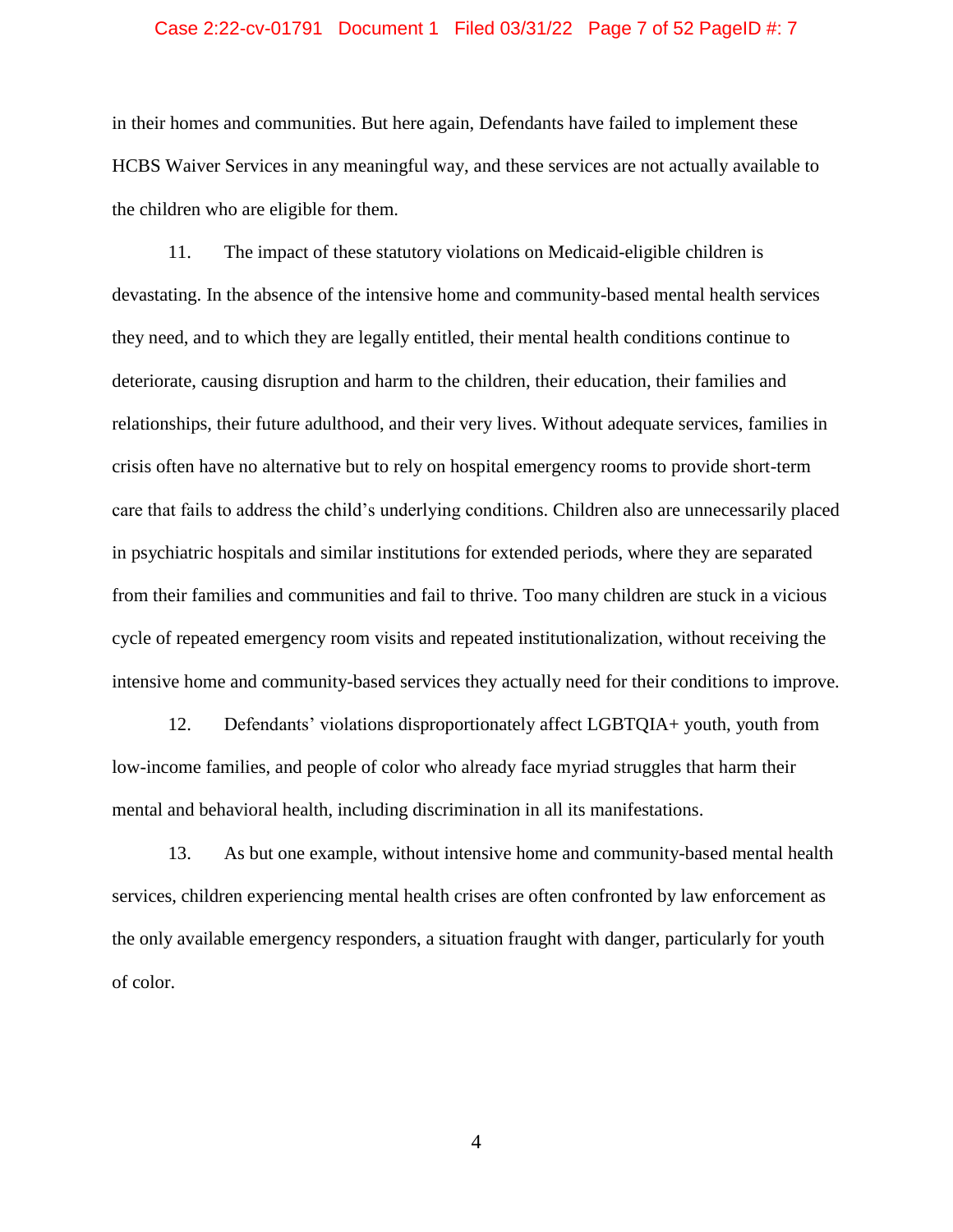in their homes and communities. But here again, Defendants have failed to implement these HCBS Waiver Services in any meaningful way, and these services are not actually available to the children who are eligible for them.

11. The impact of these statutory violations on Medicaid-eligible children is devastating. In the absence of the intensive home and community-based mental health services they need, and to which they are legally entitled, their mental health conditions continue to deteriorate, causing disruption and harm to the children, their education, their families and relationships, their future adulthood, and their very lives. Without adequate services, families in crisis often have no alternative but to rely on hospital emergency rooms to provide short-term care that fails to address the child's underlying conditions. Children also are unnecessarily placed in psychiatric hospitals and similar institutions for extended periods, where they are separated from their families and communities and fail to thrive. Too many children are stuck in a vicious cycle of repeated emergency room visits and repeated institutionalization, without receiving the intensive home and community-based services they actually need for their conditions to improve.

12. Defendants' violations disproportionately affect LGBTQIA+ youth, youth from low-income families, and people of color who already face myriad struggles that harm their mental and behavioral health, including discrimination in all its manifestations.

13. As but one example, without intensive home and community-based mental health services, children experiencing mental health crises are often confronted by law enforcement as the only available emergency responders, a situation fraught with danger, particularly for youth of color.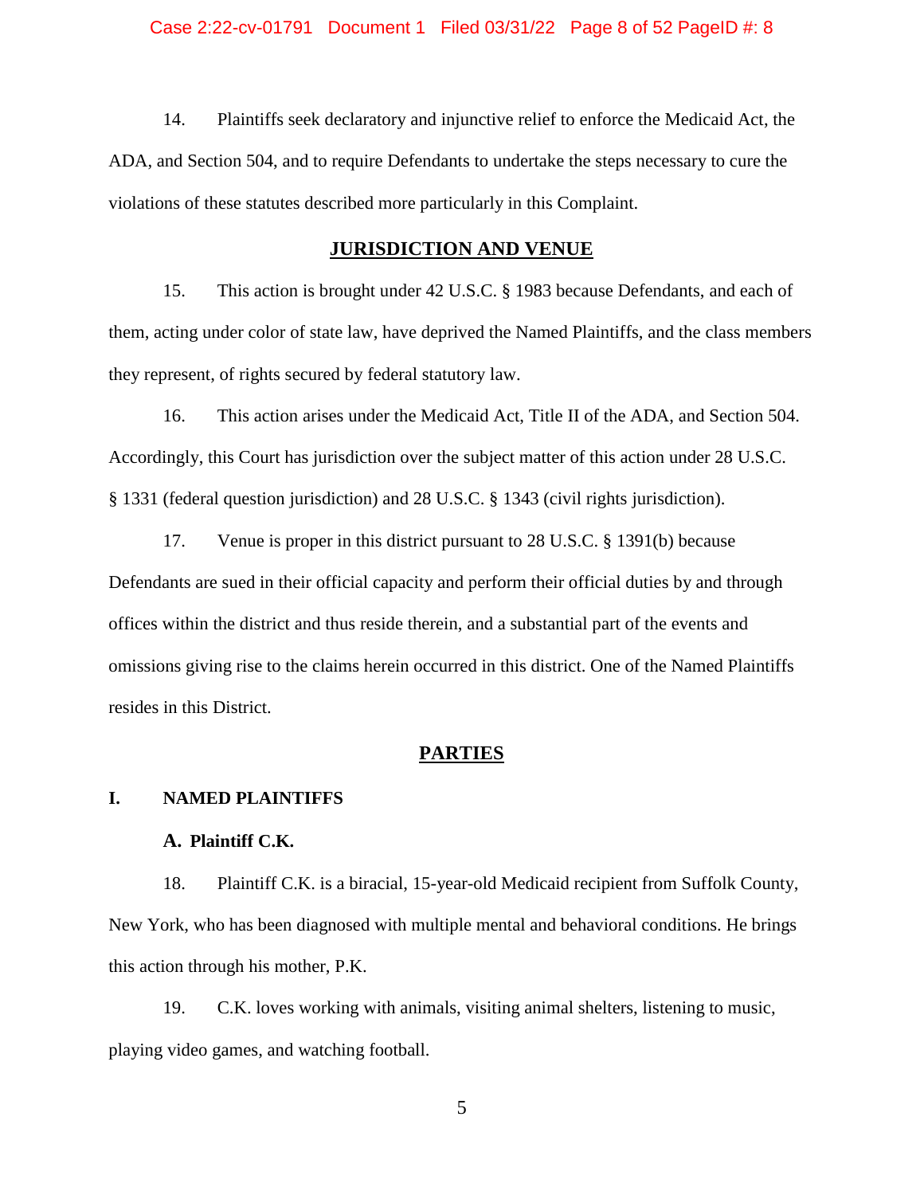14. Plaintiffs seek declaratory and injunctive relief to enforce the Medicaid Act, the ADA, and Section 504, and to require Defendants to undertake the steps necessary to cure the violations of these statutes described more particularly in this Complaint.

## JURISDICTION AND VENUE

15. This action is brought under 42 U.S.C. § 1983 because Defendants, and each of them, acting under color of state law, have deprived the Named Plaintiffs, and the class members they represent, of rights secured by federal statutory law.

16. This action arises under the Medicaid Act, Title II of the ADA, and Section 504. Accordingly, this Court has jurisdiction over the subject matter of this action under 28 U.S.C. § 1331 (federal question jurisdiction) and 28 U.S.C. § 1343 (civil rights jurisdiction).

17. Venue is proper in this district pursuant to 28 U.S.C. § 1391(b) because Defendants are sued in their official capacity and perform their official duties by and through offices within the district and thus reside therein, and a substantial part of the events and omissions giving rise to the claims herein occurred in this district. One of the Named Plaintiffs resides in this District.

## PARTIES

### I. NAMED PLAINTIFFS

#### A. Plaintiff C.K.

18. Plaintiff C.K. is a biracial, 15-year-old Medicaid recipient from Suffolk County, New York, who has been diagnosed with multiple mental and behavioral conditions. He brings this action through his mother, P.K.

19. C.K. loves working with animals, visiting animal shelters, listening to music, playing video games, and watching football.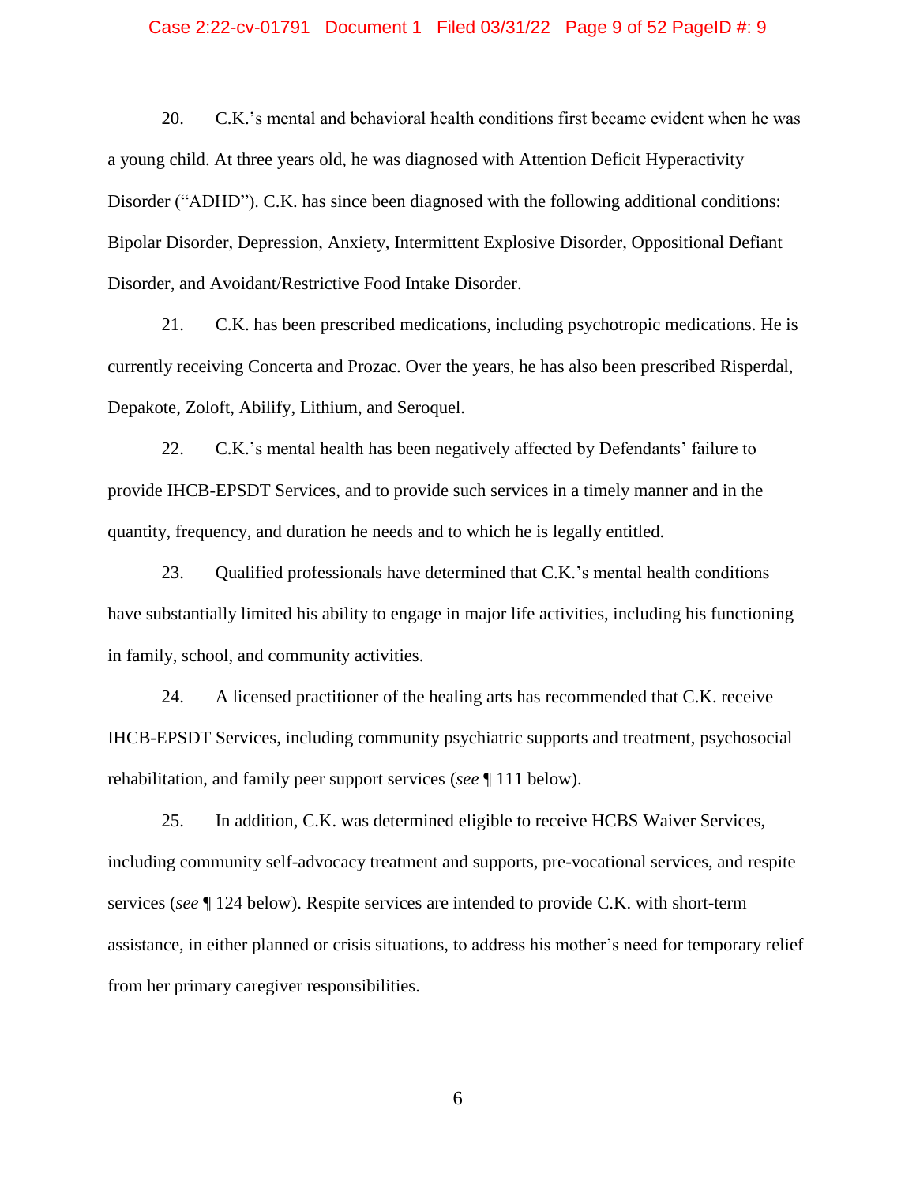20. C.K.'s mental and behavioral health conditions first became evident when he was a young child. At three years old, he was diagnosed with Attention Deficit Hyperactivity Disorder ("ADHD"). C.K. has since been diagnosed with the following additional conditions: Bipolar Disorder, Depression, Anxiety, Intermittent Explosive Disorder, Oppositional Defiant Disorder, and Avoidant/Restrictive Food Intake Disorder.

21. C.K. has been prescribed medications, including psychotropic medications. He is currently receiving Concerta and Prozac. Over the years, he has also been prescribed Risperdal, Depakote, Zoloft, Abilify, Lithium, and Seroquel.

22. C.K.'s mental health has been negatively affected by Defendants' failure to provide IHCB-EPSDT Services, and to provide such services in a timely manner and in the quantity, frequency, and duration he needs and to which he is legally entitled.

23. Qualified professionals have determined that C.K.'s mental health conditions have substantially limited his ability to engage in major life activities, including his functioning in family, school, and community activities.

24. A licensed practitioner of the healing arts has recommended that C.K. receive IHCB-EPSDT Services, including community psychiatric supports and treatment, psychosocial rehabilitation, and family peer support services (*see* ¶ 111 below).

25. In addition, C.K. was determined eligible to receive HCBS Waiver Services, including community self-advocacy treatment and supports, pre-vocational services, and respite services (*see* ¶ 124 below). Respite services are intended to provide C.K. with short-term assistance, in either planned or crisis situations, to address his mother's need for temporary relief from her primary caregiver responsibilities.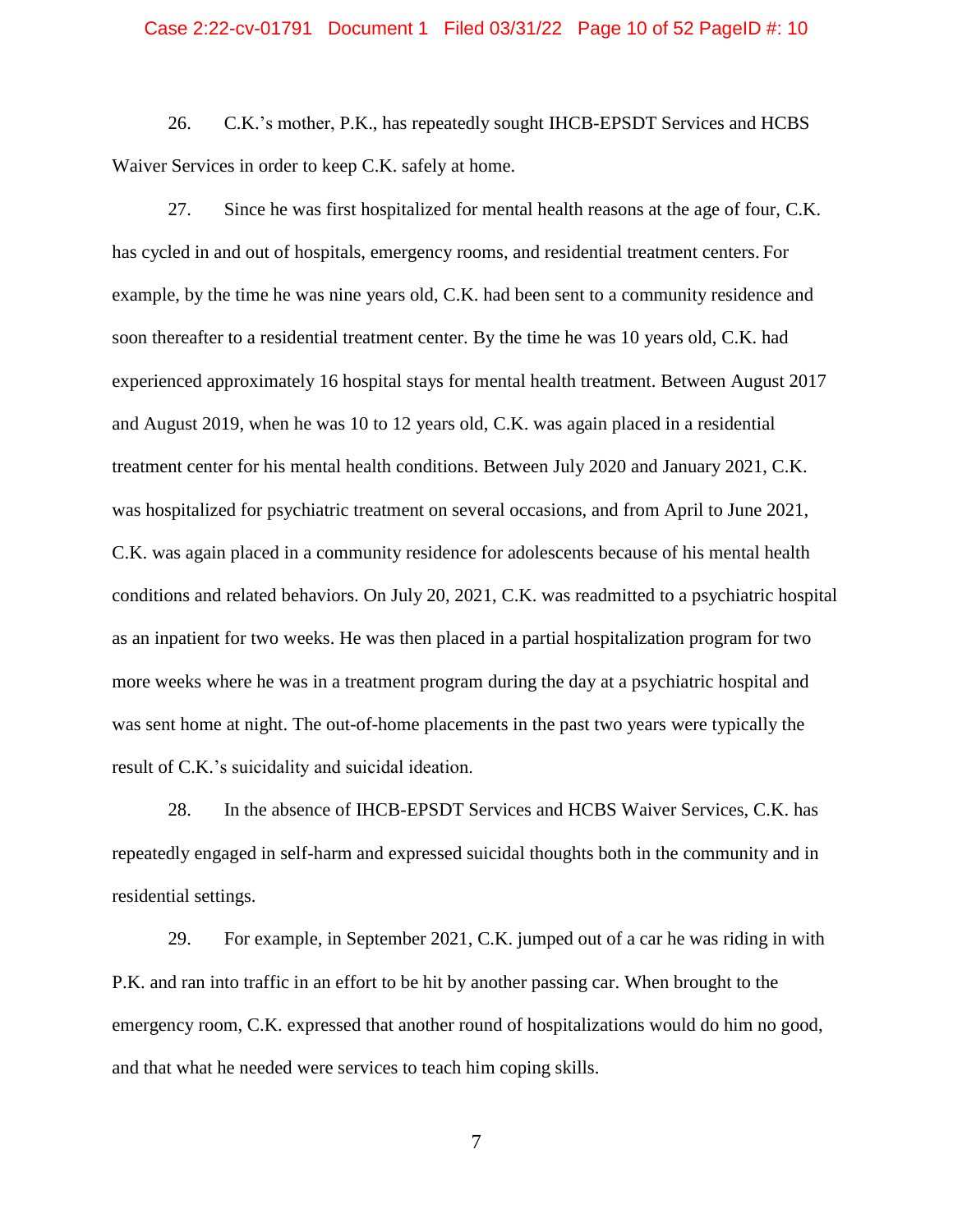26. C.K.'s mother, P.K., has repeatedly sought IHCB-EPSDT Services and HCBS Waiver Services in order to keep C.K. safely at home.

27. Since he was first hospitalized for mental health reasons at the age of four, C.K. has cycled in and out of hospitals, emergency rooms, and residential treatment centers. For example, by the time he was nine years old, C.K. had been sent to a community residence and soon thereafter to a residential treatment center. By the time he was 10 years old, C.K. had experienced approximately 16 hospital stays for mental health treatment. Between August 2017 and August 2019, when he was 10 to 12 years old, C.K. was again placed in a residential treatment center for his mental health conditions. Between July 2020 and January 2021, C.K. was hospitalized for psychiatric treatment on several occasions, and from April to June 2021, C.K. was again placed in a community residence for adolescents because of his mental health conditions and related behaviors. On July 20, 2021, C.K. was readmitted to a psychiatric hospital as an inpatient for two weeks. He was then placed in a partial hospitalization program for two more weeks where he was in a treatment program during the day at a psychiatric hospital and was sent home at night. The out-of-home placements in the past two years were typically the result of C.K.'s suicidality and suicidal ideation.

28. In the absence of IHCB-EPSDT Services and HCBS Waiver Services, C.K. has repeatedly engaged in self-harm and expressed suicidal thoughts both in the community and in residential settings.

29. For example, in September 2021, C.K. jumped out of a car he was riding in with P.K. and ran into traffic in an effort to be hit by another passing car. When brought to the emergency room, C.K. expressed that another round of hospitalizations would do him no good, and that what he needed were services to teach him coping skills.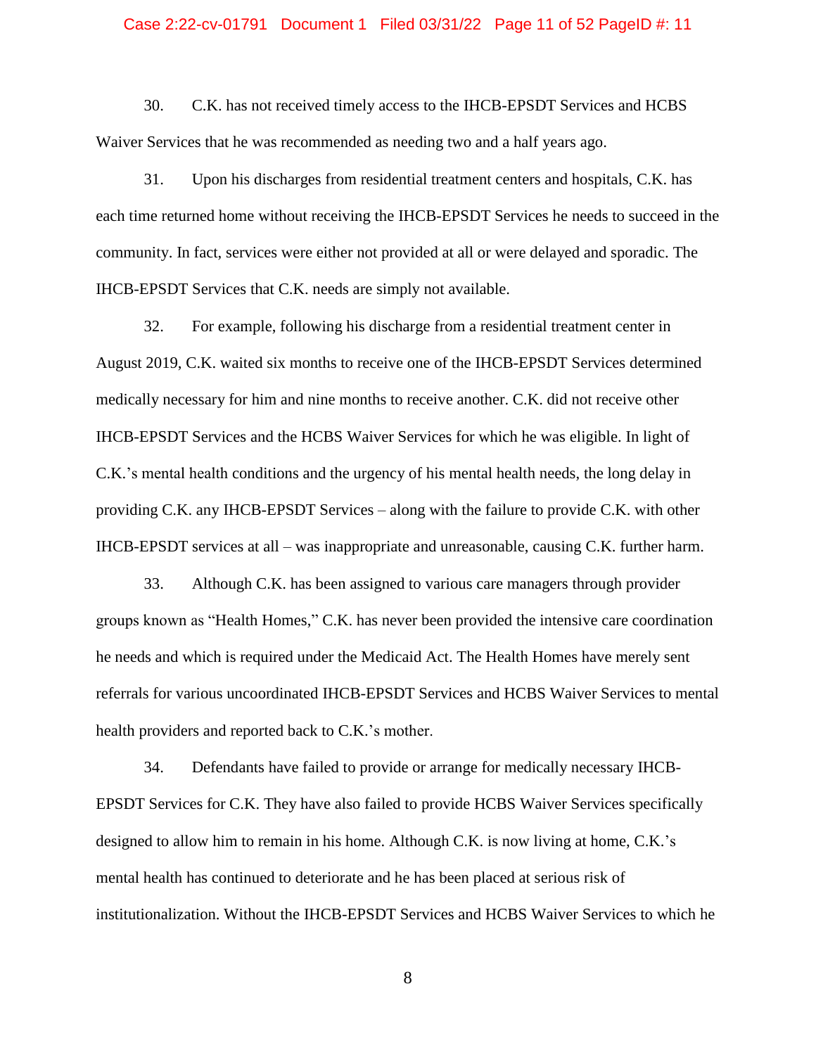30. C.K. has not received timely access to the IHCB-EPSDT Services and HCBS Waiver Services that he was recommended as needing two and a half years ago.

31. Upon his discharges from residential treatment centers and hospitals, C.K. has each time returned home without receiving the IHCB-EPSDT Services he needs to succeed in the community. In fact, services were either not provided at all or were delayed and sporadic. The IHCB-EPSDT Services that C.K. needs are simply not available.

32. For example, following his discharge from a residential treatment center in August 2019, C.K. waited six months to receive one of the IHCB-EPSDT Services determined medically necessary for him and nine months to receive another. C.K. did not receive other IHCB-EPSDT Services and the HCBS Waiver Services for which he was eligible. In light of C.K.'s mental health conditions and the urgency of his mental health needs, the long delay in providing C.K. any IHCB-EPSDT Services – along with the failure to provide C.K. with other IHCB-EPSDT services at all – was inappropriate and unreasonable, causing C.K. further harm.

33. Although C.K. has been assigned to various care managers through provider groups known as "Health Homes," C.K. has never been provided the intensive care coordination he needs and which is required under the Medicaid Act. The Health Homes have merely sent referrals for various uncoordinated IHCB-EPSDT Services and HCBS Waiver Services to mental health providers and reported back to C.K.'s mother.

34. Defendants have failed to provide or arrange for medically necessary IHCB-EPSDT Services for C.K. They have also failed to provide HCBS Waiver Services specifically designed to allow him to remain in his home. Although C.K. is now living at home, C.K.'s mental health has continued to deteriorate and he has been placed at serious risk of institutionalization. Without the IHCB-EPSDT Services and HCBS Waiver Services to which he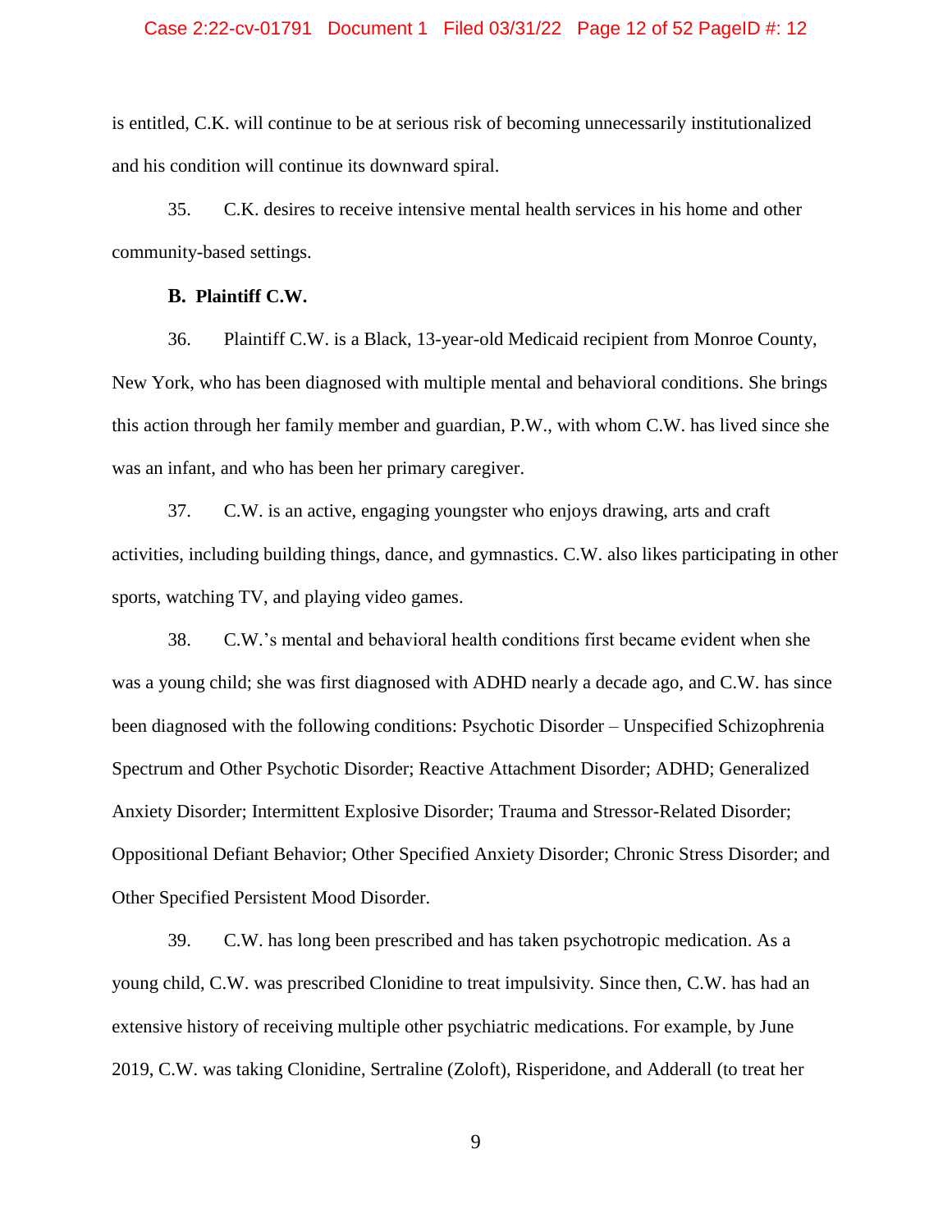is entitled, C.K. will continue to be at serious risk of becoming unnecessarily institutionalized and his condition will continue its downward spiral.

35. C.K. desires to receive intensive mental health services in his home and other community-based settings.

**B. Plaintiff C.W.**

36. Plaintiff C.W. is a Black, 13-year-old Medicaid recipient from Monroe County, New York, who has been diagnosed with multiple mental and behavioral conditions. She brings this action through her family member and guardian, P.W., with whom C.W. has lived since she was an infant, and who has been her primary caregiver.

37. C.W. is an active, engaging youngster who enjoys drawing, arts and craft activities, including building things, dance, and gymnastics. C.W. also likes participating in other sports, watching TV, and playing video games.

38. C.W.'s mental and behavioral health conditions first became evident when she was a young child; she was first diagnosed with ADHD nearly a decade ago, and C.W. has since been diagnosed with the following conditions: Psychotic Disorder – Unspecified Schizophrenia Spectrum and Other Psychotic Disorder; Reactive Attachment Disorder; ADHD; Generalized Anxiety Disorder; Intermittent Explosive Disorder; Trauma and Stressor-Related Disorder; Oppositional Defiant Behavior; Other Specified Anxiety Disorder; Chronic Stress Disorder; and Other Specified Persistent Mood Disorder.

39. C.W. has long been prescribed and has taken psychotropic medication. As a young child, C.W. was prescribed Clonidine to treat impulsivity. Since then, C.W. has had an extensive history of receiving multiple other psychiatric medications. For example, by June 2019, C.W. was taking Clonidine, Sertraline (Zoloft), Risperidone, and Adderall (to treat her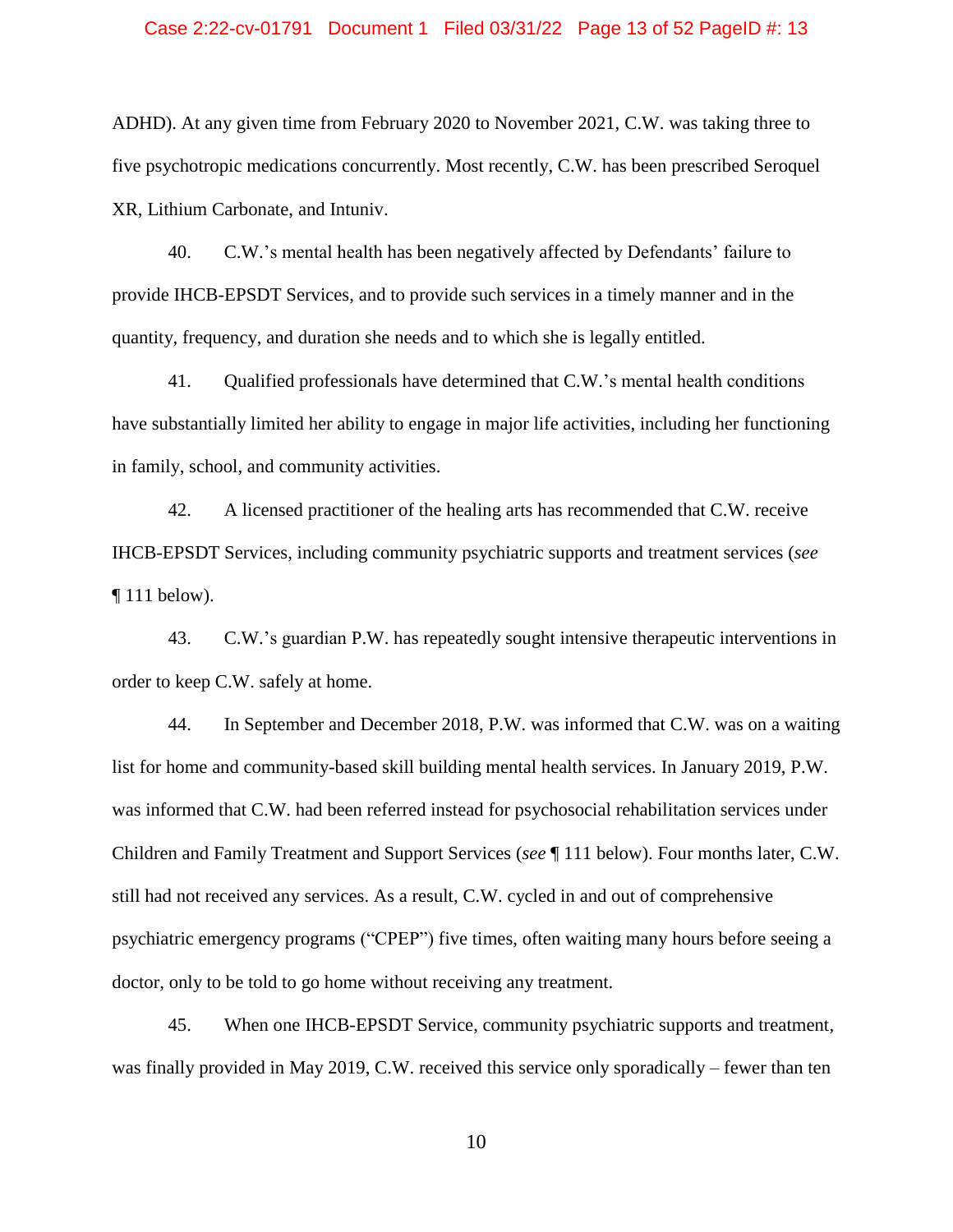ADHD). At any given time from February 2020 to November 2021, C.W. was taking three to five psychotropic medications concurrently. Most recently, C.W. has been prescribed Seroquel XR, Lithium Carbonate, and Intuniv.

40. C.W.'s mental health has been negatively affected by Defendants' failure to provide IHCB-EPSDT Services, and to provide such services in a timely manner and in the quantity, frequency, and duration she needs and to which she is legally entitled.

41. Qualified professionals have determined that C.W.'s mental health conditions have substantially limited her ability to engage in major life activities, including her functioning in family, school, and community activities.

42. A licensed practitioner of the healing arts has recommended that C.W. receive IHCB-EPSDT Services, including community psychiatric supports and treatment services (*see* ¶ 111 below).

43. C.W.'s guardian P.W. has repeatedly sought intensive therapeutic interventions in order to keep C.W. safely at home.

44. In September and December 2018, P.W. was informed that C.W. was on a waiting list for home and community-based skill building mental health services. In January 2019, P.W. was informed that C.W. had been referred instead for psychosocial rehabilitation services under Children and Family Treatment and Support Services (*see* ¶ 111 below). Four months later, C.W. still had not received any services. As a result, C.W. cycled in and out of comprehensive psychiatric emergency programs ("CPEP") five times, often waiting many hours before seeing a doctor, only to be told to go home without receiving any treatment.

45. When one IHCB-EPSDT Service, community psychiatric supports and treatment, was finally provided in May 2019, C.W. received this service only sporadically – fewer than ten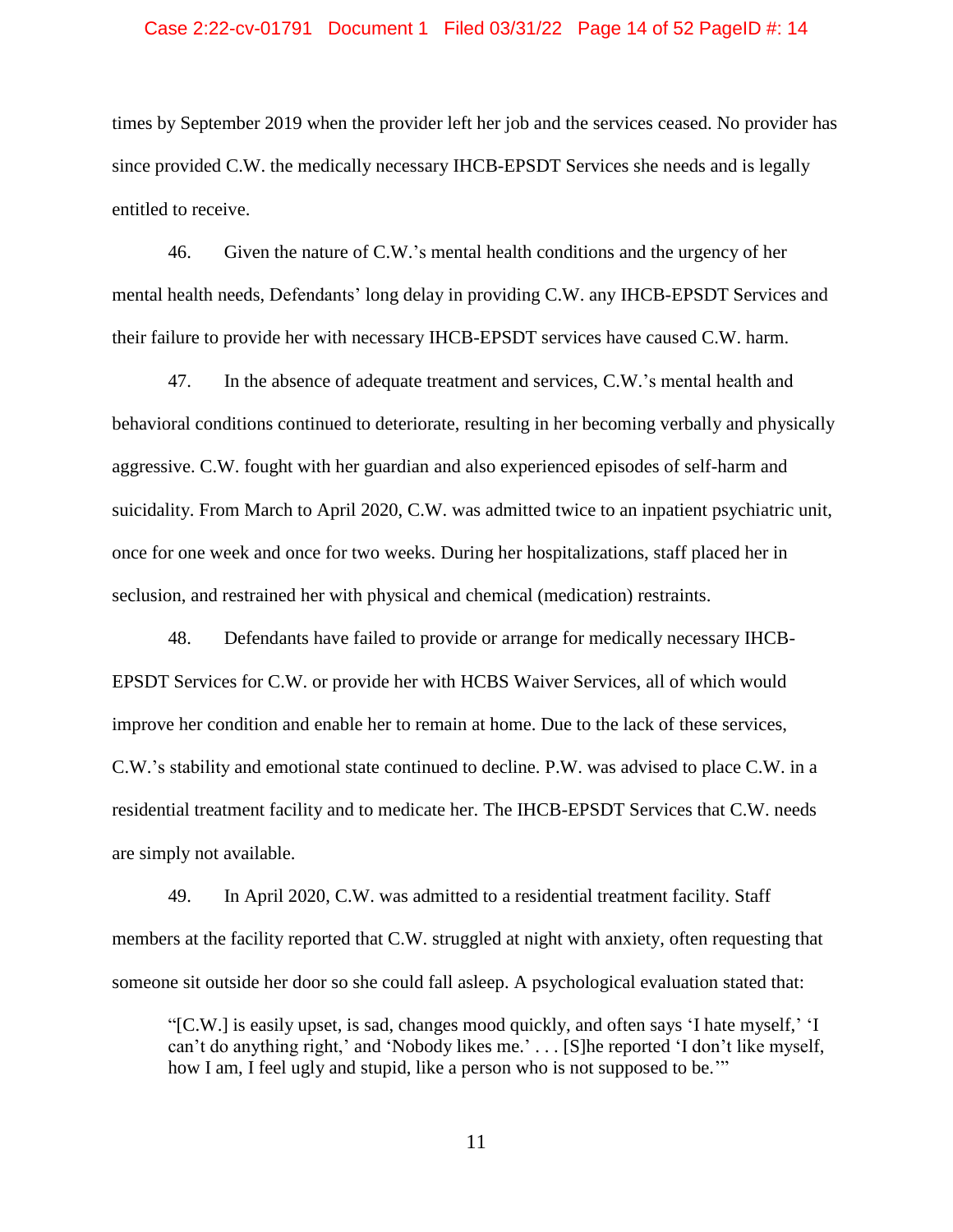times by September 2019 when the provider left her job and the services ceased. No provider has since provided C.W. the medically necessary IHCB-EPSDT Services she needs and is legally entitled to receive.

46. Given the nature of C.W.'s mental health conditions and the urgency of her mental health needs, Defendants' long delay in providing C.W. any IHCB-EPSDT Services and their failure to provide her with necessary IHCB-EPSDT services have caused C.W. harm.

47. In the absence of adequate treatment and services, C.W.'s mental health and behavioral conditions continued to deteriorate, resulting in her becoming verbally and physically aggressive. C.W. fought with her guardian and also experienced episodes of self-harm and suicidality. From March to April 2020, C.W. was admitted twice to an inpatient psychiatric unit, once for one week and once for two weeks. During her hospitalizations, staff placed her in seclusion, and restrained her with physical and chemical (medication) restraints.

48. Defendants have failed to provide or arrange for medically necessary IHCB-EPSDT Services for C.W. or provide her with HCBS Waiver Services, all of which would improve her condition and enable her to remain at home. Due to the lack of these services, C.W.'s stability and emotional state continued to decline. P.W. was advised to place C.W. in a residential treatment facility and to medicate her. The IHCB-EPSDT Services that C.W. needs are simply not available.

49. In April 2020, C.W. was admitted to a residential treatment facility. Staff members at the facility reported that C.W. struggled at night with anxiety, often requesting that someone sit outside her door so she could fall asleep. A psychological evaluation stated that:

> "[C.W.] is easily upset, is sad, changes mood quickly, and often says 'I hate myself,' 'I can't do anything right,' and 'Nobody likes me.' . . . [S]he reported 'I don't like myself, how I am, I feel ugly and stupid, like a person who is not supposed to be.'"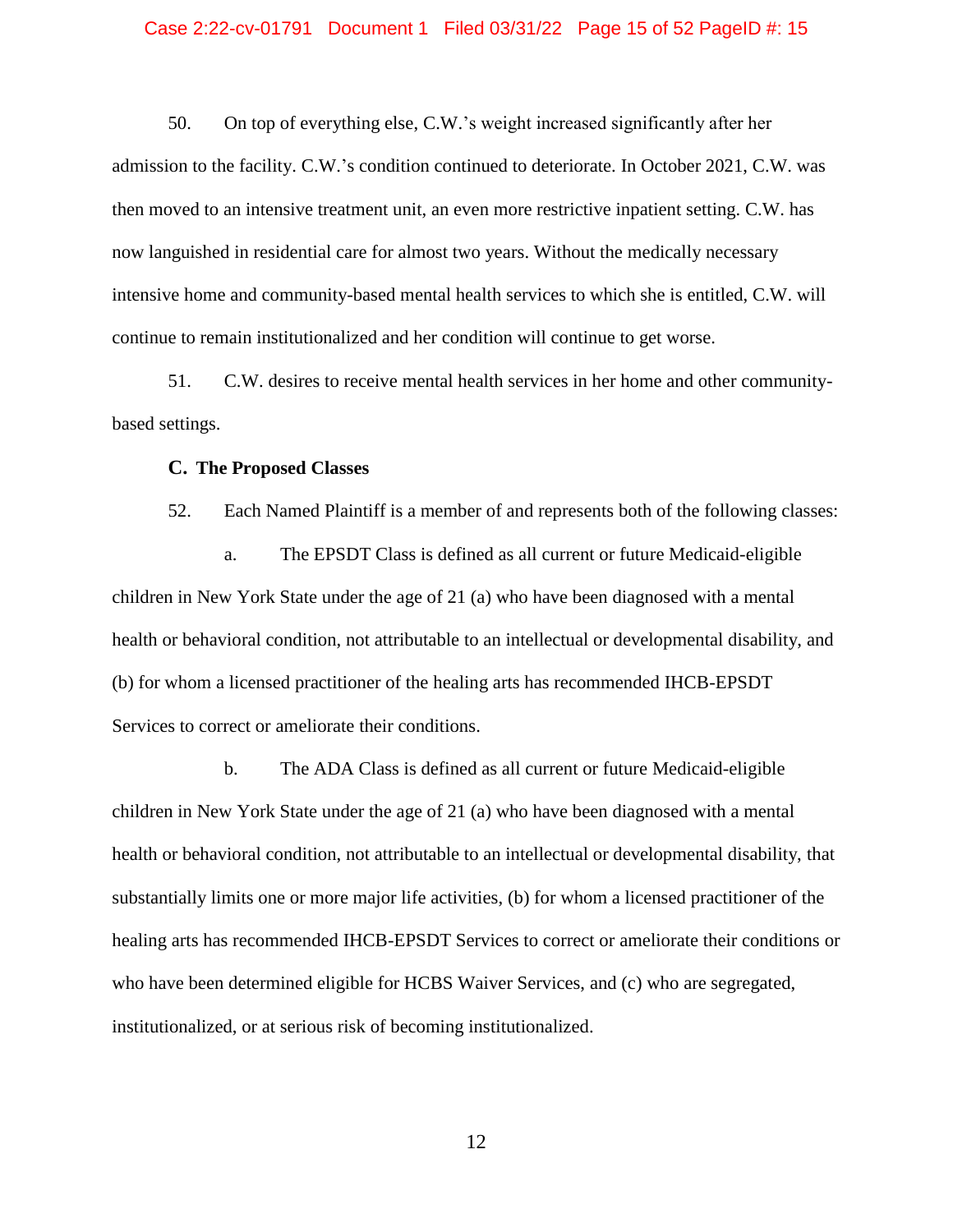50. On top of everything else, C.W.'s weight increased significantly after her admission to the facility. C.W.'s condition continued to deteriorate. In October 2021, C.W. was then moved to an intensive treatment unit, an even more restrictive inpatient setting. C.W. has now languished in residential care for almost two years. Without the medically necessary intensive home and community-based mental health services to which she is entitled, C.W. will continue to remain institutionalized and her condition will continue to get worse.

51. C.W. desires to receive mental health services in her home and other community-based settings.

### C. The Proposed Classes

52. Each Named Plaintiff is a member of and represents both of the following classes:

a. The EPSDT Class is defined as all current or future Medicaid-eligible children in New York State under the age of 21 (a) who have been diagnosed with a mental health or behavioral condition, not attributable to an intellectual or developmental disability, and (b) for whom a licensed practitioner of the healing arts has recommended IHCB-EPSDT Services to correct or ameliorate their conditions.

b. The ADA Class is defined as all current or future Medicaid-eligible children in New York State under the age of 21 (a) who have been diagnosed with a mental health or behavioral condition, not attributable to an intellectual or developmental disability, that substantially limits one or more major life activities, (b) for whom a licensed practitioner of the healing arts has recommended IHCB-EPSDT Services to correct or ameliorate their conditions or who have been determined eligible for HCBS Waiver Services, and (c) who are segregated, institutionalized, or at serious risk of becoming institutionalized.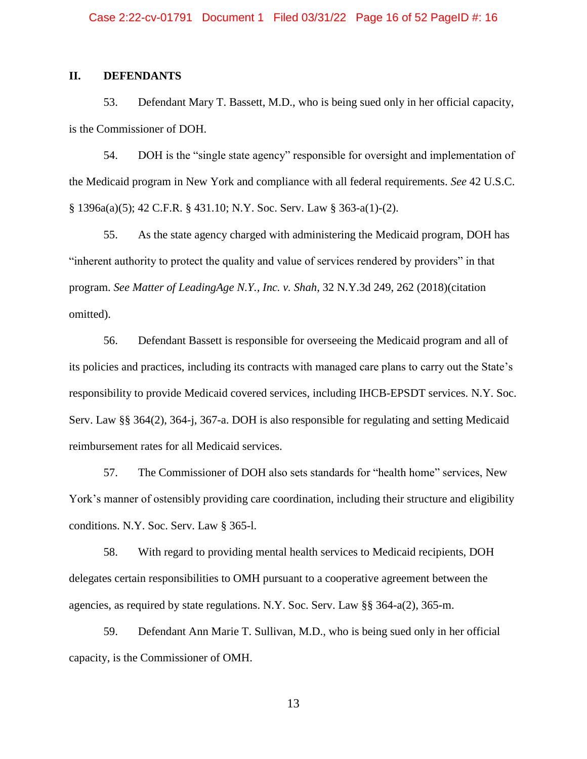## II. DEFENDANTS

53. Defendant Mary T. Bassett, M.D., who is being sued only in her official capacity, is the Commissioner of DOH.

54. DOH is the "single state agency" responsible for oversight and implementation of the Medicaid program in New York and compliance with all federal requirements. *See* 42 U.S.C. § 1396a(a)(5); 42 C.F.R. § 431.10; N.Y. Soc. Serv. Law § 363-a(1)-(2).

55. As the state agency charged with administering the Medicaid program, DOH has "inherent authority to protect the quality and value of services rendered by providers" in that program. *See Matter of LeadingAge N.Y., Inc. v. Shah*, 32 N.Y.3d 249, 262 (2018)(citation omitted).

56. Defendant Bassett is responsible for overseeing the Medicaid program and all of its policies and practices, including its contracts with managed care plans to carry out the State's responsibility to provide Medicaid covered services, including IHCB-EPSDT services. N.Y. Soc. Serv. Law §§ 364(2), 364-j, 367-a. DOH is also responsible for regulating and setting Medicaid reimbursement rates for all Medicaid services.

57. The Commissioner of DOH also sets standards for "health home" services, New York's manner of ostensibly providing care coordination, including their structure and eligibility conditions. N.Y. Soc. Serv. Law § 365-l.

58. With regard to providing mental health services to Medicaid recipients, DOH delegates certain responsibilities to OMH pursuant to a cooperative agreement between the agencies, as required by state regulations. N.Y. Soc. Serv. Law §§ 364-a(2), 365-m.

59. Defendant Ann Marie T. Sullivan, M.D., who is being sued only in her official capacity, is the Commissioner of OMH.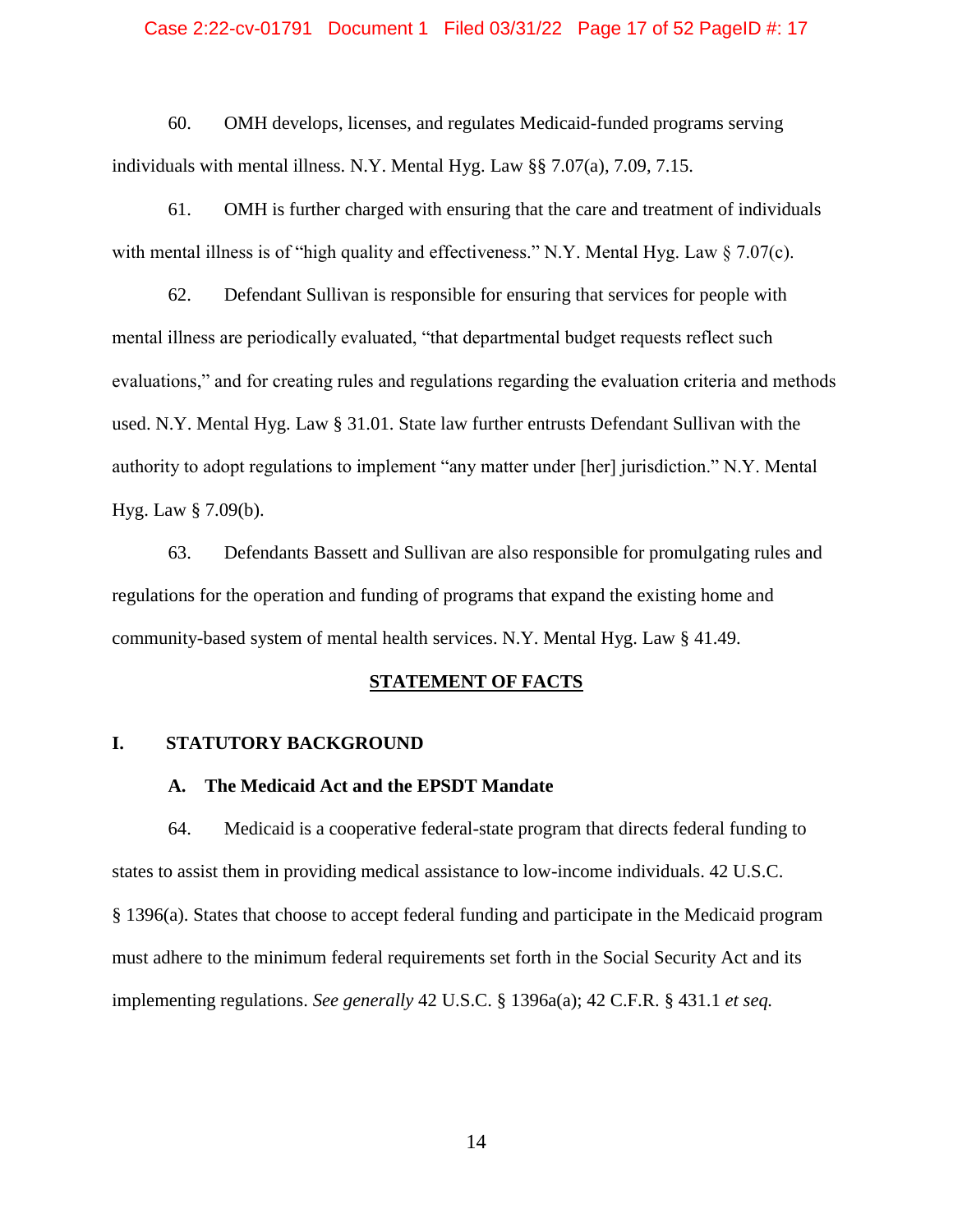60. OMH develops, licenses, and regulates Medicaid-funded programs serving individuals with mental illness. N.Y. Mental Hyg. Law §§ 7.07(a), 7.09, 7.15.

61. OMH is further charged with ensuring that the care and treatment of individuals with mental illness is of "high quality and effectiveness." N.Y. Mental Hyg. Law § 7.07(c).

62. Defendant Sullivan is responsible for ensuring that services for people with mental illness are periodically evaluated, "that departmental budget requests reflect such evaluations," and for creating rules and regulations regarding the evaluation criteria and methods used. N.Y. Mental Hyg. Law § 31.01. State law further entrusts Defendant Sullivan with the authority to adopt regulations to implement "any matter under [her] jurisdiction." N.Y. Mental Hyg. Law § 7.09(b).

63. Defendants Bassett and Sullivan are also responsible for promulgating rules and regulations for the operation and funding of programs that expand the existing home and community-based system of mental health services. N.Y. Mental Hyg. Law § 41.49.

## STATEMENT OF FACTS

### I. STATUTORY BACKGROUND

#### A. The Medicaid Act and the EPSDT Mandate

64. Medicaid is a cooperative federal-state program that directs federal funding to states to assist them in providing medical assistance to low-income individuals. 42 U.S.C. § 1396(a). States that choose to accept federal funding and participate in the Medicaid program must adhere to the minimum federal requirements set forth in the Social Security Act and its implementing regulations. *See generally* 42 U.S.C. § 1396a(a); 42 C.F.R. § 431.1 *et seq.*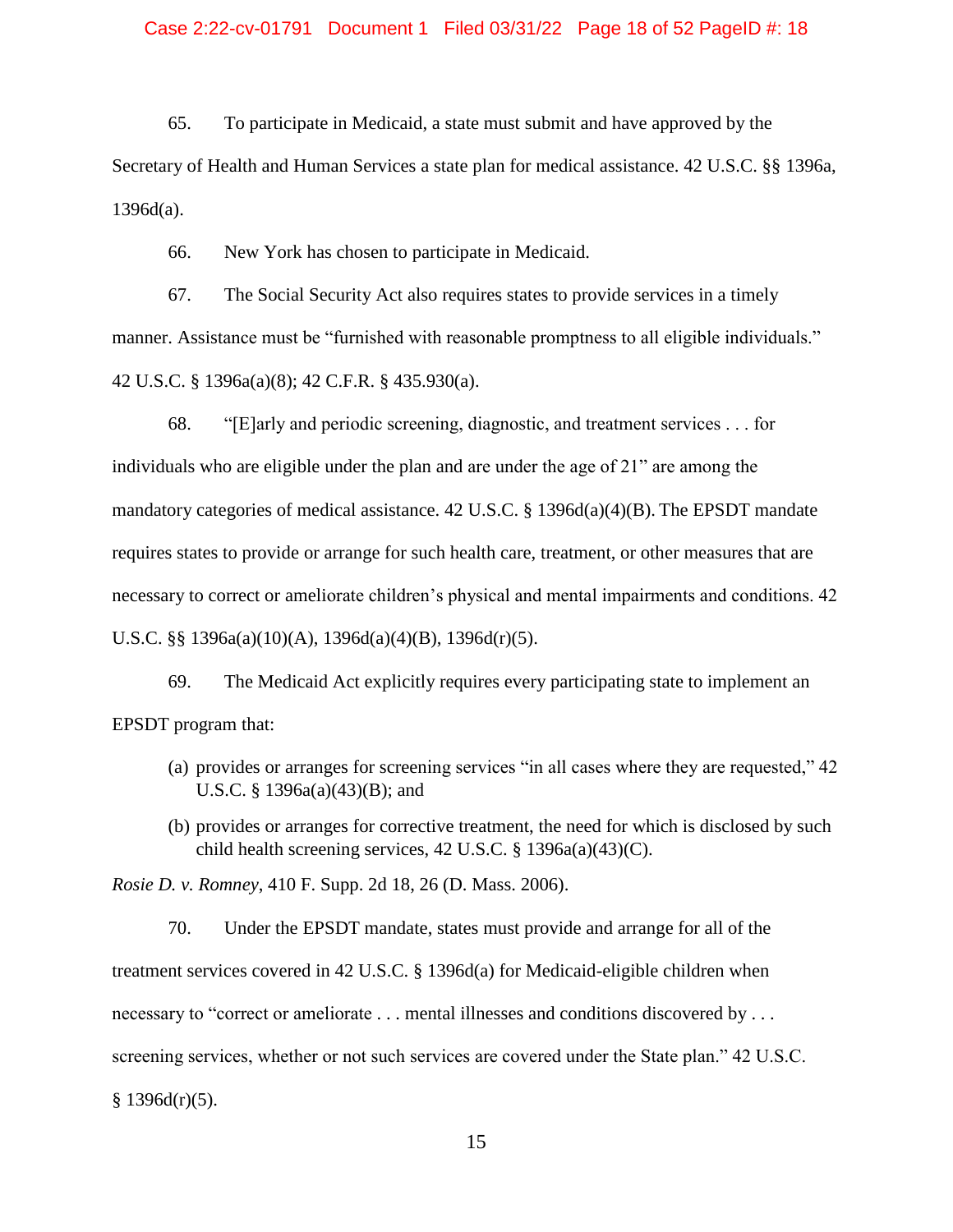65. To participate in Medicaid, a state must submit and have approved by the Secretary of Health and Human Services a state plan for medical assistance. 42 U.S.C. §§ 1396a, 1396d(a).

66. New York has chosen to participate in Medicaid.

67. The Social Security Act also requires states to provide services in a timely manner. Assistance must be "furnished with reasonable promptness to all eligible individuals." 42 U.S.C. § 1396a(a)(8); 42 C.F.R. § 435.930(a).

68. "[E]arly and periodic screening, diagnostic, and treatment services . . . for individuals who are eligible under the plan and are under the age of 21" are among the mandatory categories of medical assistance. 42 U.S.C. § 1396d(a)(4)(B). The EPSDT mandate requires states to provide or arrange for such health care, treatment, or other measures that are necessary to correct or ameliorate children's physical and mental impairments and conditions. 42 U.S.C. §§ 1396a(a)(10)(A), 1396d(a)(4)(B), 1396d(r)(5).

69. The Medicaid Act explicitly requires every participating state to implement an EPSDT program that:

(a) provides or arranges for screening services "in all cases where they are requested," 42 U.S.C. § 1396a(a)(43)(B); and

(b) provides or arranges for corrective treatment, the need for which is disclosed by such child health screening services, 42 U.S.C. § 1396a(a)(43)(C).

*Rosie D. v. Romney*, 410 F. Supp. 2d 18, 26 (D. Mass. 2006).

70. Under the EPSDT mandate, states must provide and arrange for all of the treatment services covered in 42 U.S.C. § 1396d(a) for Medicaid-eligible children when necessary to "correct or ameliorate . . . mental illnesses and conditions discovered by . . . screening services, whether or not such services are covered under the State plan." 42 U.S.C. § 1396d(r)(5).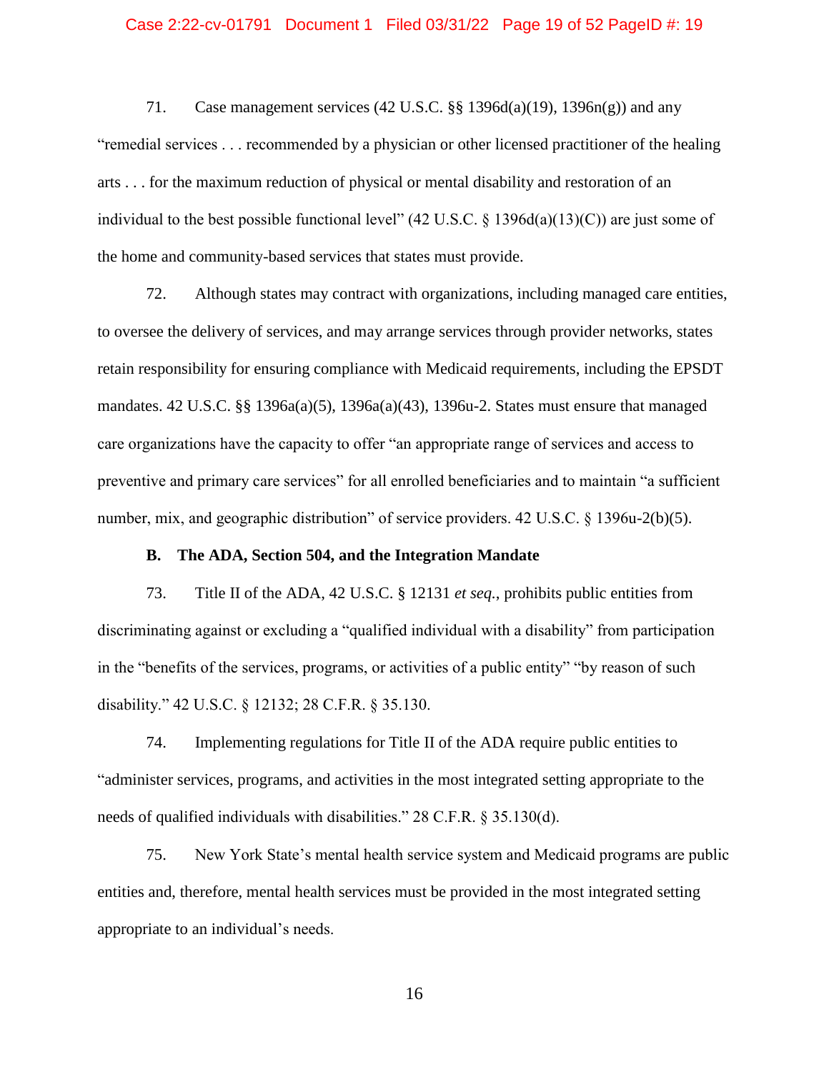71. Case management services (42 U.S.C. §§ 1396d(a)(19), 1396n(g)) and any "remedial services . . . recommended by a physician or other licensed practitioner of the healing arts . . . for the maximum reduction of physical or mental disability and restoration of an individual to the best possible functional level" (42 U.S.C. § 1396d(a)(13)(C)) are just some of the home and community-based services that states must provide.

72. Although states may contract with organizations, including managed care entities, to oversee the delivery of services, and may arrange services through provider networks, states retain responsibility for ensuring compliance with Medicaid requirements, including the EPSDT mandates. 42 U.S.C. §§ 1396a(a)(5), 1396a(a)(43), 1396u-2. States must ensure that managed care organizations have the capacity to offer "an appropriate range of services and access to preventive and primary care services" for all enrolled beneficiaries and to maintain "a sufficient number, mix, and geographic distribution" of service providers. 42 U.S.C. § 1396u-2(b)(5).

**B. The ADA, Section 504, and the Integration Mandate**

73. Title II of the ADA, 42 U.S.C. § 12131 *et seq.*, prohibits public entities from discriminating against or excluding a "qualified individual with a disability" from participation in the "benefits of the services, programs, or activities of a public entity" "by reason of such disability." 42 U.S.C. § 12132; 28 C.F.R. § 35.130.

74. Implementing regulations for Title II of the ADA require public entities to "administer services, programs, and activities in the most integrated setting appropriate to the needs of qualified individuals with disabilities." 28 C.F.R. § 35.130(d).

75. New York State's mental health service system and Medicaid programs are public entities and, therefore, mental health services must be provided in the most integrated setting appropriate to an individual's needs.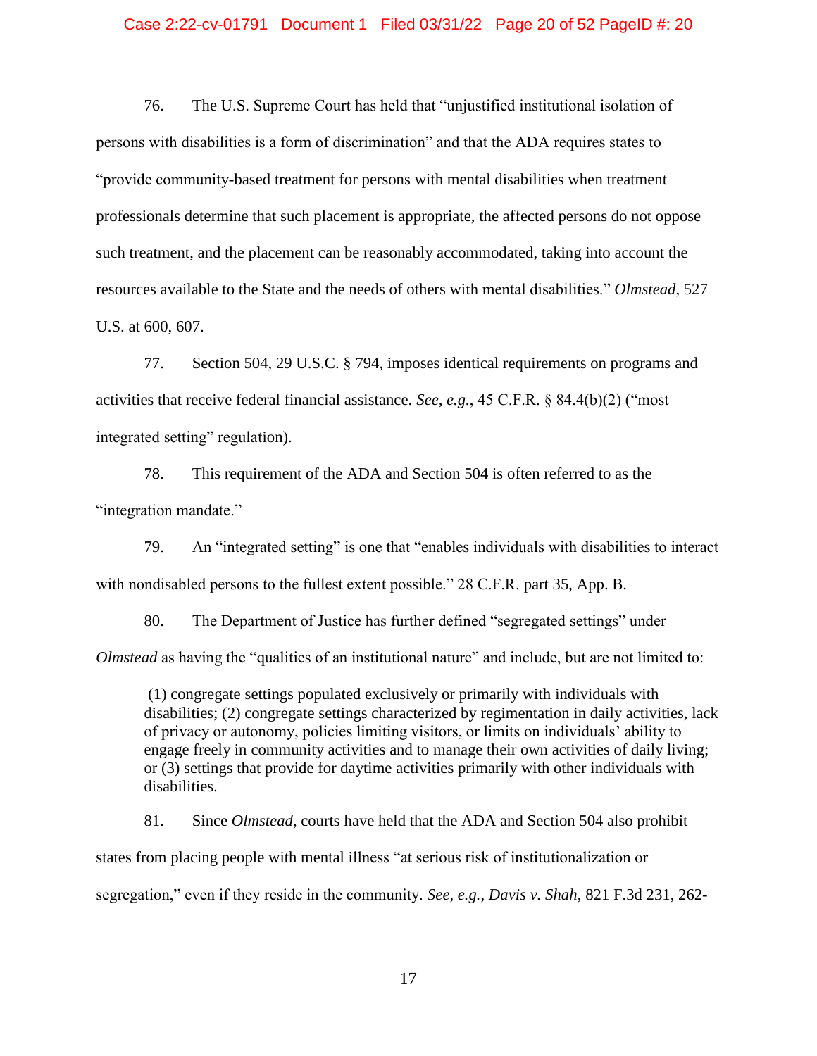76. The U.S. Supreme Court has held that "unjustified institutional isolation of persons with disabilities is a form of discrimination" and that the ADA requires states to "provide community-based treatment for persons with mental disabilities when treatment professionals determine that such placement is appropriate, the affected persons do not oppose such treatment, and the placement can be reasonably accommodated, taking into account the resources available to the State and the needs of others with mental disabilities." *Olmstead*, 527 U.S. at 600, 607.

77. Section 504, 29 U.S.C. § 794, imposes identical requirements on programs and activities that receive federal financial assistance. *See, e.g.*, 45 C.F.R. § 84.4(b)(2) ("most integrated setting" regulation).

78. This requirement of the ADA and Section 504 is often referred to as the "integration mandate."

79. An "integrated setting" is one that "enables individuals with disabilities to interact with nondisabled persons to the fullest extent possible." 28 C.F.R. part 35, App. B.

80. The Department of Justice has further defined "segregated settings" under *Olmstead* as having the "qualities of an institutional nature" and include, but are not limited to:

> (1) congregate settings populated exclusively or primarily with individuals with disabilities; (2) congregate settings characterized by regimentation in daily activities, lack of privacy or autonomy, policies limiting visitors, or limits on individuals' ability to engage freely in community activities and to manage their own activities of daily living; or (3) settings that provide for daytime activities primarily with other individuals with disabilities.

81. Since *Olmstead*, courts have held that the ADA and Section 504 also prohibit states from placing people with mental illness "at serious risk of institutionalization or segregation," even if they reside in the community. *See, e.g.*, *Davis v. Shah*, 821 F.3d 231, 262-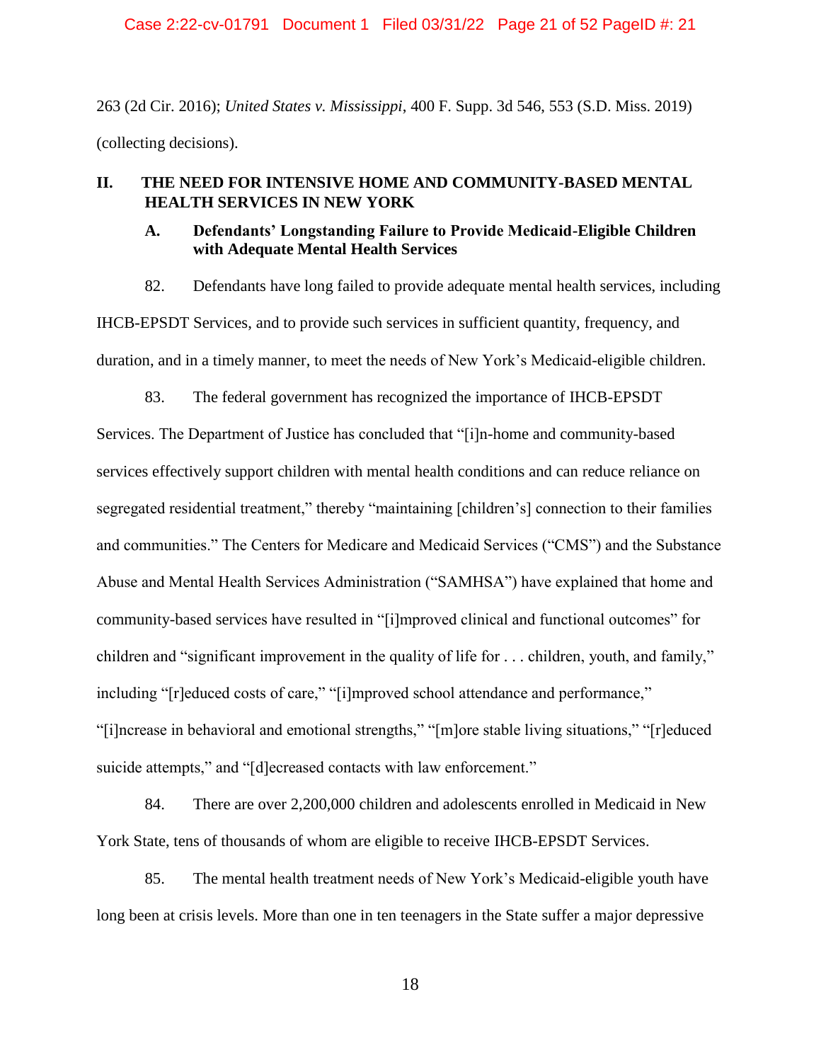263 (2d Cir. 2016); *United States v. Mississippi*, 400 F. Supp. 3d 546, 553 (S.D. Miss. 2019) (collecting decisions).

## II. THE NEED FOR INTENSIVE HOME AND COMMUNITY-BASED MENTAL HEALTH SERVICES IN NEW YORK

### A. Defendants' Longstanding Failure to Provide Medicaid-Eligible Children with Adequate Mental Health Services

82. Defendants have long failed to provide adequate mental health services, including IHCB-EPSDT Services, and to provide such services in sufficient quantity, frequency, and duration, and in a timely manner, to meet the needs of New York's Medicaid-eligible children.

83. The federal government has recognized the importance of IHCB-EPSDT Services. The Department of Justice has concluded that "[i]n-home and community-based services effectively support children with mental health conditions and can reduce reliance on segregated residential treatment," thereby "maintaining [children's] connection to their families and communities." The Centers for Medicare and Medicaid Services ("CMS") and the Substance Abuse and Mental Health Services Administration ("SAMHSA") have explained that home and community-based services have resulted in "[i]mproved clinical and functional outcomes" for children and "significant improvement in the quality of life for . . . children, youth, and family," including "[r]educed costs of care," "[i]mproved school attendance and performance," "[i]ncrease in behavioral and emotional strengths," "[m]ore stable living situations," "[r]educed suicide attempts," and "[d]ecreased contacts with law enforcement."

84. There are over 2,200,000 children and adolescents enrolled in Medicaid in New York State, tens of thousands of whom are eligible to receive IHCB-EPSDT Services.

85. The mental health treatment needs of New York's Medicaid-eligible youth have long been at crisis levels. More than one in ten teenagers in the State suffer a major depressive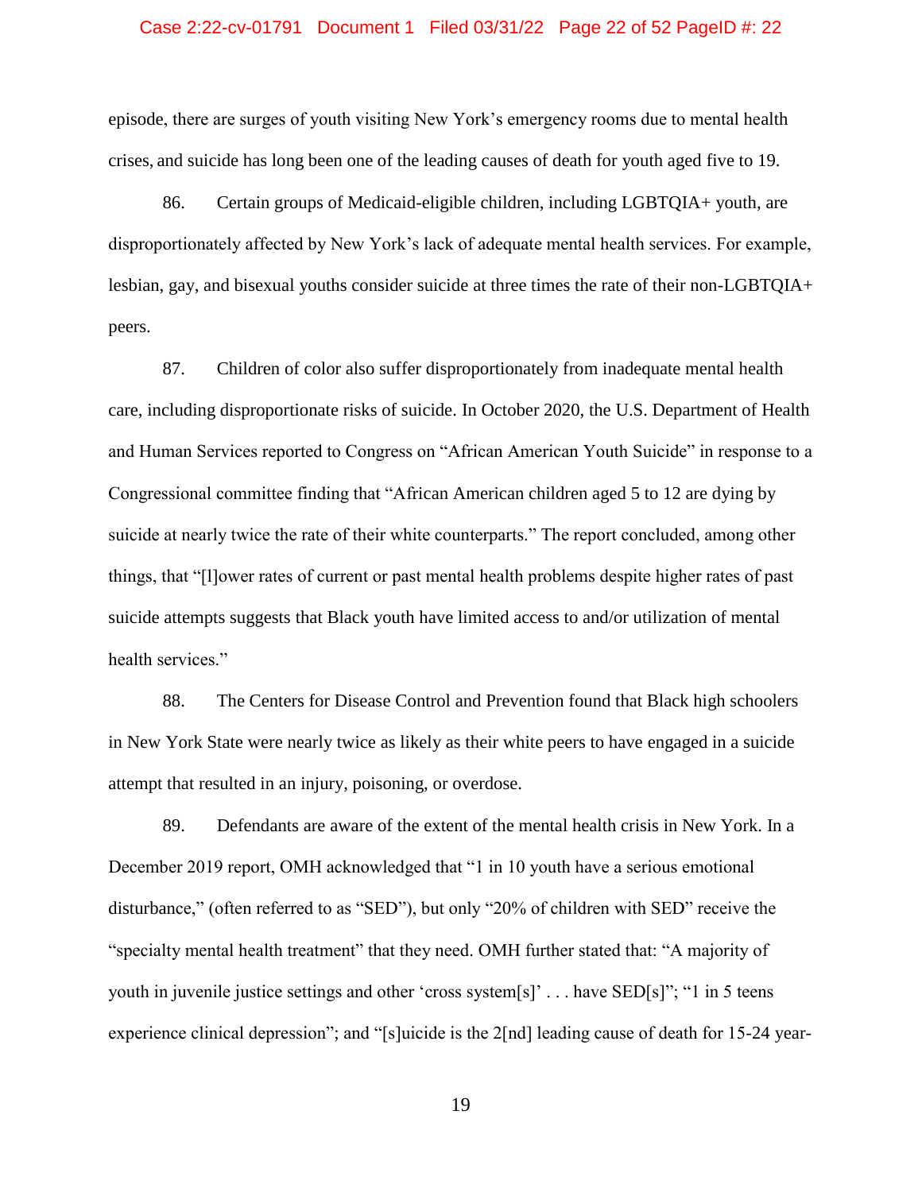episode, there are surges of youth visiting New York's emergency rooms due to mental health crises, and suicide has long been one of the leading causes of death for youth aged five to 19.

86. Certain groups of Medicaid-eligible children, including LGBTQIA+ youth, are disproportionately affected by New York's lack of adequate mental health services. For example, lesbian, gay, and bisexual youths consider suicide at three times the rate of their non-LGBTQIA+ peers.

87. Children of color also suffer disproportionately from inadequate mental health care, including disproportionate risks of suicide. In October 2020, the U.S. Department of Health and Human Services reported to Congress on "African American Youth Suicide" in response to a Congressional committee finding that "African American children aged 5 to 12 are dying by suicide at nearly twice the rate of their white counterparts." The report concluded, among other things, that "[l]ower rates of current or past mental health problems despite higher rates of past suicide attempts suggests that Black youth have limited access to and/or utilization of mental health services."

88. The Centers for Disease Control and Prevention found that Black high schoolers in New York State were nearly twice as likely as their white peers to have engaged in a suicide attempt that resulted in an injury, poisoning, or overdose.

89. Defendants are aware of the extent of the mental health crisis in New York. In a December 2019 report, OMH acknowledged that "1 in 10 youth have a serious emotional disturbance," (often referred to as "SED"), but only "20% of children with SED" receive the "specialty mental health treatment" that they need. OMH further stated that: "A majority of youth in juvenile justice settings and other 'cross system[s]' . . . have SED[s]"; "1 in 5 teens experience clinical depression"; and "[s]uicide is the 2[nd] leading cause of death for 15-24 year-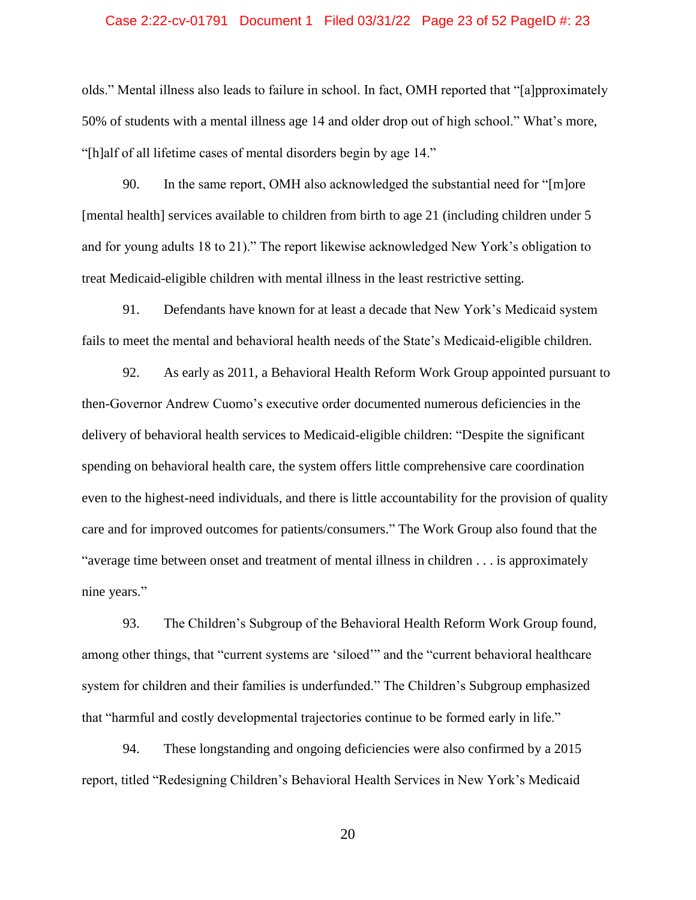olds." Mental illness also leads to failure in school. In fact, OMH reported that "[a]pproximately 50% of students with a mental illness age 14 and older drop out of high school." What's more, "[h]alf of all lifetime cases of mental disorders begin by age 14."

90. In the same report, OMH also acknowledged the substantial need for "[m]ore [mental health] services available to children from birth to age 21 (including children under 5 and for young adults 18 to 21)." The report likewise acknowledged New York's obligation to treat Medicaid-eligible children with mental illness in the least restrictive setting.

91. Defendants have known for at least a decade that New York's Medicaid system fails to meet the mental and behavioral health needs of the State's Medicaid-eligible children.

92. As early as 2011, a Behavioral Health Reform Work Group appointed pursuant to then-Governor Andrew Cuomo's executive order documented numerous deficiencies in the delivery of behavioral health services to Medicaid-eligible children: "Despite the significant spending on behavioral health care, the system offers little comprehensive care coordination even to the highest-need individuals, and there is little accountability for the provision of quality care and for improved outcomes for patients/consumers." The Work Group also found that the "average time between onset and treatment of mental illness in children . . . is approximately nine years."

93. The Children's Subgroup of the Behavioral Health Reform Work Group found, among other things, that "current systems are 'siloed'" and the "current behavioral healthcare system for children and their families is underfunded." The Children's Subgroup emphasized that "harmful and costly developmental trajectories continue to be formed early in life."

94. These longstanding and ongoing deficiencies were also confirmed by a 2015 report, titled "Redesigning Children's Behavioral Health Services in New York's Medicaid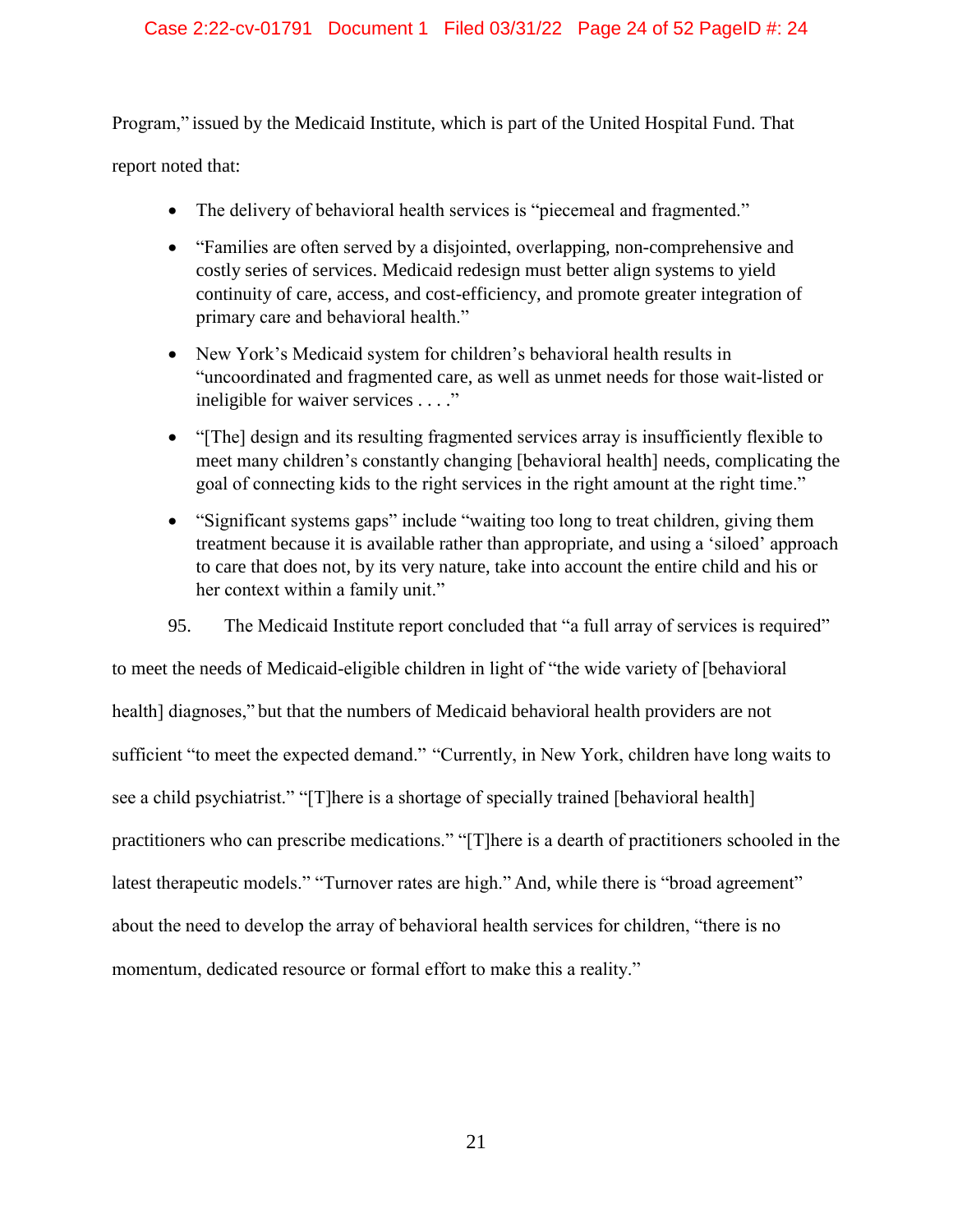Program," issued by the Medicaid Institute, which is part of the United Hospital Fund. That report noted that:

- The delivery of behavioral health services is "piecemeal and fragmented."
- "Families are often served by a disjointed, overlapping, non-comprehensive and costly series of services. Medicaid redesign must better align systems to yield continuity of care, access, and cost-efficiency, and promote greater integration of primary care and behavioral health."
- New York's Medicaid system for children's behavioral health results in "uncoordinated and fragmented care, as well as unmet needs for those wait-listed or ineligible for waiver services . . . ."
- "[The] design and its resulting fragmented services array is insufficiently flexible to meet many children's constantly changing [behavioral health] needs, complicating the goal of connecting kids to the right services in the right amount at the right time."
- "Significant systems gaps" include "waiting too long to treat children, giving them treatment because it is available rather than appropriate, and using a 'siloed' approach to care that does not, by its very nature, take into account the entire child and his or her context within a family unit."

95. The Medicaid Institute report concluded that "a full array of services is required" to meet the needs of Medicaid-eligible children in light of "the wide variety of [behavioral health] diagnoses," but that the numbers of Medicaid behavioral health providers are not sufficient "to meet the expected demand." "Currently, in New York, children have long waits to see a child psychiatrist." "[T]here is a shortage of specially trained [behavioral health] practitioners who can prescribe medications." "[T]here is a dearth of practitioners schooled in the latest therapeutic models." "Turnover rates are high." And, while there is "broad agreement" about the need to develop the array of behavioral health services for children, "there is no momentum, dedicated resource or formal effort to make this a reality."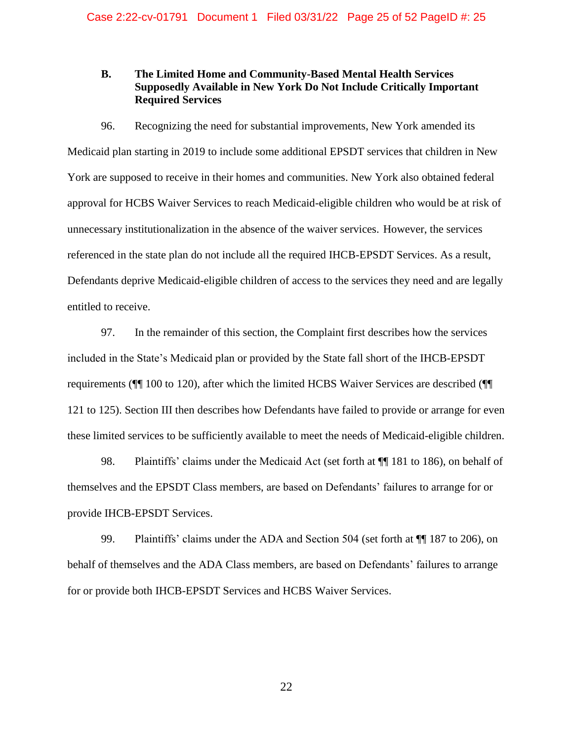### B. The Limited Home and Community-Based Mental Health Services Supposedly Available in New York Do Not Include Critically Important Required Services

96. Recognizing the need for substantial improvements, New York amended its Medicaid plan starting in 2019 to include some additional EPSDT services that children in New York are supposed to receive in their homes and communities. New York also obtained federal approval for HCBS Waiver Services to reach Medicaid-eligible children who would be at risk of unnecessary institutionalization in the absence of the waiver services. However, the services referenced in the state plan do not include all the required IHCB-EPSDT Services. As a result, Defendants deprive Medicaid-eligible children of access to the services they need and are legally entitled to receive.

97. In the remainder of this section, the Complaint first describes how the services included in the State's Medicaid plan or provided by the State fall short of the IHCB-EPSDT requirements (¶¶ 100 to 120), after which the limited HCBS Waiver Services are described (¶¶ 121 to 125). Section III then describes how Defendants have failed to provide or arrange for even these limited services to be sufficiently available to meet the needs of Medicaid-eligible children.

98. Plaintiffs' claims under the Medicaid Act (set forth at ¶¶ 181 to 186), on behalf of themselves and the EPSDT Class members, are based on Defendants' failures to arrange for or provide IHCB-EPSDT Services.

99. Plaintiffs' claims under the ADA and Section 504 (set forth at ¶¶ 187 to 206), on behalf of themselves and the ADA Class members, are based on Defendants' failures to arrange for or provide both IHCB-EPSDT Services and HCBS Waiver Services.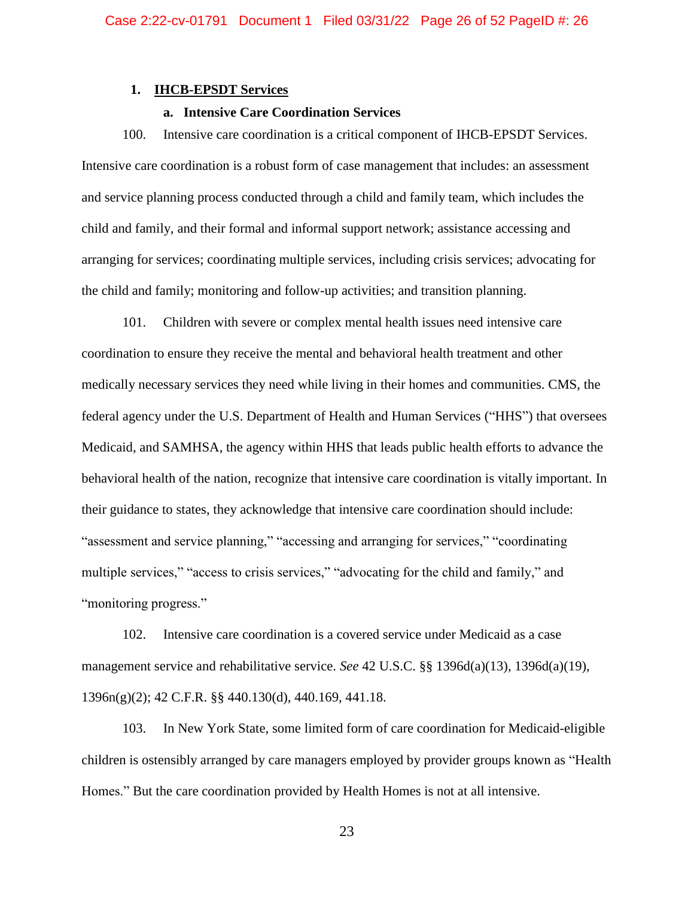### 1. IHCB-EPSDT Services

#### a. Intensive Care Coordination Services

100. Intensive care coordination is a critical component of IHCB-EPSDT Services. Intensive care coordination is a robust form of case management that includes: an assessment and service planning process conducted through a child and family team, which includes the child and family, and their formal and informal support network; assistance accessing and arranging for services; coordinating multiple services, including crisis services; advocating for the child and family; monitoring and follow-up activities; and transition planning.

101. Children with severe or complex mental health issues need intensive care coordination to ensure they receive the mental and behavioral health treatment and other medically necessary services they need while living in their homes and communities. CMS, the federal agency under the U.S. Department of Health and Human Services ("HHS") that oversees Medicaid, and SAMHSA, the agency within HHS that leads public health efforts to advance the behavioral health of the nation, recognize that intensive care coordination is vitally important. In their guidance to states, they acknowledge that intensive care coordination should include: "assessment and service planning," "accessing and arranging for services," "coordinating multiple services," "access to crisis services," "advocating for the child and family," and "monitoring progress."

102. Intensive care coordination is a covered service under Medicaid as a case management service and rehabilitative service. *See* 42 U.S.C. §§ 1396d(a)(13), 1396d(a)(19), 1396n(g)(2); 42 C.F.R. §§ 440.130(d), 440.169, 441.18.

103. In New York State, some limited form of care coordination for Medicaid-eligible children is ostensibly arranged by care managers employed by provider groups known as "Health Homes." But the care coordination provided by Health Homes is not at all intensive.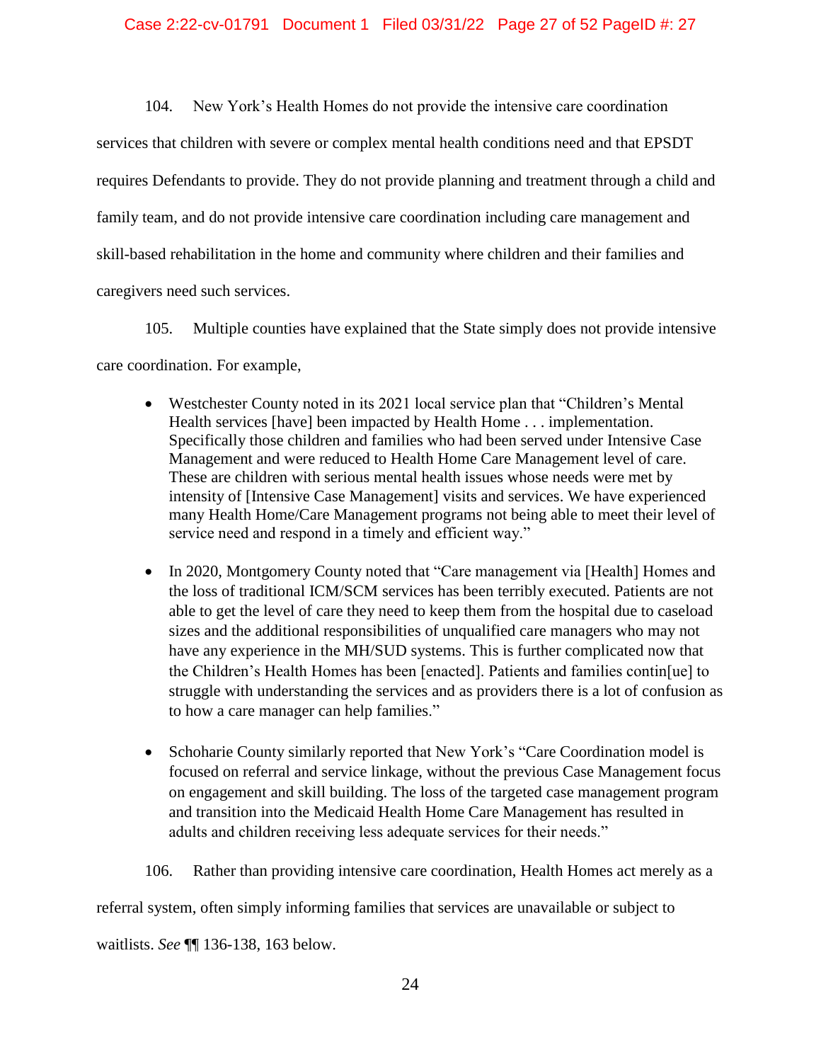104. New York's Health Homes do not provide the intensive care coordination services that children with severe or complex mental health conditions need and that EPSDT requires Defendants to provide. They do not provide planning and treatment through a child and family team, and do not provide intensive care coordination including care management and skill-based rehabilitation in the home and community where children and their families and caregivers need such services.

105. Multiple counties have explained that the State simply does not provide intensive care coordination. For example,

- Westchester County noted in its 2021 local service plan that "Children's Mental Health services [have] been impacted by Health Home . . . implementation. Specifically those children and families who had been served under Intensive Case Management and were reduced to Health Home Care Management level of care. These are children with serious mental health issues whose needs were met by intensity of [Intensive Case Management] visits and services. We have experienced many Health Home/Care Management programs not being able to meet their level of service need and respond in a timely and efficient way."

- In 2020, Montgomery County noted that "Care management via [Health] Homes and the loss of traditional ICM/SCM services has been terribly executed. Patients are not able to get the level of care they need to keep them from the hospital due to caseload sizes and the additional responsibilities of unqualified care managers who may not have any experience in the MH/SUD systems. This is further complicated now that the Children's Health Homes has been [enacted]. Patients and families contin[ue] to struggle with understanding the services and as providers there is a lot of confusion as to how a care manager can help families."

- Schoharie County similarly reported that New York's "Care Coordination model is focused on referral and service linkage, without the previous Case Management focus on engagement and skill building. The loss of the targeted case management program and transition into the Medicaid Health Home Care Management has resulted in adults and children receiving less adequate services for their needs."

106. Rather than providing intensive care coordination, Health Homes act merely as a referral system, often simply informing families that services are unavailable or subject to waitlists. *See* ¶¶ 136-138, 163 below.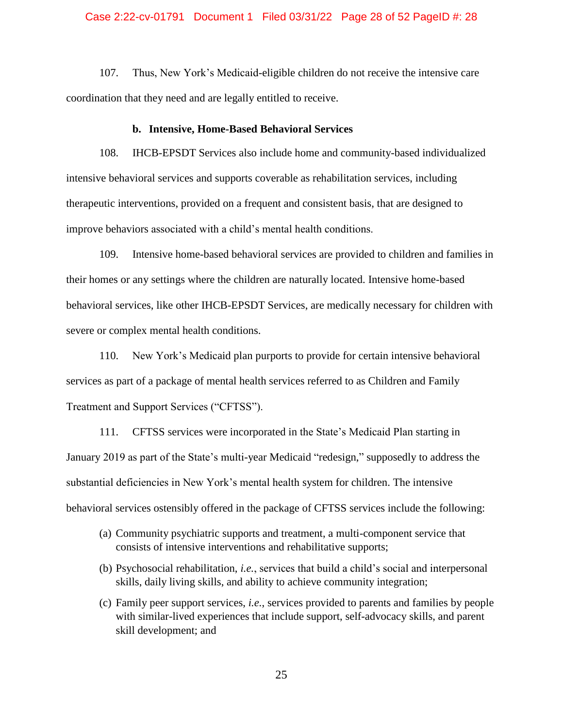107. Thus, New York's Medicaid-eligible children do not receive the intensive care coordination that they need and are legally entitled to receive.

**b. Intensive, Home-Based Behavioral Services**

108. IHCB-EPSDT Services also include home and community-based individualized intensive behavioral services and supports coverable as rehabilitation services, including therapeutic interventions, provided on a frequent and consistent basis, that are designed to improve behaviors associated with a child's mental health conditions.

109. Intensive home-based behavioral services are provided to children and families in their homes or any settings where the children are naturally located. Intensive home-based behavioral services, like other IHCB-EPSDT Services, are medically necessary for children with severe or complex mental health conditions.

110. New York's Medicaid plan purports to provide for certain intensive behavioral services as part of a package of mental health services referred to as Children and Family Treatment and Support Services ("CFTSS").

111. CFTSS services were incorporated in the State's Medicaid Plan starting in January 2019 as part of the State's multi-year Medicaid "redesign," supposedly to address the substantial deficiencies in New York's mental health system for children. The intensive behavioral services ostensibly offered in the package of CFTSS services include the following:

(a) Community psychiatric supports and treatment, a multi-component service that consists of intensive interventions and rehabilitative supports;

(b) Psychosocial rehabilitation, *i.e.*, services that build a child's social and interpersonal skills, daily living skills, and ability to achieve community integration;

(c) Family peer support services, *i.e.*, services provided to parents and families by people with similar-lived experiences that include support, self-advocacy skills, and parent skill development; and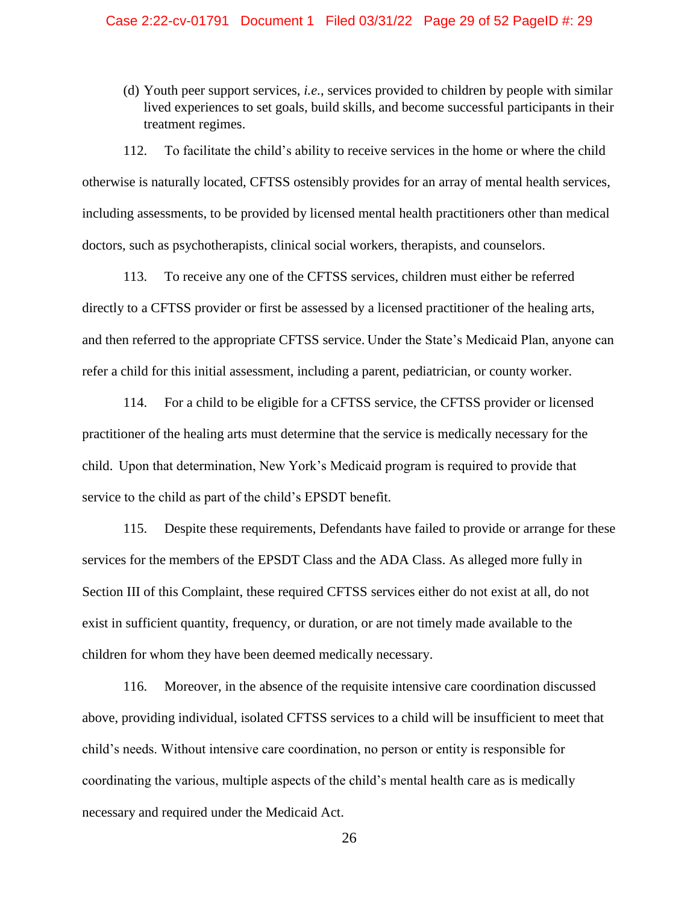(d) Youth peer support services, *i.e.*, services provided to children by people with similar lived experiences to set goals, build skills, and become successful participants in their treatment regimes.

112. To facilitate the child's ability to receive services in the home or where the child otherwise is naturally located, CFTSS ostensibly provides for an array of mental health services, including assessments, to be provided by licensed mental health practitioners other than medical doctors, such as psychotherapists, clinical social workers, therapists, and counselors.

113. To receive any one of the CFTSS services, children must either be referred directly to a CFTSS provider or first be assessed by a licensed practitioner of the healing arts, and then referred to the appropriate CFTSS service. Under the State's Medicaid Plan, anyone can refer a child for this initial assessment, including a parent, pediatrician, or county worker.

114. For a child to be eligible for a CFTSS service, the CFTSS provider or licensed practitioner of the healing arts must determine that the service is medically necessary for the child. Upon that determination, New York's Medicaid program is required to provide that service to the child as part of the child's EPSDT benefit.

115. Despite these requirements, Defendants have failed to provide or arrange for these services for the members of the EPSDT Class and the ADA Class. As alleged more fully in Section III of this Complaint, these required CFTSS services either do not exist at all, do not exist in sufficient quantity, frequency, or duration, or are not timely made available to the children for whom they have been deemed medically necessary.

116. Moreover, in the absence of the requisite intensive care coordination discussed above, providing individual, isolated CFTSS services to a child will be insufficient to meet that child's needs. Without intensive care coordination, no person or entity is responsible for coordinating the various, multiple aspects of the child's mental health care as is medically necessary and required under the Medicaid Act.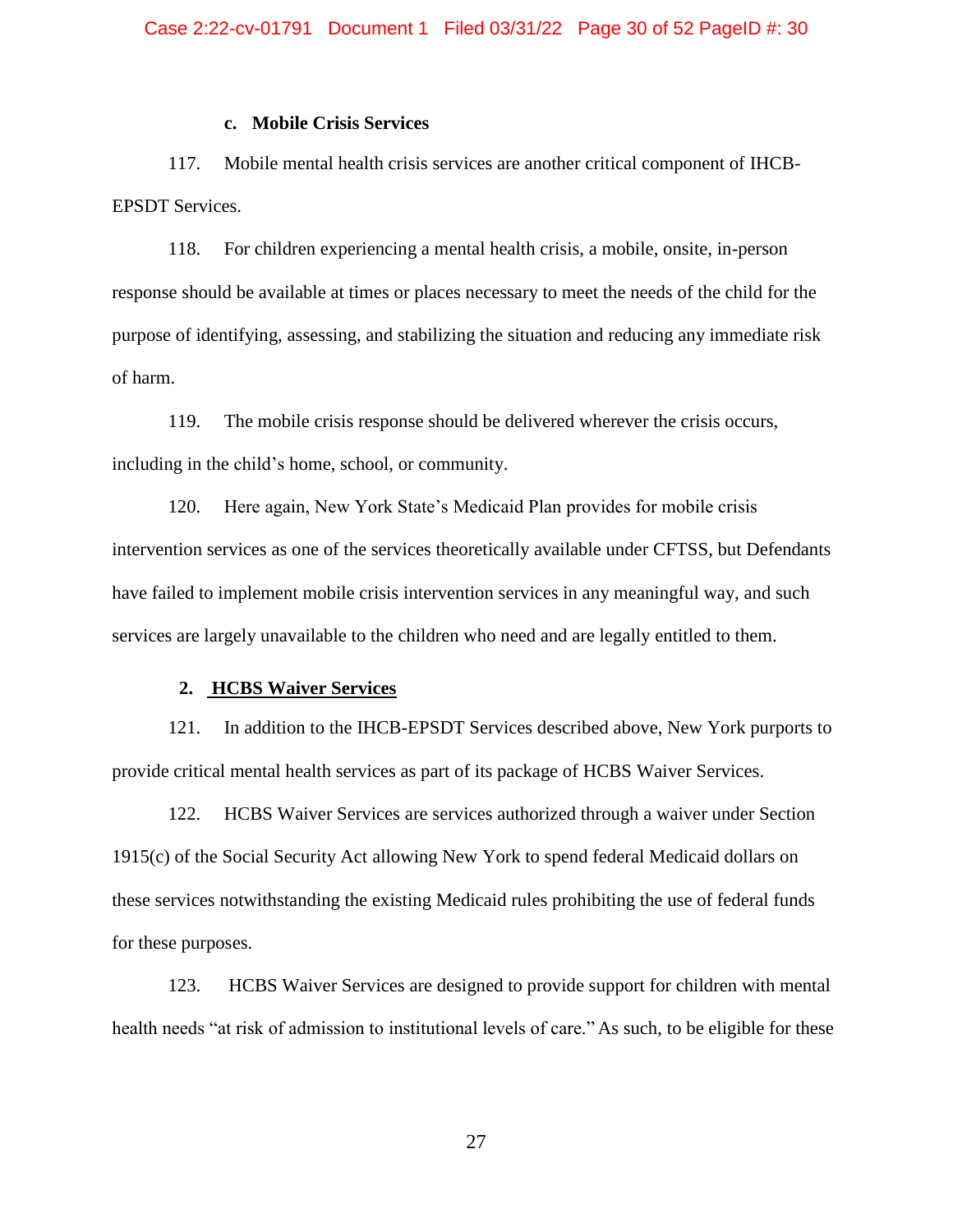#### c. Mobile Crisis Services

117. Mobile mental health crisis services are another critical component of IHCB-EPSDT Services.

118. For children experiencing a mental health crisis, a mobile, onsite, in-person response should be available at times or places necessary to meet the needs of the child for the purpose of identifying, assessing, and stabilizing the situation and reducing any immediate risk of harm.

119. The mobile crisis response should be delivered wherever the crisis occurs, including in the child's home, school, or community.

120. Here again, New York State's Medicaid Plan provides for mobile crisis intervention services as one of the services theoretically available under CFTSS, but Defendants have failed to implement mobile crisis intervention services in any meaningful way, and such services are largely unavailable to the children who need and are legally entitled to them.

### 2. HCBS Waiver Services

121. In addition to the IHCB-EPSDT Services described above, New York purports to provide critical mental health services as part of its package of HCBS Waiver Services.

122. HCBS Waiver Services are services authorized through a waiver under Section 1915(c) of the Social Security Act allowing New York to spend federal Medicaid dollars on these services notwithstanding the existing Medicaid rules prohibiting the use of federal funds for these purposes.

123. HCBS Waiver Services are designed to provide support for children with mental health needs "at risk of admission to institutional levels of care." As such, to be eligible for these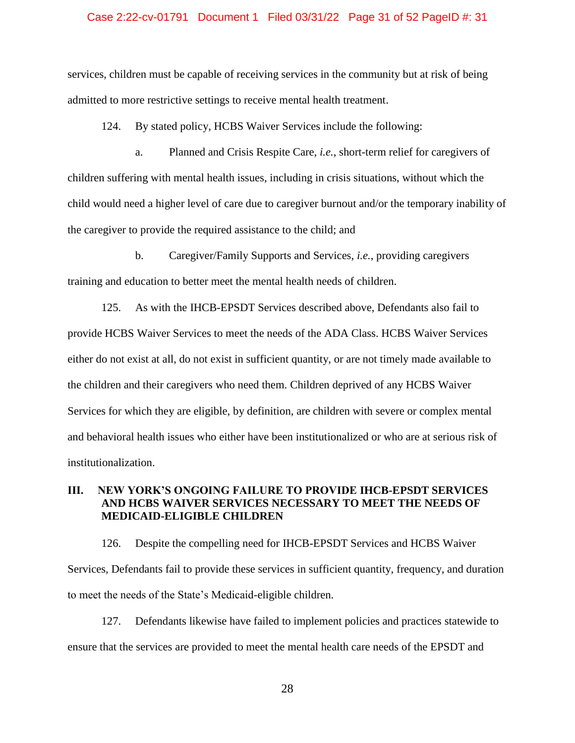services, children must be capable of receiving services in the community but at risk of being admitted to more restrictive settings to receive mental health treatment.

124. By stated policy, HCBS Waiver Services include the following:

a. Planned and Crisis Respite Care, *i.e.*, short-term relief for caregivers of children suffering with mental health issues, including in crisis situations, without which the child would need a higher level of care due to caregiver burnout and/or the temporary inability of the caregiver to provide the required assistance to the child; and

b. Caregiver/Family Supports and Services, *i.e.*, providing caregivers training and education to better meet the mental health needs of children.

125. As with the IHCB-EPSDT Services described above, Defendants also fail to provide HCBS Waiver Services to meet the needs of the ADA Class. HCBS Waiver Services either do not exist at all, do not exist in sufficient quantity, or are not timely made available to the children and their caregivers who need them. Children deprived of any HCBS Waiver Services for which they are eligible, by definition, are children with severe or complex mental and behavioral health issues who either have been institutionalized or who are at serious risk of institutionalization.

## III. NEW YORK'S ONGOING FAILURE TO PROVIDE IHCB-EPSDT SERVICES AND HCBS WAIVER SERVICES NECESSARY TO MEET THE NEEDS OF MEDICAID-ELIGIBLE CHILDREN

126. Despite the compelling need for IHCB-EPSDT Services and HCBS Waiver Services, Defendants fail to provide these services in sufficient quantity, frequency, and duration to meet the needs of the State's Medicaid-eligible children.

127. Defendants likewise have failed to implement policies and practices statewide to ensure that the services are provided to meet the mental health care needs of the EPSDT and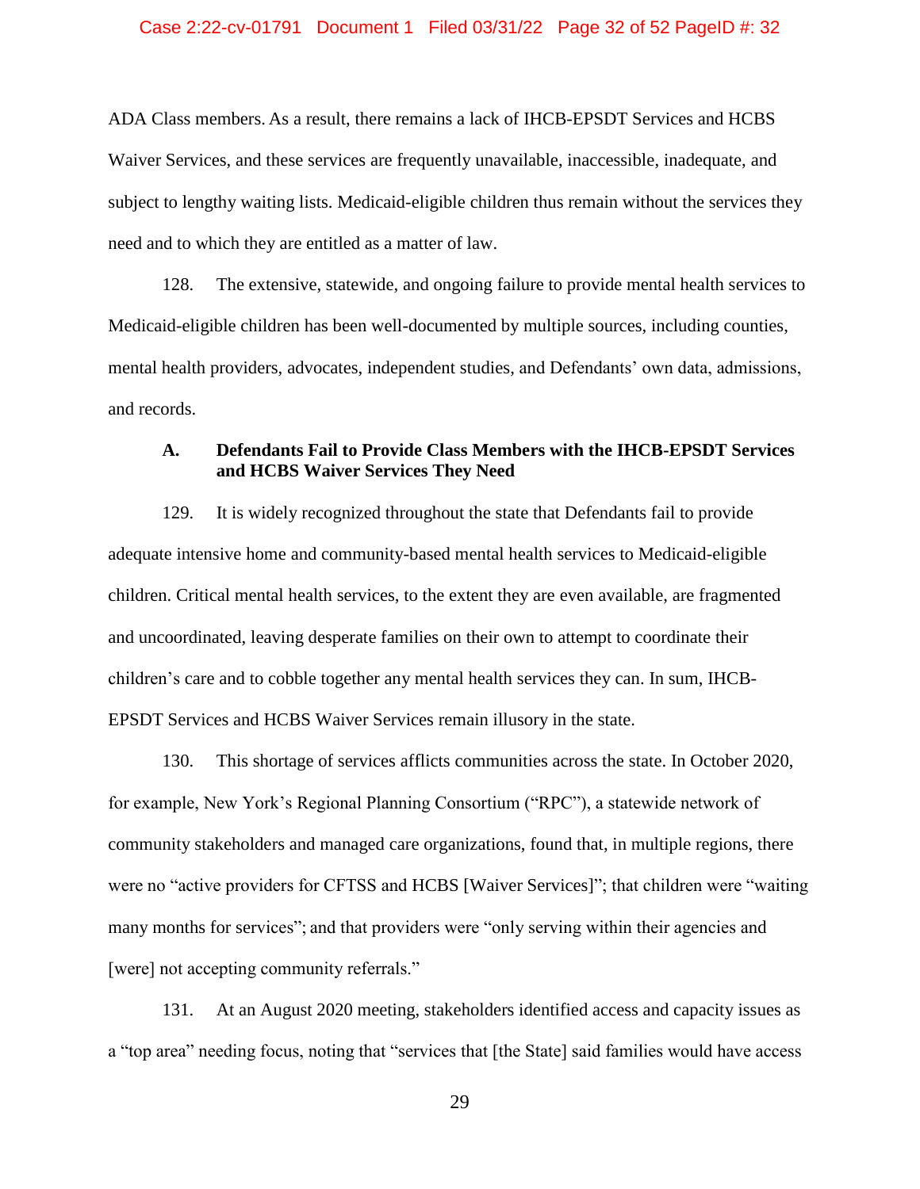ADA Class members. As a result, there remains a lack of IHCB-EPSDT Services and HCBS Waiver Services, and these services are frequently unavailable, inaccessible, inadequate, and subject to lengthy waiting lists. Medicaid-eligible children thus remain without the services they need and to which they are entitled as a matter of law.

128. The extensive, statewide, and ongoing failure to provide mental health services to Medicaid-eligible children has been well-documented by multiple sources, including counties, mental health providers, advocates, independent studies, and Defendants' own data, admissions, and records.

### A. Defendants Fail to Provide Class Members with the IHCB-EPSDT Services and HCBS Waiver Services They Need

129. It is widely recognized throughout the state that Defendants fail to provide adequate intensive home and community-based mental health services to Medicaid-eligible children. Critical mental health services, to the extent they are even available, are fragmented and uncoordinated, leaving desperate families on their own to attempt to coordinate their children's care and to cobble together any mental health services they can. In sum, IHCB-EPSDT Services and HCBS Waiver Services remain illusory in the state.

130. This shortage of services afflicts communities across the state. In October 2020, for example, New York's Regional Planning Consortium ("RPC"), a statewide network of community stakeholders and managed care organizations, found that, in multiple regions, there were no "active providers for CFTSS and HCBS [Waiver Services]"; that children were "waiting many months for services"; and that providers were "only serving within their agencies and [were] not accepting community referrals."

131. At an August 2020 meeting, stakeholders identified access and capacity issues as a "top area" needing focus, noting that "services that [the State] said families would have access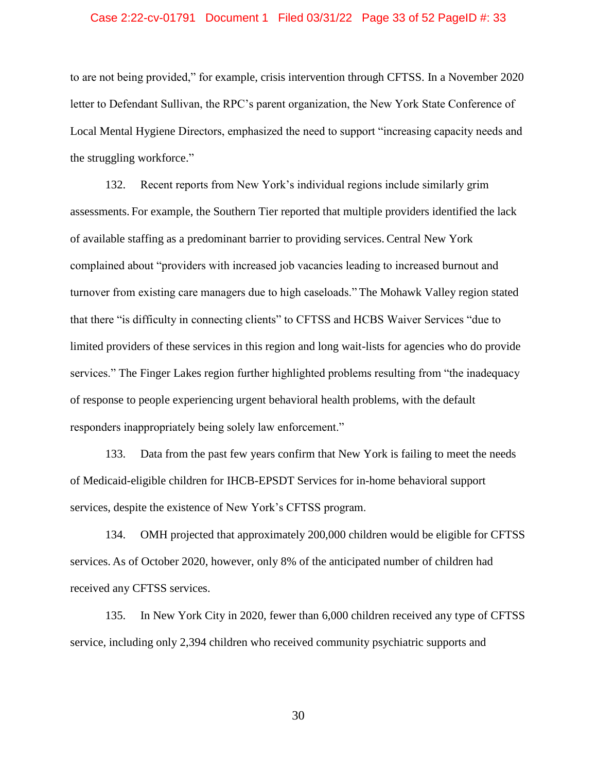to are not being provided," for example, crisis intervention through CFTSS. In a November 2020 letter to Defendant Sullivan, the RPC's parent organization, the New York State Conference of Local Mental Hygiene Directors, emphasized the need to support "increasing capacity needs and the struggling workforce."

132. Recent reports from New York's individual regions include similarly grim assessments. For example, the Southern Tier reported that multiple providers identified the lack of available staffing as a predominant barrier to providing services. Central New York complained about "providers with increased job vacancies leading to increased burnout and turnover from existing care managers due to high caseloads." The Mohawk Valley region stated that there "is difficulty in connecting clients" to CFTSS and HCBS Waiver Services "due to limited providers of these services in this region and long wait-lists for agencies who do provide services." The Finger Lakes region further highlighted problems resulting from "the inadequacy of response to people experiencing urgent behavioral health problems, with the default responders inappropriately being solely law enforcement."

133. Data from the past few years confirm that New York is failing to meet the needs of Medicaid-eligible children for IHCB-EPSDT Services for in-home behavioral support services, despite the existence of New York's CFTSS program.

134. OMH projected that approximately 200,000 children would be eligible for CFTSS services. As of October 2020, however, only 8% of the anticipated number of children had received any CFTSS services.

135. In New York City in 2020, fewer than 6,000 children received any type of CFTSS service, including only 2,394 children who received community psychiatric supports and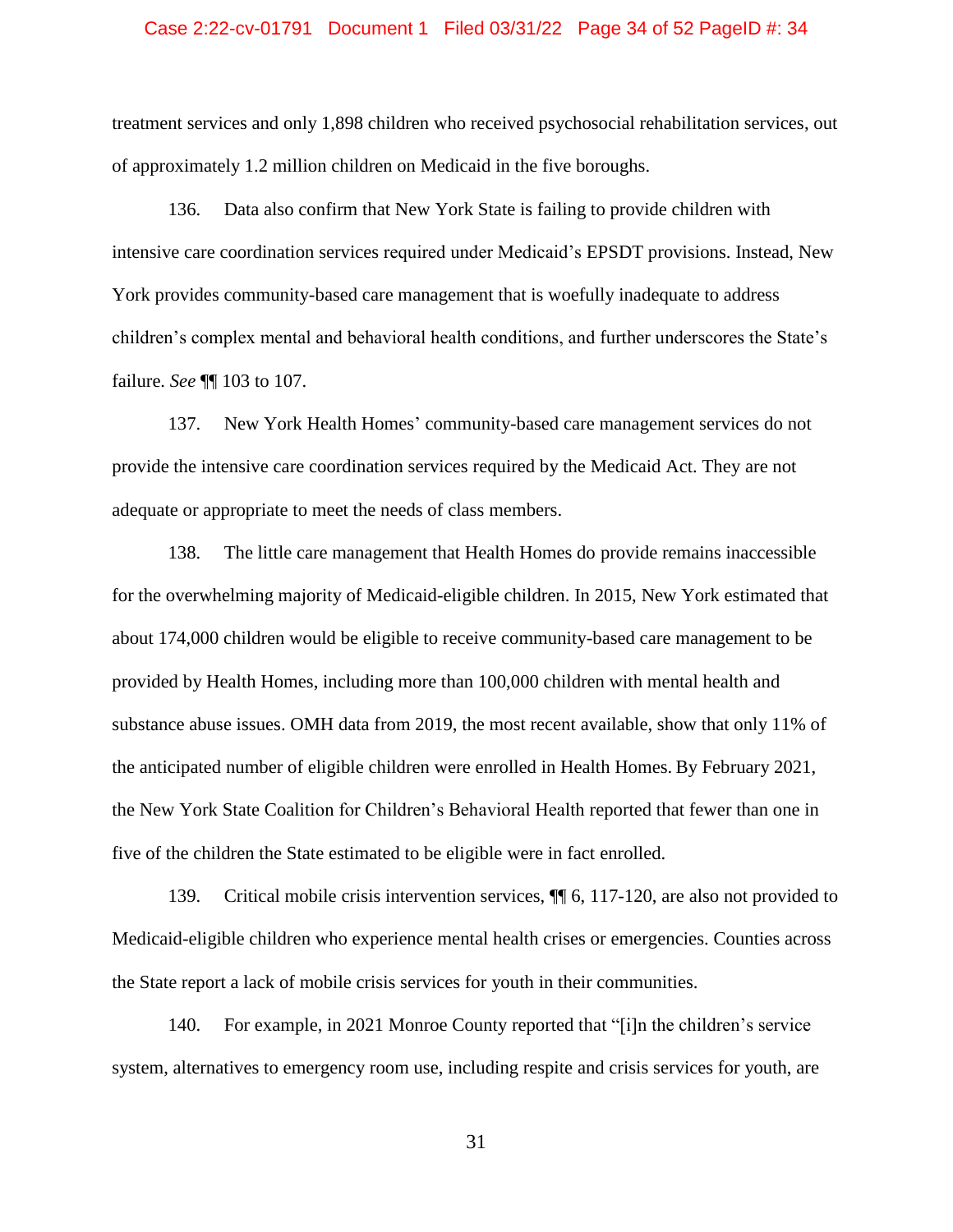treatment services and only 1,898 children who received psychosocial rehabilitation services, out of approximately 1.2 million children on Medicaid in the five boroughs.

136. Data also confirm that New York State is failing to provide children with intensive care coordination services required under Medicaid's EPSDT provisions. Instead, New York provides community-based care management that is woefully inadequate to address children's complex mental and behavioral health conditions, and further underscores the State's failure. *See* ¶¶ 103 to 107.

137. New York Health Homes' community-based care management services do not provide the intensive care coordination services required by the Medicaid Act. They are not adequate or appropriate to meet the needs of class members.

138. The little care management that Health Homes do provide remains inaccessible for the overwhelming majority of Medicaid-eligible children. In 2015, New York estimated that about 174,000 children would be eligible to receive community-based care management to be provided by Health Homes, including more than 100,000 children with mental health and substance abuse issues. OMH data from 2019, the most recent available, show that only 11% of the anticipated number of eligible children were enrolled in Health Homes. By February 2021, the New York State Coalition for Children's Behavioral Health reported that fewer than one in five of the children the State estimated to be eligible were in fact enrolled.

139. Critical mobile crisis intervention services, ¶¶ 6, 117-120, are also not provided to Medicaid-eligible children who experience mental health crises or emergencies. Counties across the State report a lack of mobile crisis services for youth in their communities.

140. For example, in 2021 Monroe County reported that "[i]n the children's service system, alternatives to emergency room use, including respite and crisis services for youth, are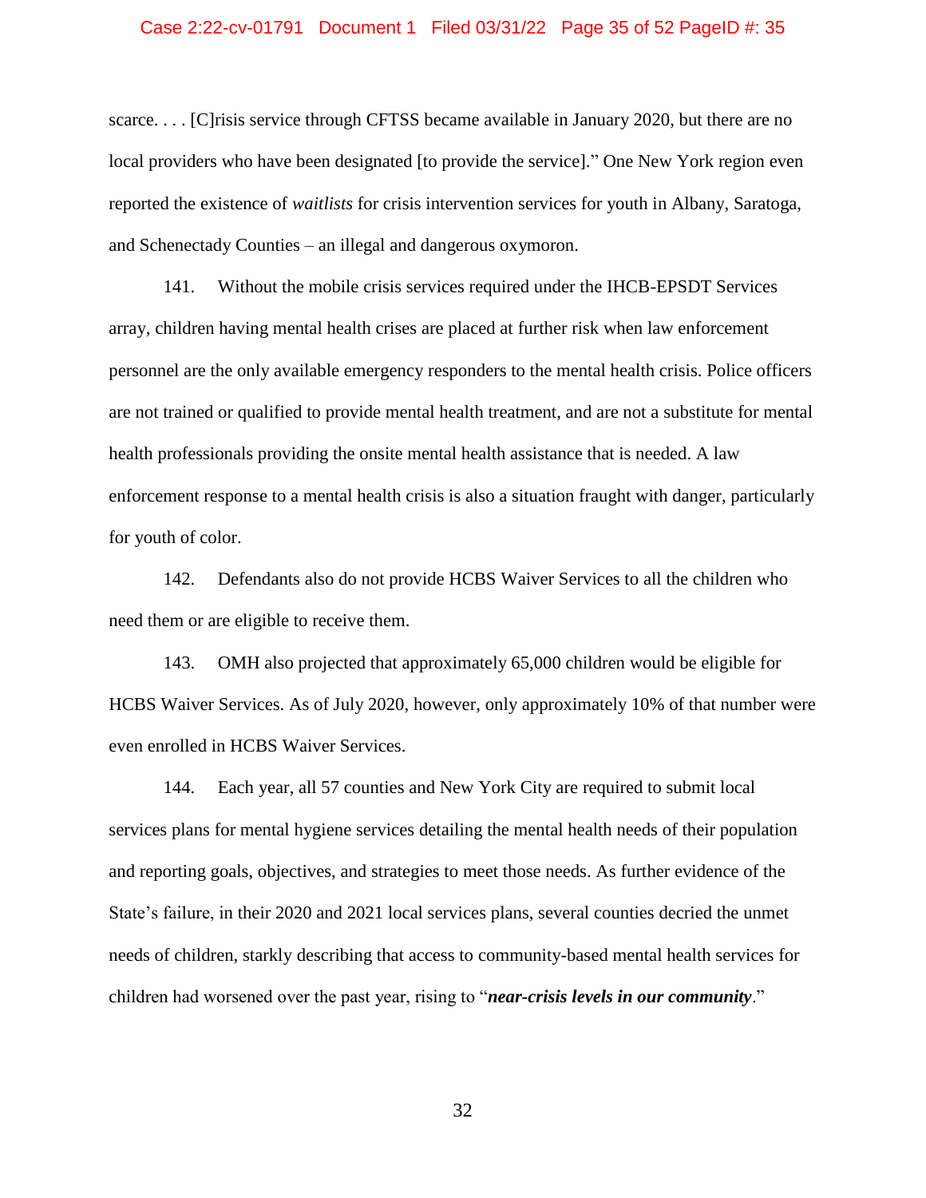scarce. . . . [C]risis service through CFTSS became available in January 2020, but there are no local providers who have been designated [to provide the service].” One New York region even reported the existence of *waitlists* for crisis intervention services for youth in Albany, Saratoga, and Schenectady Counties – an illegal and dangerous oxymoron.

141. Without the mobile crisis services required under the IHCB-EPSDT Services array, children having mental health crises are placed at further risk when law enforcement personnel are the only available emergency responders to the mental health crisis. Police officers are not trained or qualified to provide mental health treatment, and are not a substitute for mental health professionals providing the onsite mental health assistance that is needed. A law enforcement response to a mental health crisis is also a situation fraught with danger, particularly for youth of color.

142. Defendants also do not provide HCBS Waiver Services to all the children who need them or are eligible to receive them.

143. OMH also projected that approximately 65,000 children would be eligible for HCBS Waiver Services. As of July 2020, however, only approximately 10% of that number were even enrolled in HCBS Waiver Services.

144. Each year, all 57 counties and New York City are required to submit local services plans for mental hygiene services detailing the mental health needs of their population and reporting goals, objectives, and strategies to meet those needs. As further evidence of the State’s failure, in their 2020 and 2021 local services plans, several counties decried the unmet needs of children, starkly describing that access to community-based mental health services for children had worsened over the past year, rising to “***near-crisis levels in our community***.”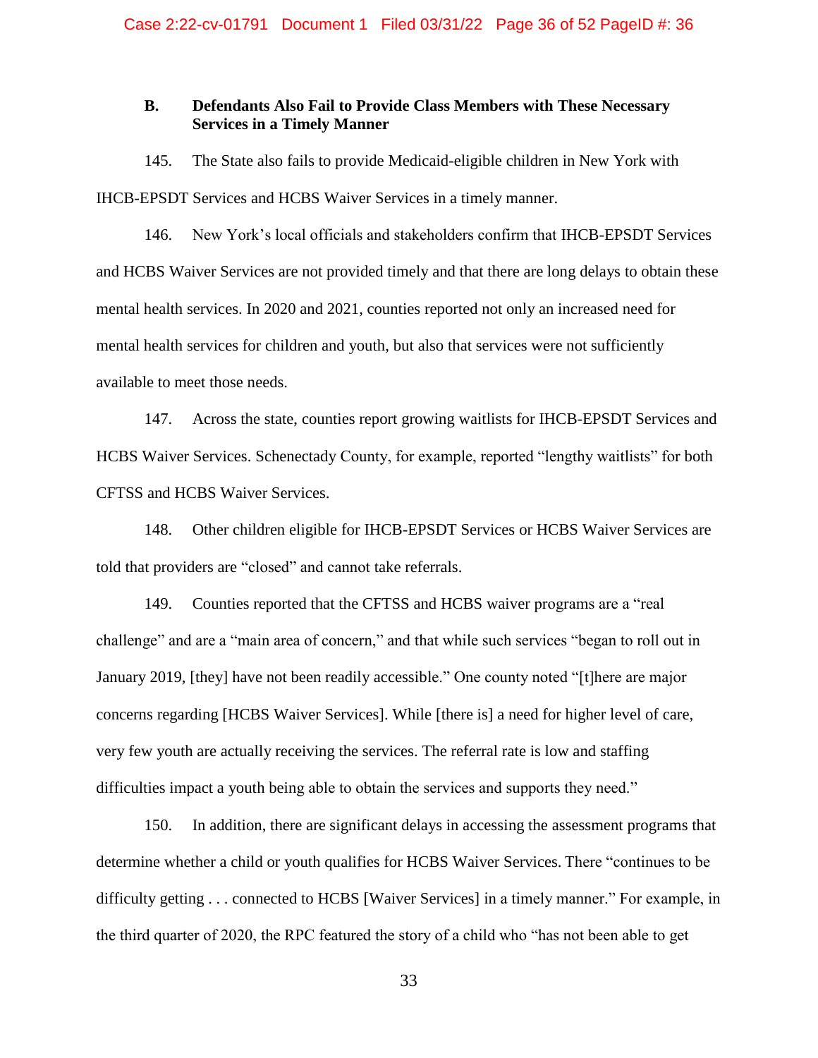### B. Defendants Also Fail to Provide Class Members with These Necessary Services in a Timely Manner

145. The State also fails to provide Medicaid-eligible children in New York with IHCB-EPSDT Services and HCBS Waiver Services in a timely manner.

146. New York's local officials and stakeholders confirm that IHCB-EPSDT Services and HCBS Waiver Services are not provided timely and that there are long delays to obtain these mental health services. In 2020 and 2021, counties reported not only an increased need for mental health services for children and youth, but also that services were not sufficiently available to meet those needs.

147. Across the state, counties report growing waitlists for IHCB-EPSDT Services and HCBS Waiver Services. Schenectady County, for example, reported "lengthy waitlists" for both CFTSS and HCBS Waiver Services.

148. Other children eligible for IHCB-EPSDT Services or HCBS Waiver Services are told that providers are "closed" and cannot take referrals.

149. Counties reported that the CFTSS and HCBS waiver programs are a "real challenge" and are a "main area of concern," and that while such services "began to roll out in January 2019, [they] have not been readily accessible." One county noted "[t]here are major concerns regarding [HCBS Waiver Services]. While [there is] a need for higher level of care, very few youth are actually receiving the services. The referral rate is low and staffing difficulties impact a youth being able to obtain the services and supports they need."

150. In addition, there are significant delays in accessing the assessment programs that determine whether a child or youth qualifies for HCBS Waiver Services. There "continues to be difficulty getting . . . connected to HCBS [Waiver Services] in a timely manner." For example, in the third quarter of 2020, the RPC featured the story of a child who "has not been able to get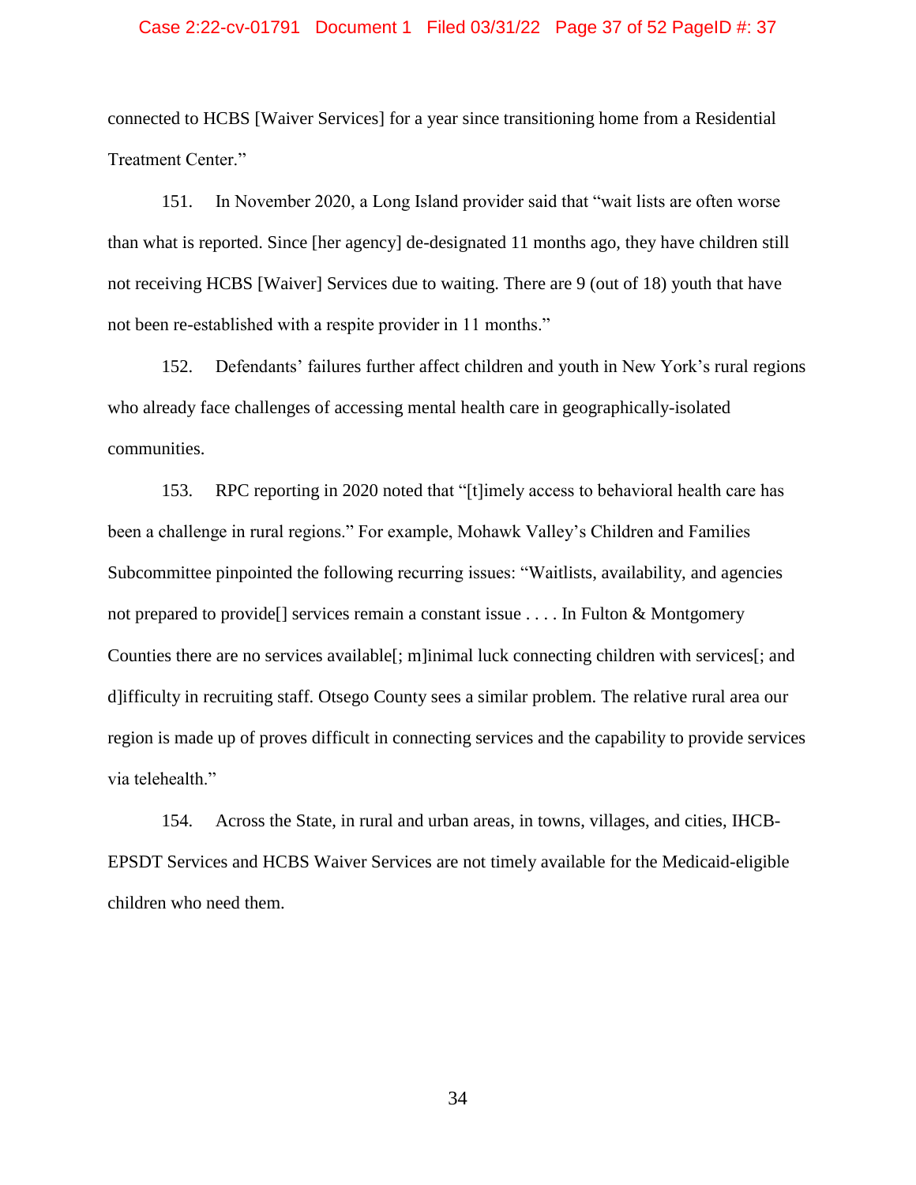connected to HCBS [Waiver Services] for a year since transitioning home from a Residential Treatment Center."

151. In November 2020, a Long Island provider said that "wait lists are often worse than what is reported. Since [her agency] de-designated 11 months ago, they have children still not receiving HCBS [Waiver] Services due to waiting. There are 9 (out of 18) youth that have not been re-established with a respite provider in 11 months."

152. Defendants' failures further affect children and youth in New York's rural regions who already face challenges of accessing mental health care in geographically-isolated communities.

153. RPC reporting in 2020 noted that "[t]imely access to behavioral health care has been a challenge in rural regions." For example, Mohawk Valley's Children and Families Subcommittee pinpointed the following recurring issues: "Waitlists, availability, and agencies not prepared to provide[] services remain a constant issue . . . . In Fulton & Montgomery Counties there are no services available[; m]inimal luck connecting children with services[; and d]ifficulty in recruiting staff. Otsego County sees a similar problem. The relative rural area our region is made up of proves difficult in connecting services and the capability to provide services via telehealth."

154. Across the State, in rural and urban areas, in towns, villages, and cities, IHCB-EPSDT Services and HCBS Waiver Services are not timely available for the Medicaid-eligible children who need them.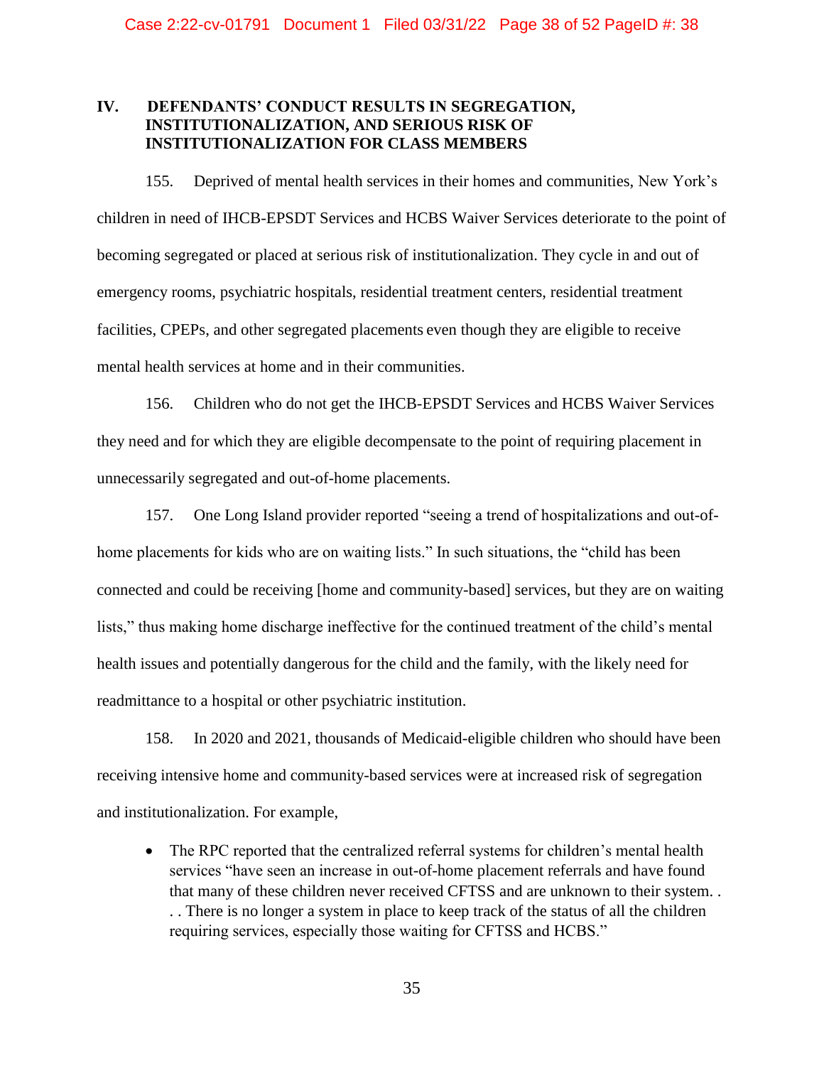## IV. DEFENDANTS' CONDUCT RESULTS IN SEGREGATION, INSTITUTIONALIZATION, AND SERIOUS RISK OF INSTITUTIONALIZATION FOR CLASS MEMBERS

155. Deprived of mental health services in their homes and communities, New York's children in need of IHCB-EPSDT Services and HCBS Waiver Services deteriorate to the point of becoming segregated or placed at serious risk of institutionalization. They cycle in and out of emergency rooms, psychiatric hospitals, residential treatment centers, residential treatment facilities, CPEPs, and other segregated placements even though they are eligible to receive mental health services at home and in their communities.

156. Children who do not get the IHCB-EPSDT Services and HCBS Waiver Services they need and for which they are eligible decompensate to the point of requiring placement in unnecessarily segregated and out-of-home placements.

157. One Long Island provider reported "seeing a trend of hospitalizations and out-of-home placements for kids who are on waiting lists." In such situations, the "child has been connected and could be receiving [home and community-based] services, but they are on waiting lists," thus making home discharge ineffective for the continued treatment of the child's mental health issues and potentially dangerous for the child and the family, with the likely need for readmittance to a hospital or other psychiatric institution.

158. In 2020 and 2021, thousands of Medicaid-eligible children who should have been receiving intensive home and community-based services were at increased risk of segregation and institutionalization. For example,

- The RPC reported that the centralized referral systems for children's mental health services "have seen an increase in out-of-home placement referrals and have found that many of these children never received CFTSS and are unknown to their system. . . . There is no longer a system in place to keep track of the status of all the children requiring services, especially those waiting for CFTSS and HCBS."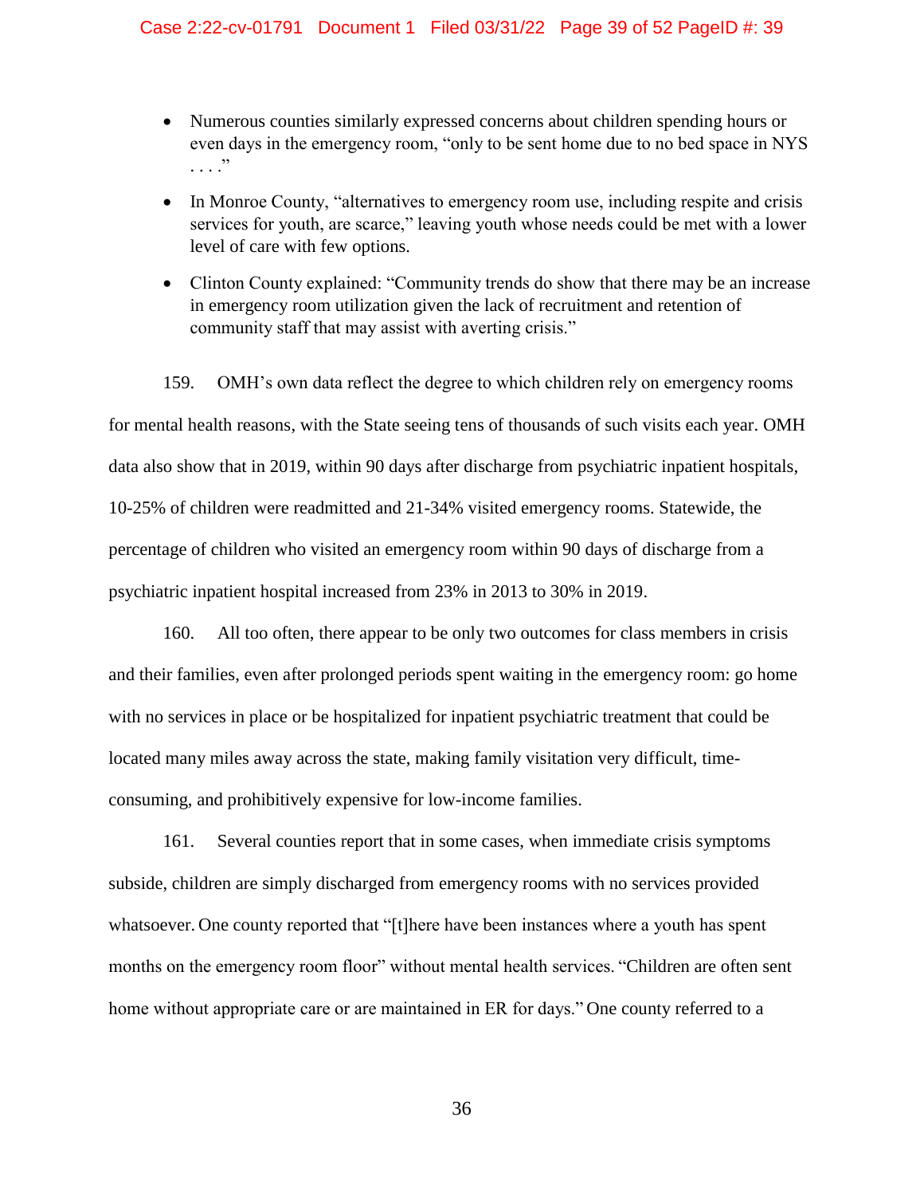- Numerous counties similarly expressed concerns about children spending hours or even days in the emergency room, "only to be sent home due to no bed space in NYS . . . ."
- In Monroe County, "alternatives to emergency room use, including respite and crisis services for youth, are scarce," leaving youth whose needs could be met with a lower level of care with few options.
- Clinton County explained: "Community trends do show that there may be an increase in emergency room utilization given the lack of recruitment and retention of community staff that may assist with averting crisis."

159. OMH's own data reflect the degree to which children rely on emergency rooms for mental health reasons, with the State seeing tens of thousands of such visits each year. OMH data also show that in 2019, within 90 days after discharge from psychiatric inpatient hospitals, 10-25% of children were readmitted and 21-34% visited emergency rooms. Statewide, the percentage of children who visited an emergency room within 90 days of discharge from a psychiatric inpatient hospital increased from 23% in 2013 to 30% in 2019.

160. All too often, there appear to be only two outcomes for class members in crisis and their families, even after prolonged periods spent waiting in the emergency room: go home with no services in place or be hospitalized for inpatient psychiatric treatment that could be located many miles away across the state, making family visitation very difficult, time-consuming, and prohibitively expensive for low-income families.

161. Several counties report that in some cases, when immediate crisis symptoms subside, children are simply discharged from emergency rooms with no services provided whatsoever. One county reported that "[t]here have been instances where a youth has spent months on the emergency room floor" without mental health services. "Children are often sent home without appropriate care or are maintained in ER for days." One county referred to a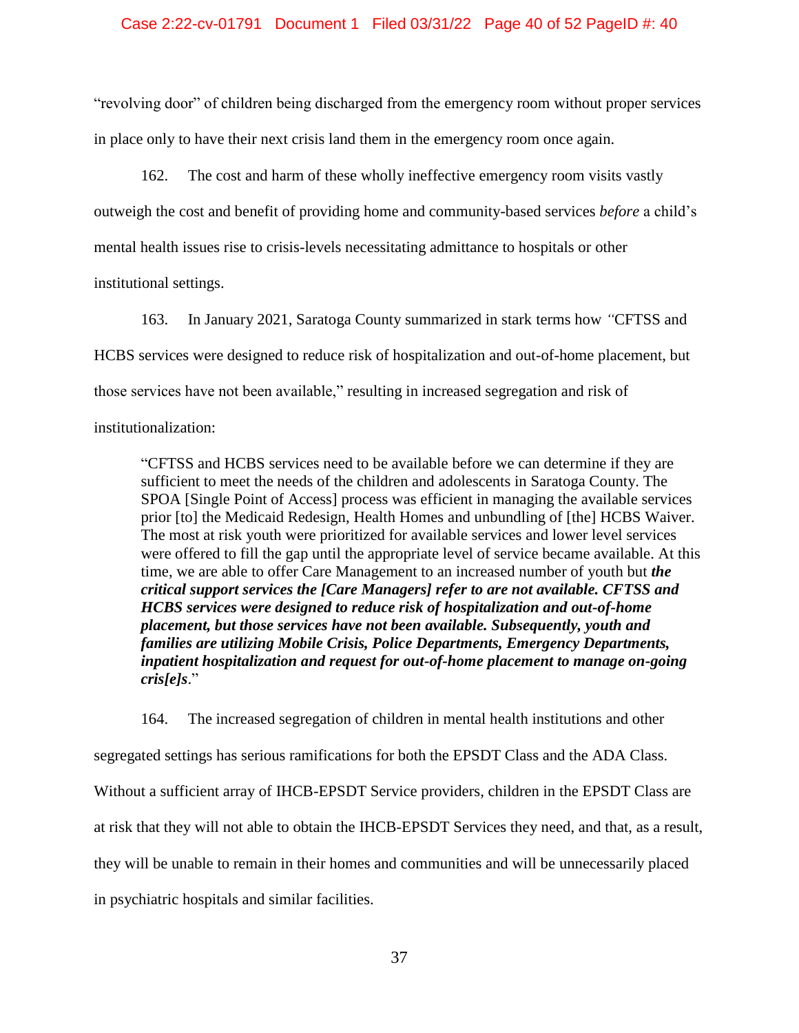"revolving door" of children being discharged from the emergency room without proper services in place only to have their next crisis land them in the emergency room once again.

162. The cost and harm of these wholly ineffective emergency room visits vastly outweigh the cost and benefit of providing home and community-based services *before* a child's mental health issues rise to crisis-levels necessitating admittance to hospitals or other institutional settings.

163. In January 2021, Saratoga County summarized in stark terms how "CFTSS and HCBS services were designed to reduce risk of hospitalization and out-of-home placement, but those services have not been available," resulting in increased segregation and risk of institutionalization:

> "CFTSS and HCBS services need to be available before we can determine if they are sufficient to meet the needs of the children and adolescents in Saratoga County. The SPOA [Single Point of Access] process was efficient in managing the available services prior [to] the Medicaid Redesign, Health Homes and unbundling of [the] HCBS Waiver. The most at risk youth were prioritized for available services and lower level services were offered to fill the gap until the appropriate level of service became available. At this time, we are able to offer Care Management to an increased number of youth but ***the critical support services the [Care Managers] refer to are not available. CFTSS and HCBS services were designed to reduce risk of hospitalization and out-of-home placement, but those services have not been available. Subsequently, youth and families are utilizing Mobile Crisis, Police Departments, Emergency Departments, inpatient hospitalization and request for out-of-home placement to manage on-going cris[e]s***."

164. The increased segregation of children in mental health institutions and other segregated settings has serious ramifications for both the EPSDT Class and the ADA Class. Without a sufficient array of IHCB-EPSDT Service providers, children in the EPSDT Class are at risk that they will not able to obtain the IHCB-EPSDT Services they need, and that, as a result, they will be unable to remain in their homes and communities and will be unnecessarily placed in psychiatric hospitals and similar facilities.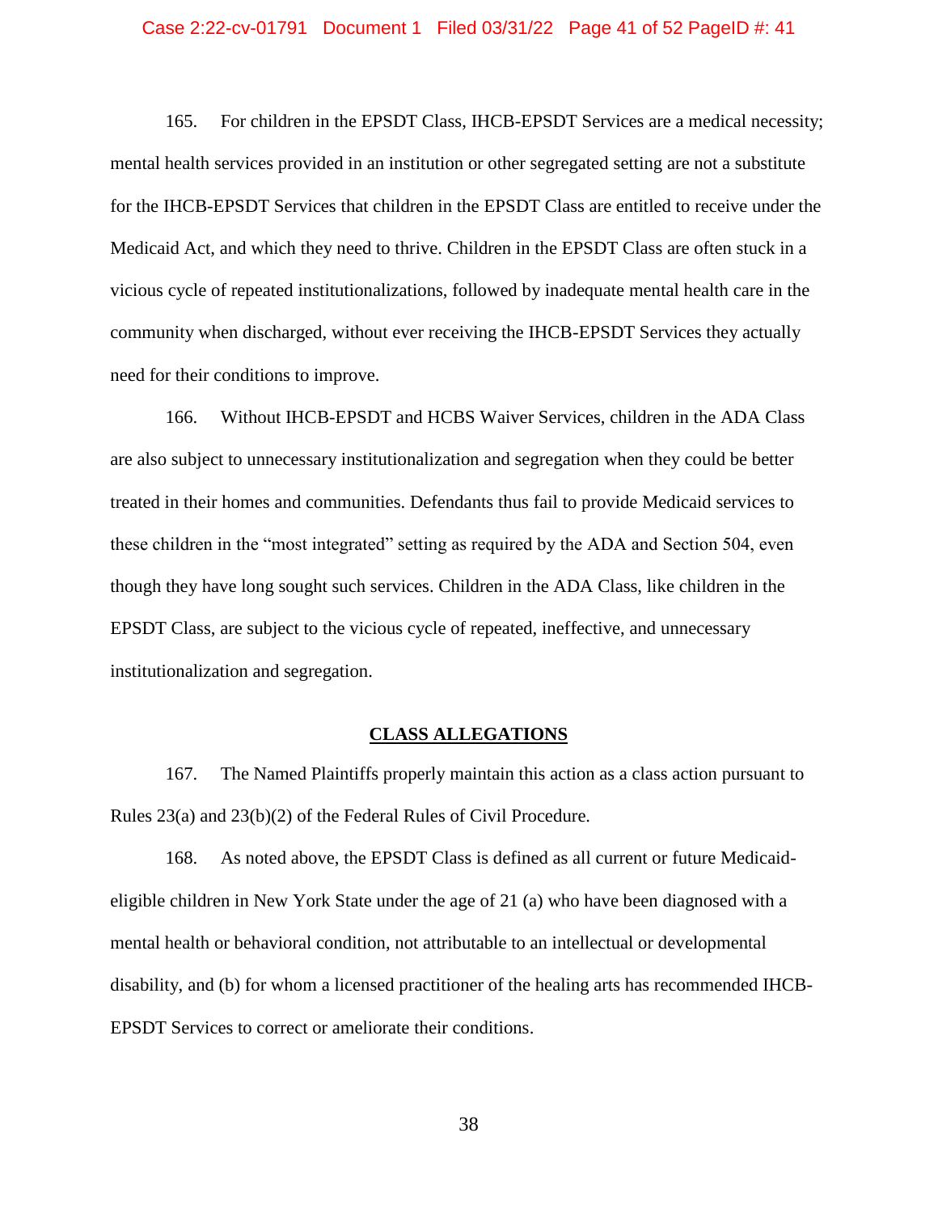165. For children in the EPSDT Class, IHCB-EPSDT Services are a medical necessity; mental health services provided in an institution or other segregated setting are not a substitute for the IHCB-EPSDT Services that children in the EPSDT Class are entitled to receive under the Medicaid Act, and which they need to thrive. Children in the EPSDT Class are often stuck in a vicious cycle of repeated institutionalizations, followed by inadequate mental health care in the community when discharged, without ever receiving the IHCB-EPSDT Services they actually need for their conditions to improve.

166. Without IHCB-EPSDT and HCBS Waiver Services, children in the ADA Class are also subject to unnecessary institutionalization and segregation when they could be better treated in their homes and communities. Defendants thus fail to provide Medicaid services to these children in the "most integrated" setting as required by the ADA and Section 504, even though they have long sought such services. Children in the ADA Class, like children in the EPSDT Class, are subject to the vicious cycle of repeated, ineffective, and unnecessary institutionalization and segregation.

## CLASS ALLEGATIONS

167. The Named Plaintiffs properly maintain this action as a class action pursuant to Rules 23(a) and 23(b)(2) of the Federal Rules of Civil Procedure.

168. As noted above, the EPSDT Class is defined as all current or future Medicaid-eligible children in New York State under the age of 21 (a) who have been diagnosed with a mental health or behavioral condition, not attributable to an intellectual or developmental disability, and (b) for whom a licensed practitioner of the healing arts has recommended IHCB-EPSDT Services to correct or ameliorate their conditions.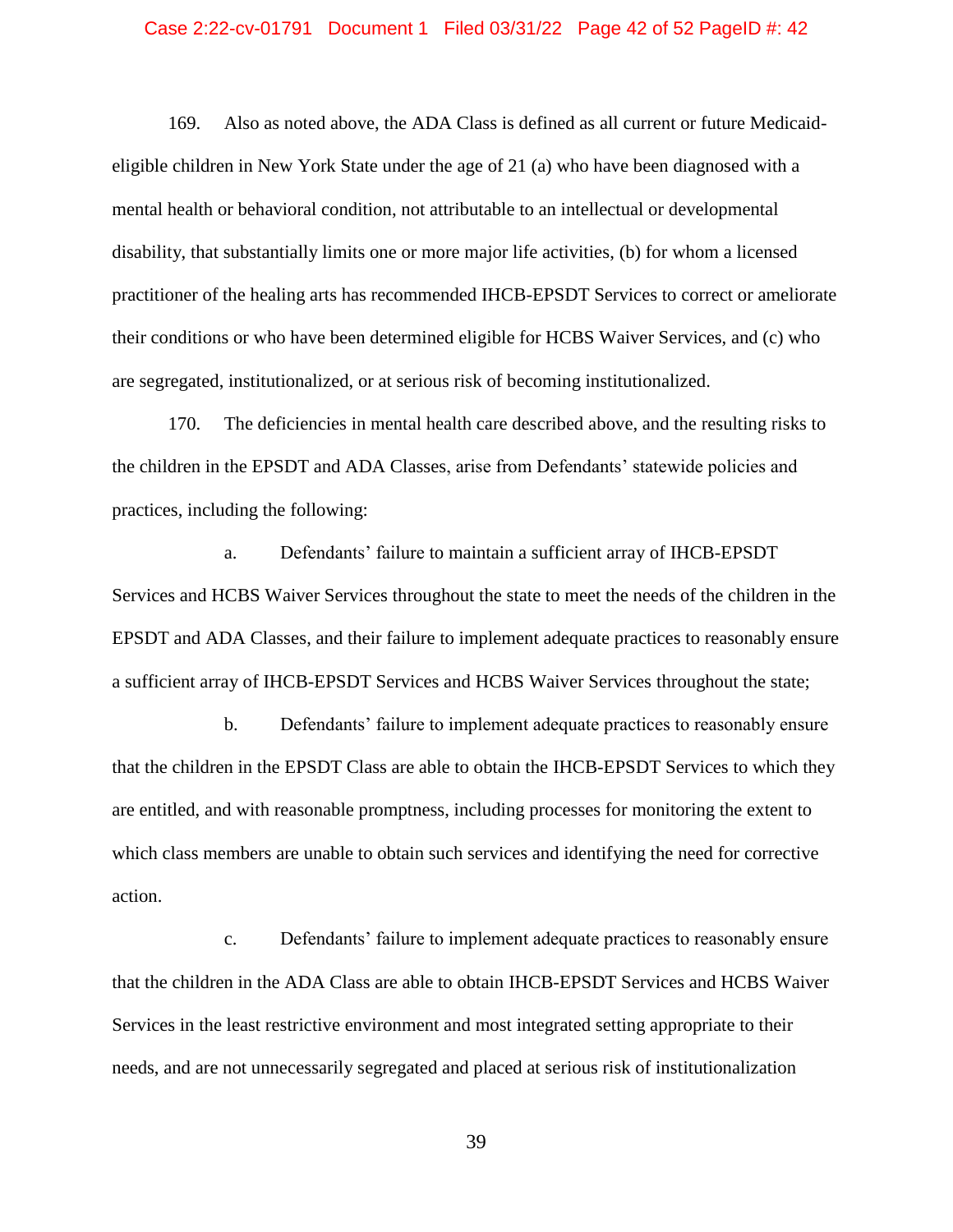169. Also as noted above, the ADA Class is defined as all current or future Medicaid-eligible children in New York State under the age of 21 (a) who have been diagnosed with a mental health or behavioral condition, not attributable to an intellectual or developmental disability, that substantially limits one or more major life activities, (b) for whom a licensed practitioner of the healing arts has recommended IHCB-EPSDT Services to correct or ameliorate their conditions or who have been determined eligible for HCBS Waiver Services, and (c) who are segregated, institutionalized, or at serious risk of becoming institutionalized.

170. The deficiencies in mental health care described above, and the resulting risks to the children in the EPSDT and ADA Classes, arise from Defendants' statewide policies and practices, including the following:

a. Defendants' failure to maintain a sufficient array of IHCB-EPSDT Services and HCBS Waiver Services throughout the state to meet the needs of the children in the EPSDT and ADA Classes, and their failure to implement adequate practices to reasonably ensure a sufficient array of IHCB-EPSDT Services and HCBS Waiver Services throughout the state;

b. Defendants' failure to implement adequate practices to reasonably ensure that the children in the EPSDT Class are able to obtain the IHCB-EPSDT Services to which they are entitled, and with reasonable promptness, including processes for monitoring the extent to which class members are unable to obtain such services and identifying the need for corrective action.

c. Defendants' failure to implement adequate practices to reasonably ensure that the children in the ADA Class are able to obtain IHCB-EPSDT Services and HCBS Waiver Services in the least restrictive environment and most integrated setting appropriate to their needs, and are not unnecessarily segregated and placed at serious risk of institutionalization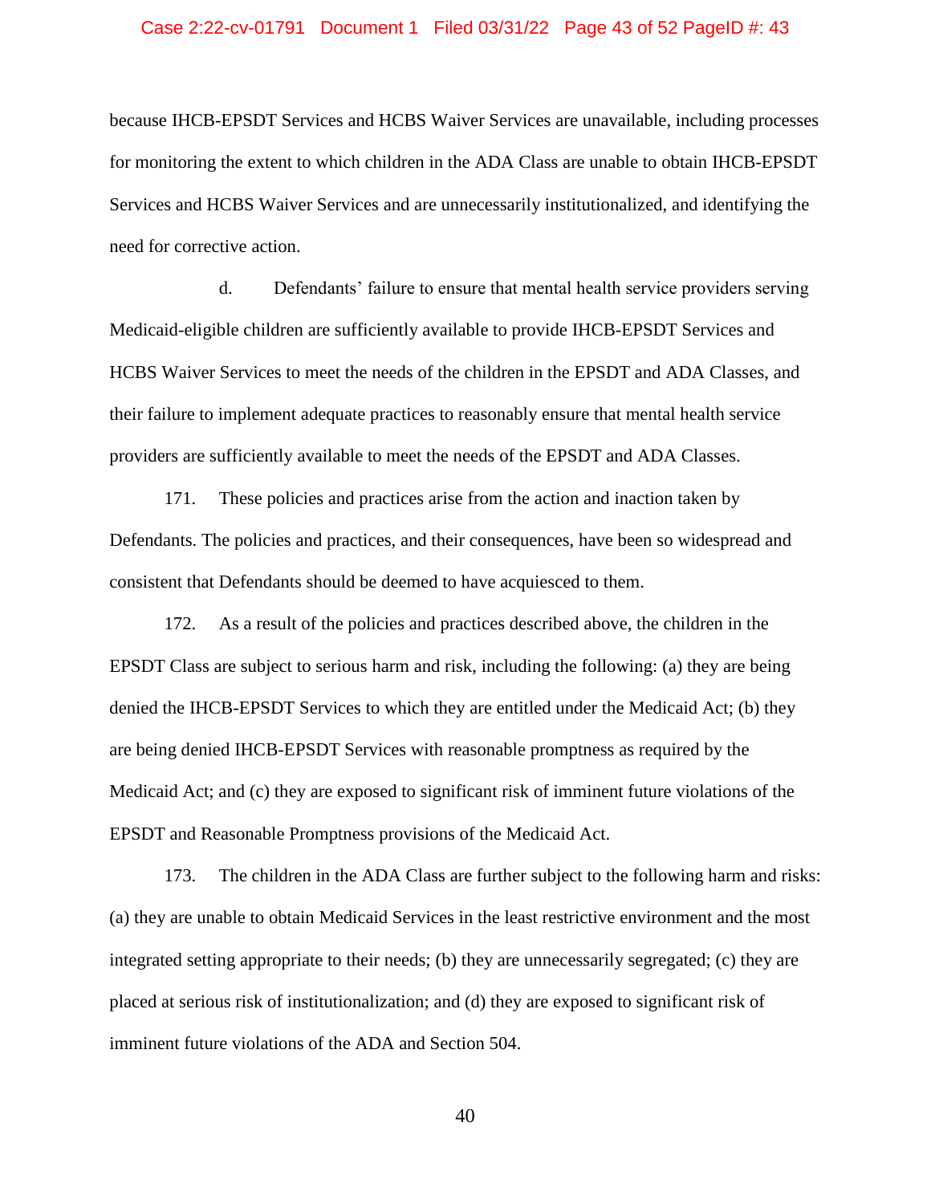because IHCB-EPSDT Services and HCBS Waiver Services are unavailable, including processes for monitoring the extent to which children in the ADA Class are unable to obtain IHCB-EPSDT Services and HCBS Waiver Services and are unnecessarily institutionalized, and identifying the need for corrective action.

d. Defendants' failure to ensure that mental health service providers serving Medicaid-eligible children are sufficiently available to provide IHCB-EPSDT Services and HCBS Waiver Services to meet the needs of the children in the EPSDT and ADA Classes, and their failure to implement adequate practices to reasonably ensure that mental health service providers are sufficiently available to meet the needs of the EPSDT and ADA Classes.

171. These policies and practices arise from the action and inaction taken by Defendants. The policies and practices, and their consequences, have been so widespread and consistent that Defendants should be deemed to have acquiesced to them.

172. As a result of the policies and practices described above, the children in the EPSDT Class are subject to serious harm and risk, including the following: (a) they are being denied the IHCB-EPSDT Services to which they are entitled under the Medicaid Act; (b) they are being denied IHCB-EPSDT Services with reasonable promptness as required by the Medicaid Act; and (c) they are exposed to significant risk of imminent future violations of the EPSDT and Reasonable Promptness provisions of the Medicaid Act.

173. The children in the ADA Class are further subject to the following harm and risks: (a) they are unable to obtain Medicaid Services in the least restrictive environment and the most integrated setting appropriate to their needs; (b) they are unnecessarily segregated; (c) they are placed at serious risk of institutionalization; and (d) they are exposed to significant risk of imminent future violations of the ADA and Section 504.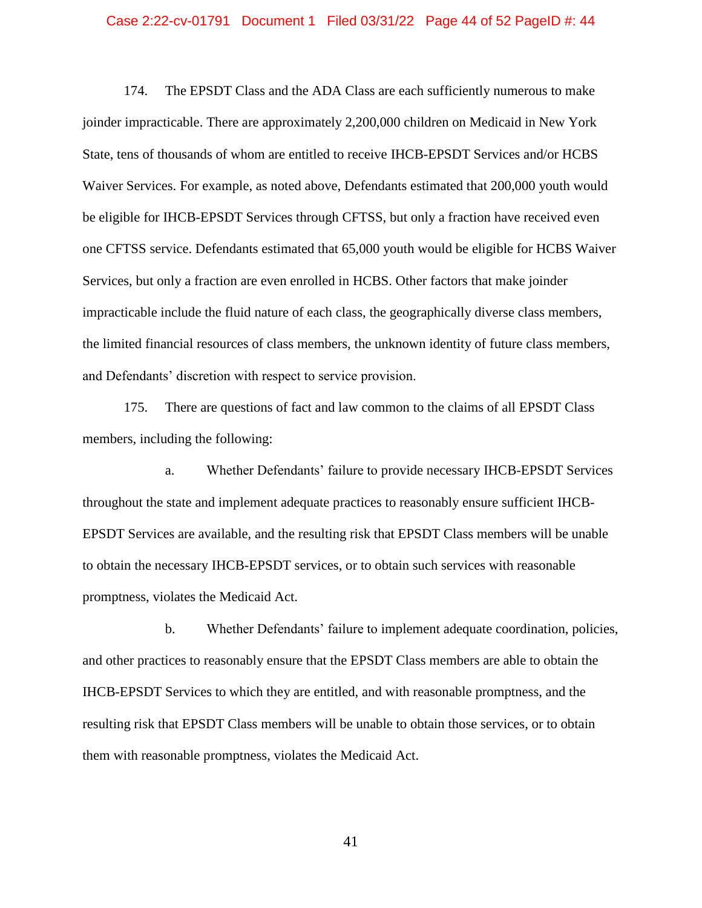174. The EPSDT Class and the ADA Class are each sufficiently numerous to make joinder impracticable. There are approximately 2,200,000 children on Medicaid in New York State, tens of thousands of whom are entitled to receive IHCB-EPSDT Services and/or HCBS Waiver Services. For example, as noted above, Defendants estimated that 200,000 youth would be eligible for IHCB-EPSDT Services through CFTSS, but only a fraction have received even one CFTSS service. Defendants estimated that 65,000 youth would be eligible for HCBS Waiver Services, but only a fraction are even enrolled in HCBS. Other factors that make joinder impracticable include the fluid nature of each class, the geographically diverse class members, the limited financial resources of class members, the unknown identity of future class members, and Defendants' discretion with respect to service provision.

175. There are questions of fact and law common to the claims of all EPSDT Class members, including the following:

a. Whether Defendants' failure to provide necessary IHCB-EPSDT Services throughout the state and implement adequate practices to reasonably ensure sufficient IHCB-EPSDT Services are available, and the resulting risk that EPSDT Class members will be unable to obtain the necessary IHCB-EPSDT services, or to obtain such services with reasonable promptness, violates the Medicaid Act.

b. Whether Defendants' failure to implement adequate coordination, policies, and other practices to reasonably ensure that the EPSDT Class members are able to obtain the IHCB-EPSDT Services to which they are entitled, and with reasonable promptness, and the resulting risk that EPSDT Class members will be unable to obtain those services, or to obtain them with reasonable promptness, violates the Medicaid Act.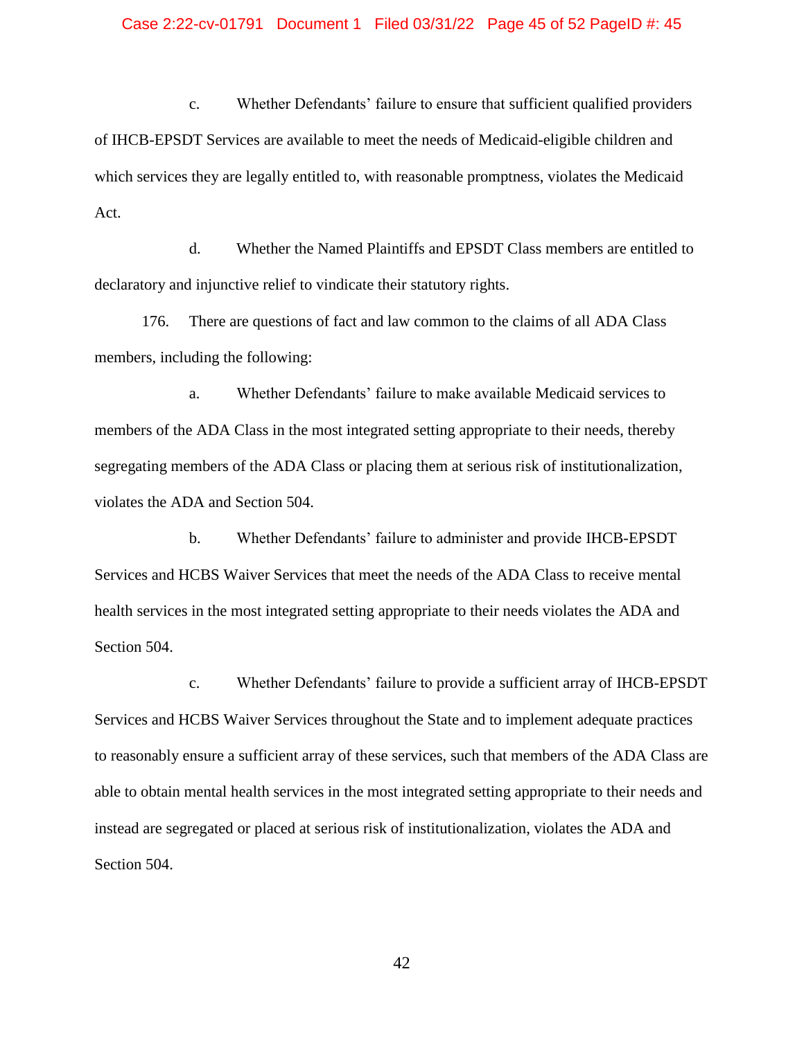c. Whether Defendants' failure to ensure that sufficient qualified providers of IHCB-EPSDT Services are available to meet the needs of Medicaid-eligible children and which services they are legally entitled to, with reasonable promptness, violates the Medicaid Act.

d. Whether the Named Plaintiffs and EPSDT Class members are entitled to declaratory and injunctive relief to vindicate their statutory rights.

176. There are questions of fact and law common to the claims of all ADA Class members, including the following:

a. Whether Defendants' failure to make available Medicaid services to members of the ADA Class in the most integrated setting appropriate to their needs, thereby segregating members of the ADA Class or placing them at serious risk of institutionalization, violates the ADA and Section 504.

b. Whether Defendants' failure to administer and provide IHCB-EPSDT Services and HCBS Waiver Services that meet the needs of the ADA Class to receive mental health services in the most integrated setting appropriate to their needs violates the ADA and Section 504.

c. Whether Defendants' failure to provide a sufficient array of IHCB-EPSDT Services and HCBS Waiver Services throughout the State and to implement adequate practices to reasonably ensure a sufficient array of these services, such that members of the ADA Class are able to obtain mental health services in the most integrated setting appropriate to their needs and instead are segregated or placed at serious risk of institutionalization, violates the ADA and Section 504.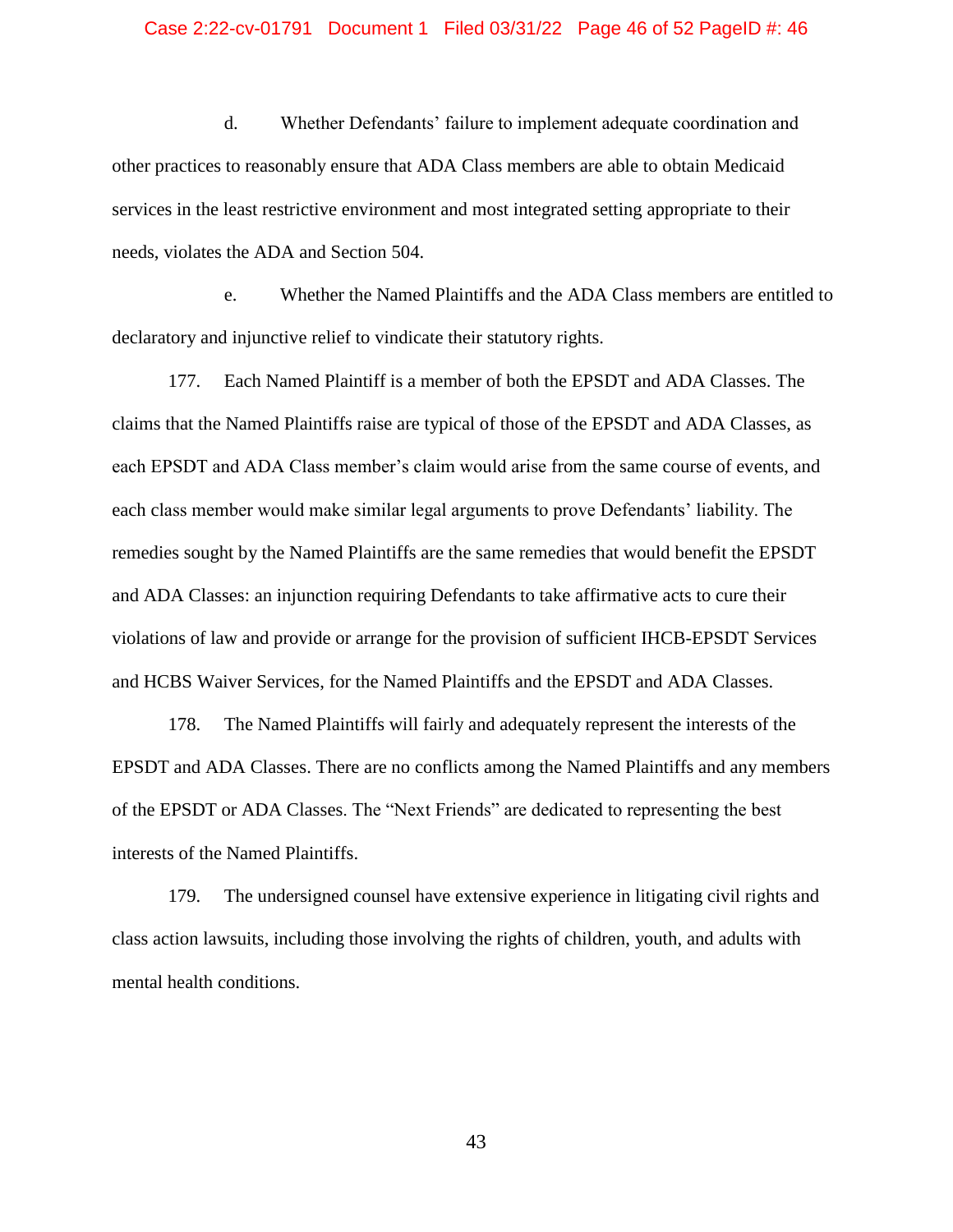d. Whether Defendants' failure to implement adequate coordination and other practices to reasonably ensure that ADA Class members are able to obtain Medicaid services in the least restrictive environment and most integrated setting appropriate to their needs, violates the ADA and Section 504.

e. Whether the Named Plaintiffs and the ADA Class members are entitled to declaratory and injunctive relief to vindicate their statutory rights.

177. Each Named Plaintiff is a member of both the EPSDT and ADA Classes. The claims that the Named Plaintiffs raise are typical of those of the EPSDT and ADA Classes, as each EPSDT and ADA Class member's claim would arise from the same course of events, and each class member would make similar legal arguments to prove Defendants' liability. The remedies sought by the Named Plaintiffs are the same remedies that would benefit the EPSDT and ADA Classes: an injunction requiring Defendants to take affirmative acts to cure their violations of law and provide or arrange for the provision of sufficient IHCB-EPSDT Services and HCBS Waiver Services, for the Named Plaintiffs and the EPSDT and ADA Classes.

178. The Named Plaintiffs will fairly and adequately represent the interests of the EPSDT and ADA Classes. There are no conflicts among the Named Plaintiffs and any members of the EPSDT or ADA Classes. The "Next Friends" are dedicated to representing the best interests of the Named Plaintiffs.

179. The undersigned counsel have extensive experience in litigating civil rights and class action lawsuits, including those involving the rights of children, youth, and adults with mental health conditions.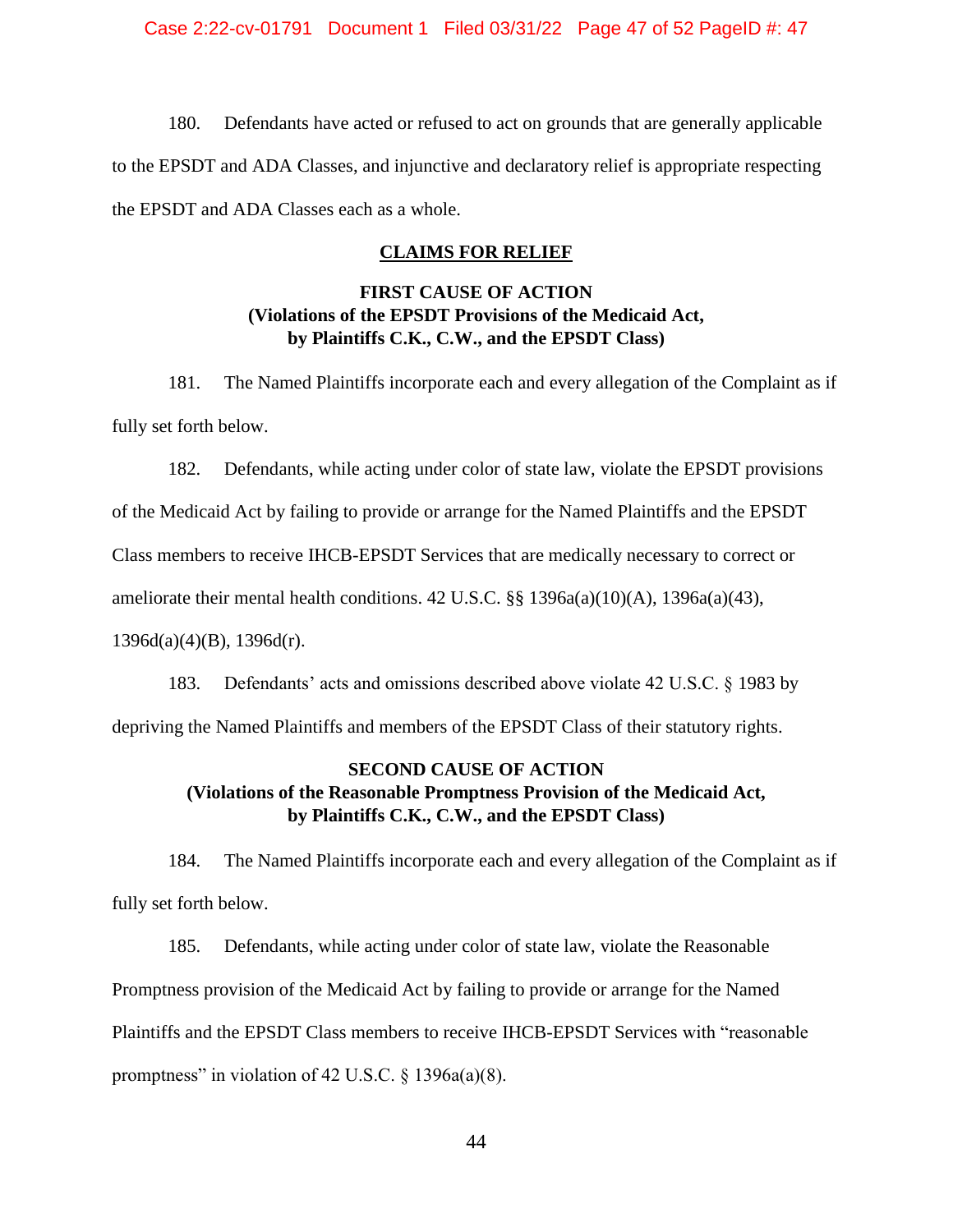180. Defendants have acted or refused to act on grounds that are generally applicable to the EPSDT and ADA Classes, and injunctive and declaratory relief is appropriate respecting the EPSDT and ADA Classes each as a whole.

## CLAIMS FOR RELIEF

### FIRST CAUSE OF ACTION
### (Violations of the EPSDT Provisions of the Medicaid Act, by Plaintiffs C.K., C.W., and the EPSDT Class)

181. The Named Plaintiffs incorporate each and every allegation of the Complaint as if fully set forth below.

182. Defendants, while acting under color of state law, violate the EPSDT provisions of the Medicaid Act by failing to provide or arrange for the Named Plaintiffs and the EPSDT Class members to receive IHCB-EPSDT Services that are medically necessary to correct or ameliorate their mental health conditions. 42 U.S.C. §§ 1396a(a)(10)(A), 1396a(a)(43), 1396d(a)(4)(B), 1396d(r).

183. Defendants' acts and omissions described above violate 42 U.S.C. § 1983 by depriving the Named Plaintiffs and members of the EPSDT Class of their statutory rights.

### SECOND CAUSE OF ACTION
### (Violations of the Reasonable Promptness Provision of the Medicaid Act, by Plaintiffs C.K., C.W., and the EPSDT Class)

184. The Named Plaintiffs incorporate each and every allegation of the Complaint as if fully set forth below.

185. Defendants, while acting under color of state law, violate the Reasonable Promptness provision of the Medicaid Act by failing to provide or arrange for the Named Plaintiffs and the EPSDT Class members to receive IHCB-EPSDT Services with "reasonable promptness" in violation of 42 U.S.C. § 1396a(a)(8).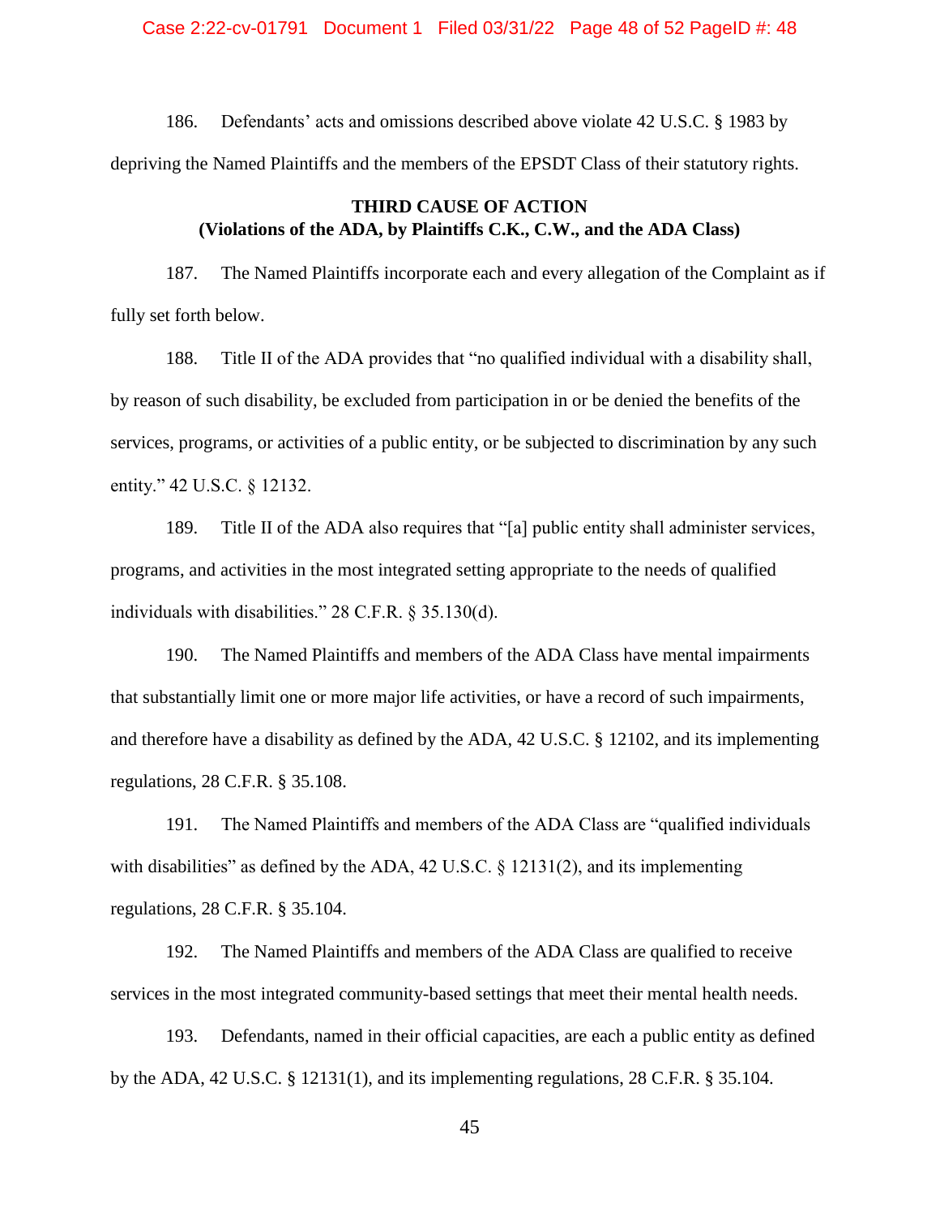186. Defendants' acts and omissions described above violate 42 U.S.C. § 1983 by depriving the Named Plaintiffs and the members of the EPSDT Class of their statutory rights.

**THIRD CAUSE OF ACTION**
**(Violations of the ADA, by Plaintiffs C.K., C.W., and the ADA Class)**

187. The Named Plaintiffs incorporate each and every allegation of the Complaint as if fully set forth below.

188. Title II of the ADA provides that "no qualified individual with a disability shall, by reason of such disability, be excluded from participation in or be denied the benefits of the services, programs, or activities of a public entity, or be subjected to discrimination by any such entity." 42 U.S.C. § 12132.

189. Title II of the ADA also requires that "[a] public entity shall administer services, programs, and activities in the most integrated setting appropriate to the needs of qualified individuals with disabilities." 28 C.F.R. § 35.130(d).

190. The Named Plaintiffs and members of the ADA Class have mental impairments that substantially limit one or more major life activities, or have a record of such impairments, and therefore have a disability as defined by the ADA, 42 U.S.C. § 12102, and its implementing regulations, 28 C.F.R. § 35.108.

191. The Named Plaintiffs and members of the ADA Class are "qualified individuals with disabilities" as defined by the ADA, 42 U.S.C. § 12131(2), and its implementing regulations, 28 C.F.R. § 35.104.

192. The Named Plaintiffs and members of the ADA Class are qualified to receive services in the most integrated community-based settings that meet their mental health needs.

193. Defendants, named in their official capacities, are each a public entity as defined by the ADA, 42 U.S.C. § 12131(1), and its implementing regulations, 28 C.F.R. § 35.104.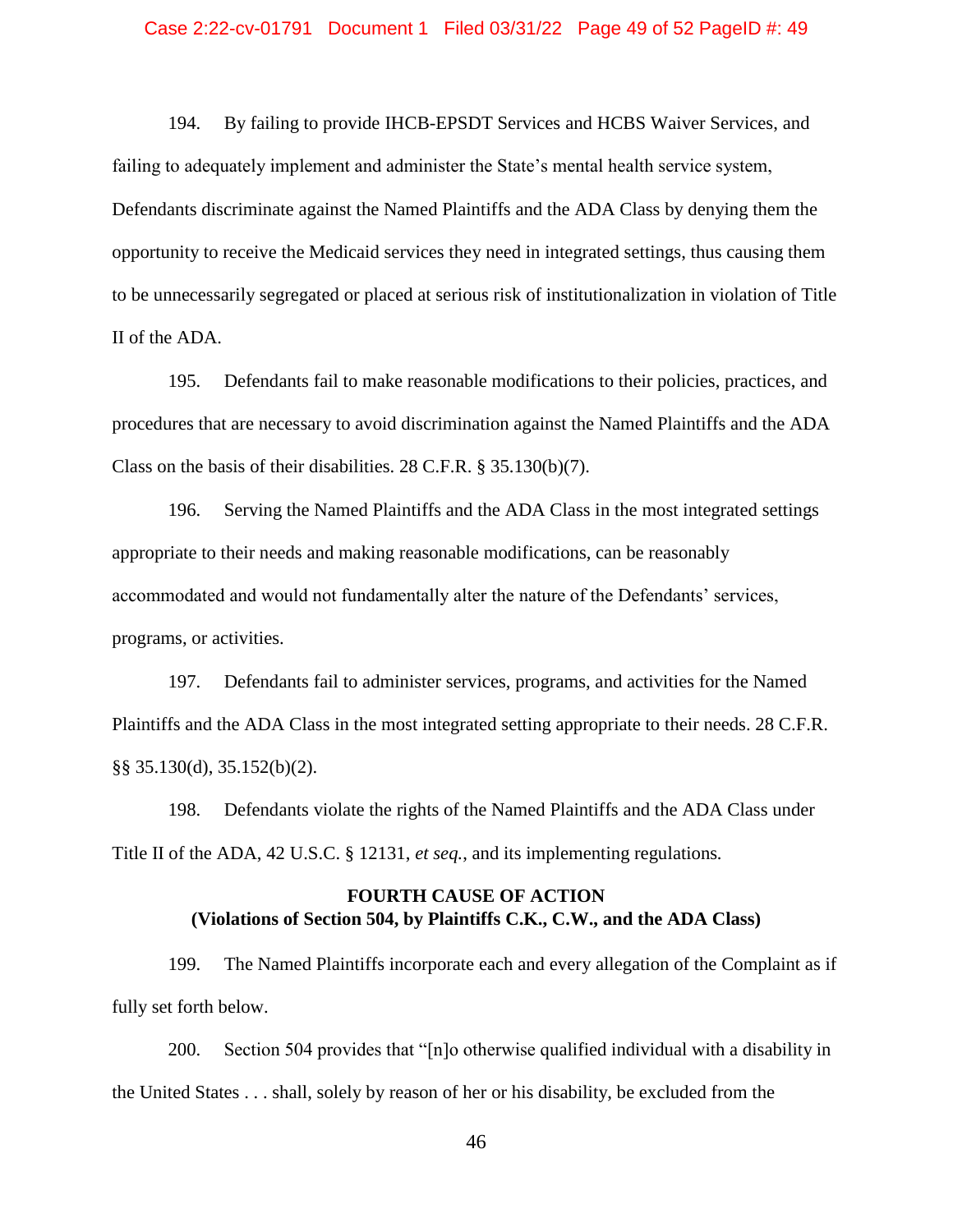194. By failing to provide IHCB-EPSDT Services and HCBS Waiver Services, and failing to adequately implement and administer the State's mental health service system, Defendants discriminate against the Named Plaintiffs and the ADA Class by denying them the opportunity to receive the Medicaid services they need in integrated settings, thus causing them to be unnecessarily segregated or placed at serious risk of institutionalization in violation of Title II of the ADA.

195. Defendants fail to make reasonable modifications to their policies, practices, and procedures that are necessary to avoid discrimination against the Named Plaintiffs and the ADA Class on the basis of their disabilities. 28 C.F.R. § 35.130(b)(7).

196. Serving the Named Plaintiffs and the ADA Class in the most integrated settings appropriate to their needs and making reasonable modifications, can be reasonably accommodated and would not fundamentally alter the nature of the Defendants' services, programs, or activities.

197. Defendants fail to administer services, programs, and activities for the Named Plaintiffs and the ADA Class in the most integrated setting appropriate to their needs. 28 C.F.R. §§ 35.130(d), 35.152(b)(2).

198. Defendants violate the rights of the Named Plaintiffs and the ADA Class under Title II of the ADA, 42 U.S.C. § 12131, *et seq.*, and its implementing regulations.

**FOURTH CAUSE OF ACTION**
**(Violations of Section 504, by Plaintiffs C.K., C.W., and the ADA Class)**

199. The Named Plaintiffs incorporate each and every allegation of the Complaint as if fully set forth below.

200. Section 504 provides that "[n]o otherwise qualified individual with a disability in the United States . . . shall, solely by reason of her or his disability, be excluded from the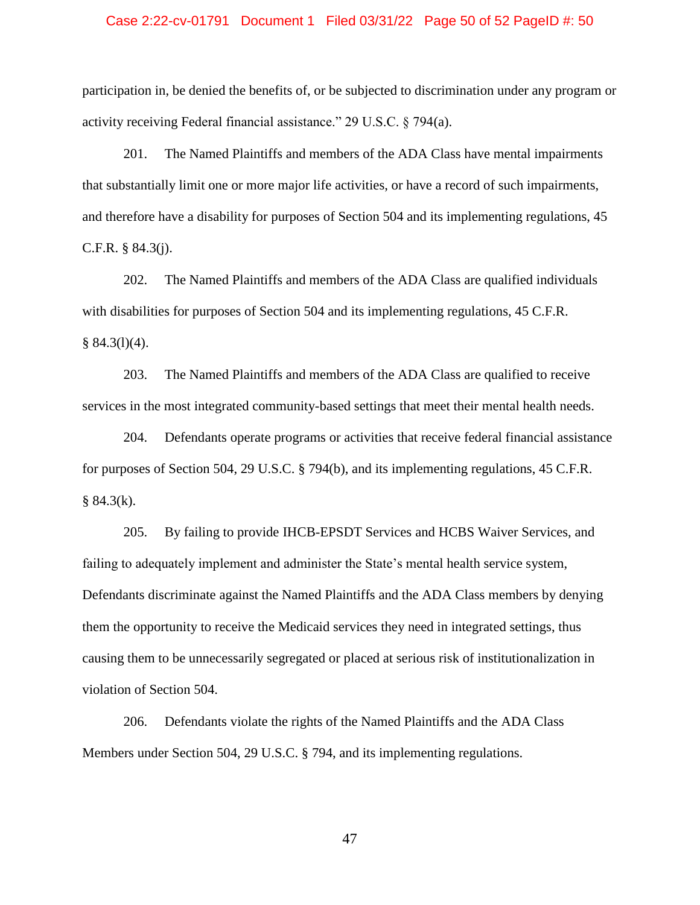participation in, be denied the benefits of, or be subjected to discrimination under any program or activity receiving Federal financial assistance." 29 U.S.C. § 794(a).

201. The Named Plaintiffs and members of the ADA Class have mental impairments that substantially limit one or more major life activities, or have a record of such impairments, and therefore have a disability for purposes of Section 504 and its implementing regulations, 45 C.F.R. § 84.3(j).

202. The Named Plaintiffs and members of the ADA Class are qualified individuals with disabilities for purposes of Section 504 and its implementing regulations, 45 C.F.R. § 84.3(l)(4).

203. The Named Plaintiffs and members of the ADA Class are qualified to receive services in the most integrated community-based settings that meet their mental health needs.

204. Defendants operate programs or activities that receive federal financial assistance for purposes of Section 504, 29 U.S.C. § 794(b), and its implementing regulations, 45 C.F.R. § 84.3(k).

205. By failing to provide IHCB-EPSDT Services and HCBS Waiver Services, and failing to adequately implement and administer the State's mental health service system, Defendants discriminate against the Named Plaintiffs and the ADA Class members by denying them the opportunity to receive the Medicaid services they need in integrated settings, thus causing them to be unnecessarily segregated or placed at serious risk of institutionalization in violation of Section 504.

206. Defendants violate the rights of the Named Plaintiffs and the ADA Class Members under Section 504, 29 U.S.C. § 794, and its implementing regulations.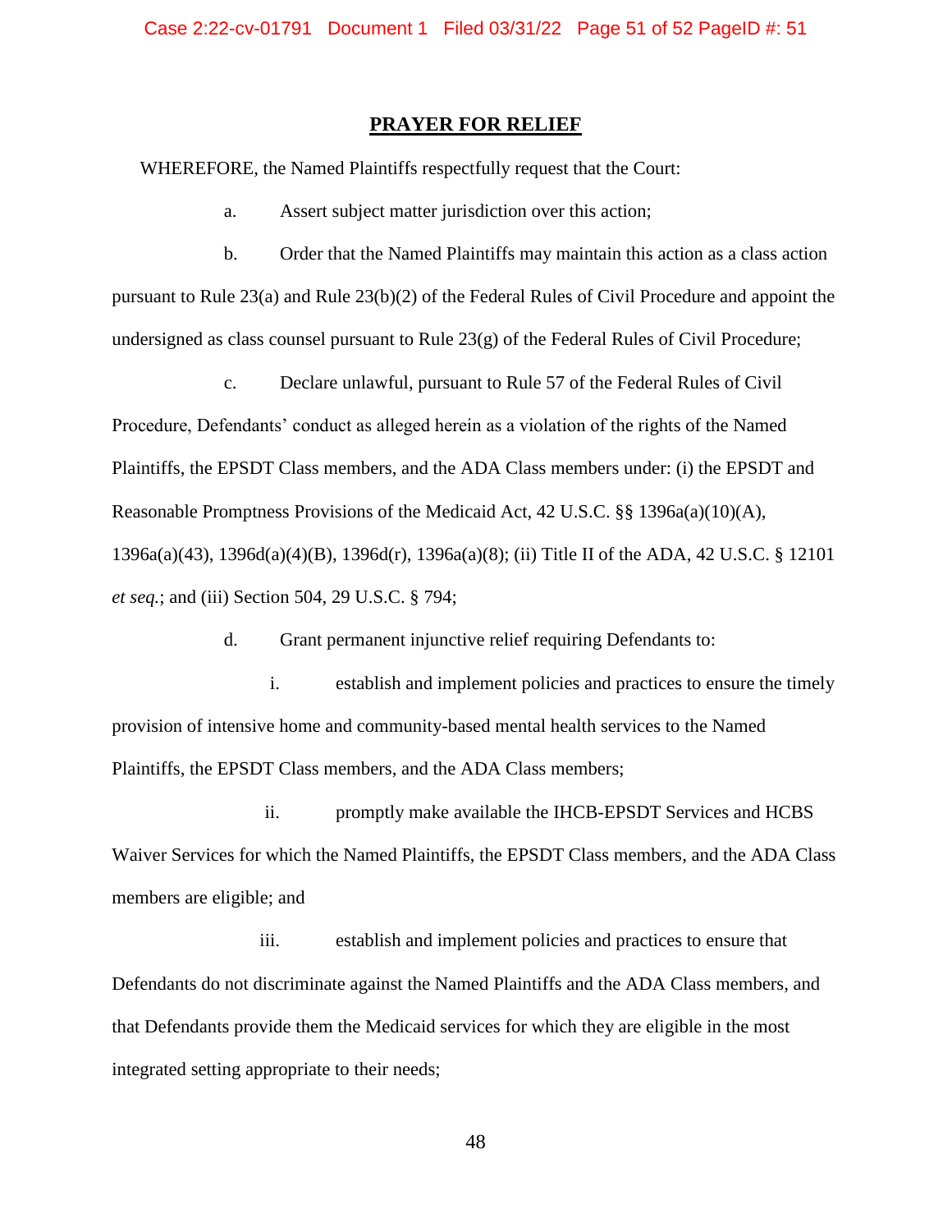## PRAYER FOR RELIEF

WHEREFORE, the Named Plaintiffs respectfully request that the Court:

a. Assert subject matter jurisdiction over this action;

b. Order that the Named Plaintiffs may maintain this action as a class action pursuant to Rule 23(a) and Rule 23(b)(2) of the Federal Rules of Civil Procedure and appoint the undersigned as class counsel pursuant to Rule 23(g) of the Federal Rules of Civil Procedure;

c. Declare unlawful, pursuant to Rule 57 of the Federal Rules of Civil Procedure, Defendants' conduct as alleged herein as a violation of the rights of the Named Plaintiffs, the EPSDT Class members, and the ADA Class members under: (i) the EPSDT and Reasonable Promptness Provisions of the Medicaid Act, 42 U.S.C. §§ 1396a(a)(10)(A), 1396a(a)(43), 1396d(a)(4)(B), 1396d(r), 1396a(a)(8); (ii) Title II of the ADA, 42 U.S.C. § 12101 *et seq.*; and (iii) Section 504, 29 U.S.C. § 794;

d. Grant permanent injunctive relief requiring Defendants to:

i. establish and implement policies and practices to ensure the timely provision of intensive home and community-based mental health services to the Named Plaintiffs, the EPSDT Class members, and the ADA Class members;

ii. promptly make available the IHCB-EPSDT Services and HCBS Waiver Services for which the Named Plaintiffs, the EPSDT Class members, and the ADA Class members are eligible; and

iii. establish and implement policies and practices to ensure that Defendants do not discriminate against the Named Plaintiffs and the ADA Class members, and that Defendants provide them the Medicaid services for which they are eligible in the most integrated setting appropriate to their needs;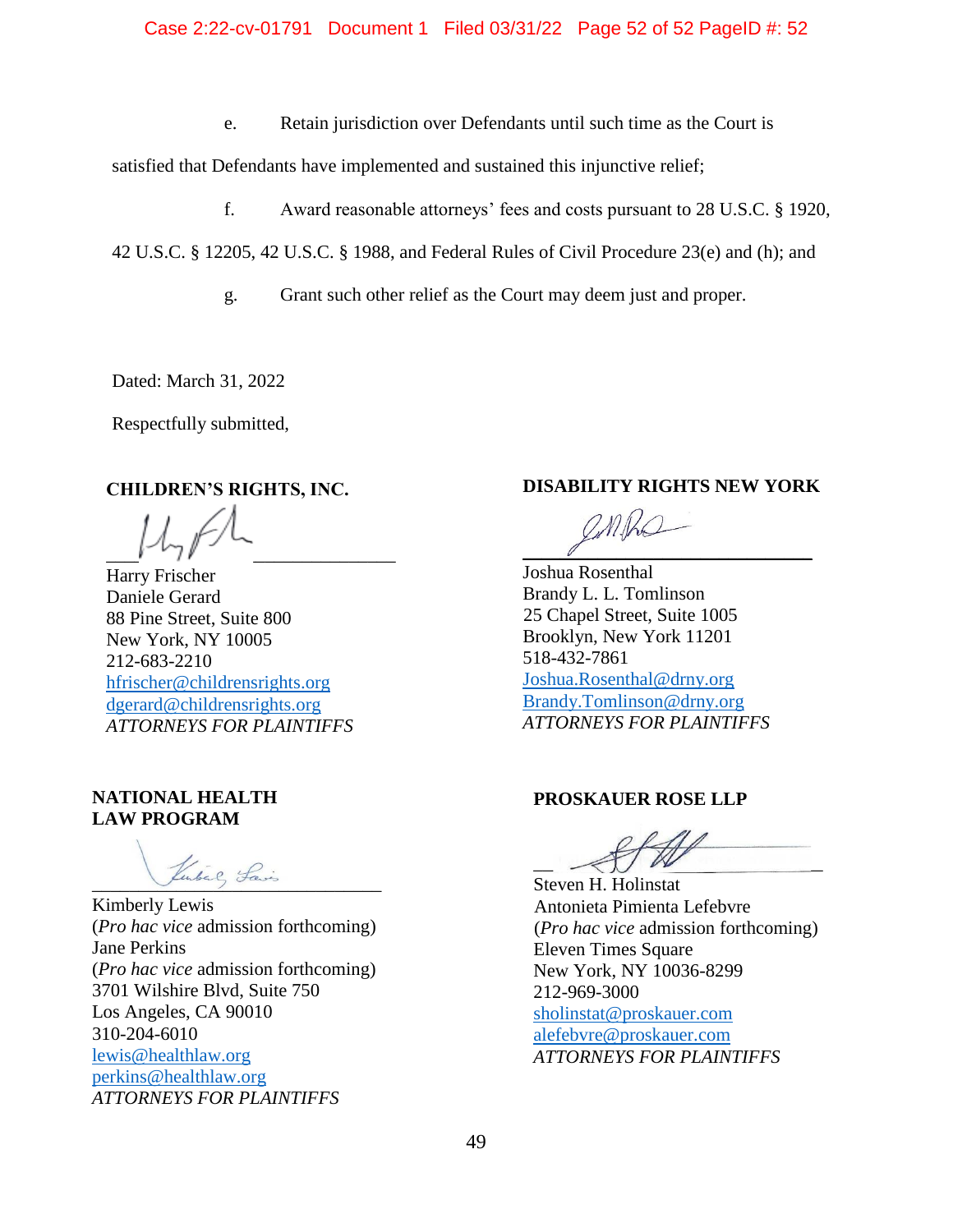e. Retain jurisdiction over Defendants until such time as the Court is satisfied that Defendants have implemented and sustained this injunctive relief;

f. Award reasonable attorneys' fees and costs pursuant to 28 U.S.C. § 1920, 42 U.S.C. § 12205, 42 U.S.C. § 1988, and Federal Rules of Civil Procedure 23(e) and (h); and

g. Grant such other relief as the Court may deem just and proper.

Dated: March 31, 2022

Respectfully submitted,

**CHILDREN'S RIGHTS, INC.**

Harry Frischer
Daniele Gerard
88 Pine Street, Suite 800
New York, NY 10005
212-683-2210
hfrischer@childrensrights.org
dgerard@childrensrights.org
*ATTORNEYS FOR PLAINTIFFS*

**DISABILITY RIGHTS NEW YORK**

Joshua Rosenthal
Brandy L. L. Tomlinson
25 Chapel Street, Suite 1005
Brooklyn, New York 11201
518-432-7861
Joshua.Rosenthal@drny.org
Brandy.Tomlinson@drny.org
*ATTORNEYS FOR PLAINTIFFS*

**NATIONAL HEALTH LAW PROGRAM**

Kimberly Lewis
(*Pro hac vice* admission forthcoming)
Jane Perkins
(*Pro hac vice* admission forthcoming)
3701 Wilshire Blvd, Suite 750
Los Angeles, CA 90010
310-204-6010
lewis@healthlaw.org
perkins@healthlaw.org
*ATTORNEYS FOR PLAINTIFFS*

**PROSKAUER ROSE LLP**

Steven H. Holinstat
Antonieta Pimienta Lefebvre
(*Pro hac vice* admission forthcoming)
Eleven Times Square
New York, NY 10036-8299
212-969-3000
sholinstat@proskauer.com
alefebvre@proskauer.com
*ATTORNEYS FOR PLAINTIFFS*